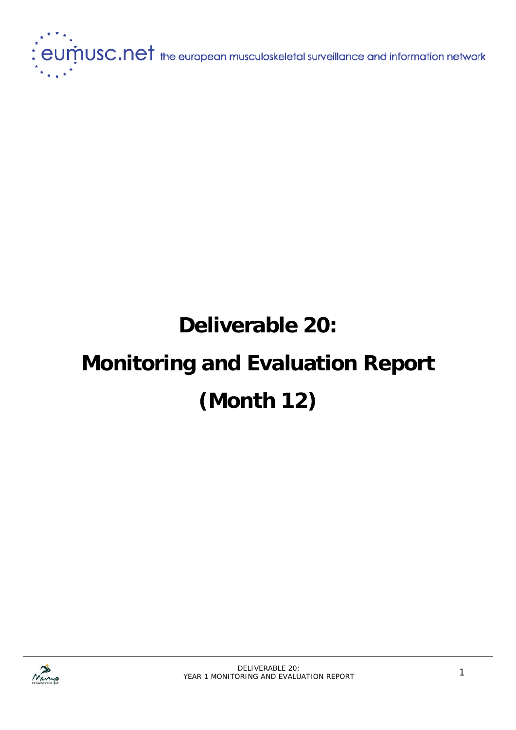eumusc.net the european musculoskeletal surveillance and information network

# Deliverable 20:

# Monitoring and Evaluation Report

# (Month 12)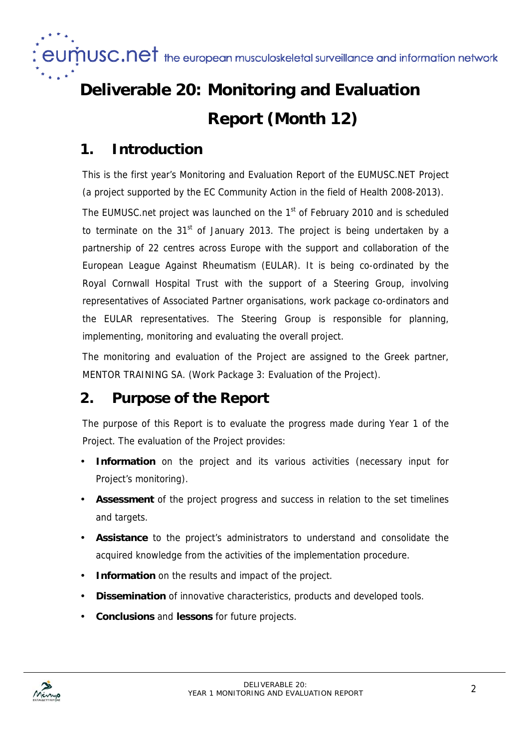# Deliverable 20: Monitoring and Evaluation Report (Month 12)

## 1. Introduction

This is the first year's Monitoring and Evaluation Report of the EUMUSC.NET Project (a project supported by the EC Community Action in the field of Health 2008-2013).

The EUMUSC.net project was launched on the 1st of February 2010 and is scheduled to terminate on the 31st of January 2013. The project is being undertaken by a partnership of 22 centres across Europe with the support and collaboration of the European League Against Rheumatism (EULAR). It is being co-ordinated by the Royal Cornwall Hospital Trust with the support of a Steering Group, involving representatives of Associated Partner organisations, work package co-ordinators and the EULAR representatives. The Steering Group is responsible for planning, implementing, monitoring and evaluating the overall project.

The monitoring and evaluation of the Project are assigned to the Greek partner, MENTOR TRAINING SA. (Work Package 3: Evaluation of the Project).

## 2. Purpose of the Report

The purpose of this Report is to evaluate the progress made during Year 1 of the Project. The evaluation of the Project provides:

- **Information** on the project and its various activities (necessary input for Project's monitoring).
- **Assessment** of the project progress and success in relation to the set timelines and targets.
- **Assistance** to the project's administrators to understand and consolidate the acquired knowledge from the activities of the implementation procedure.
- **Information** on the results and impact of the project.
- **Dissemination** of innovative characteristics, products and developed tools.
- **Conclusions** and **lessons** for future projects.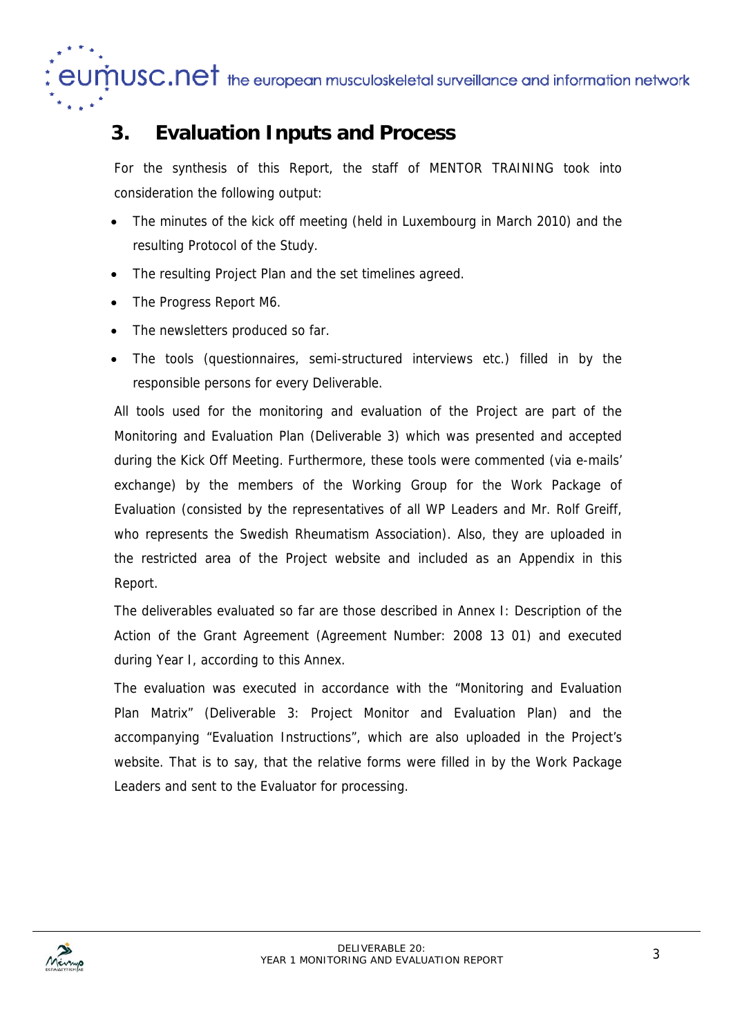## 3. Evaluation Inputs and Process

For the synthesis of this Report, the staff of MENTOR TRAINING took into consideration the following output:

- The minutes of the kick off meeting (held in Luxembourg in March 2010) and the resulting Protocol of the Study.
- The resulting Project Plan and the set timelines agreed.
- The Progress Report M6.
- The newsletters produced so far.
- The tools (questionnaires, semi-structured interviews etc.) filled in by the responsible persons for every Deliverable.

All tools used for the monitoring and evaluation of the Project are part of the Monitoring and Evaluation Plan (Deliverable 3) which was presented and accepted during the Kick Off Meeting. Furthermore, these tools were commented (via e-mails' exchange) by the members of the Working Group for the Work Package of Evaluation (consisted by the representatives of all WP Leaders and Mr. Rolf Greiff, who represents the Swedish Rheumatism Association). Also, they are uploaded in the restricted area of the Project website and included as an Appendix in this Report.

The deliverables evaluated so far are those described in Annex I: Description of the Action of the Grant Agreement (Agreement Number: 2008 13 01) and executed during Year I, according to this Annex.

The evaluation was executed in accordance with the "Monitoring and Evaluation Plan Matrix" (Deliverable 3: Project Monitor and Evaluation Plan) and the accompanying "Evaluation Instructions", which are also uploaded in the Project's website. That is to say, that the relative forms were filled in by the Work Package Leaders and sent to the Evaluator for processing.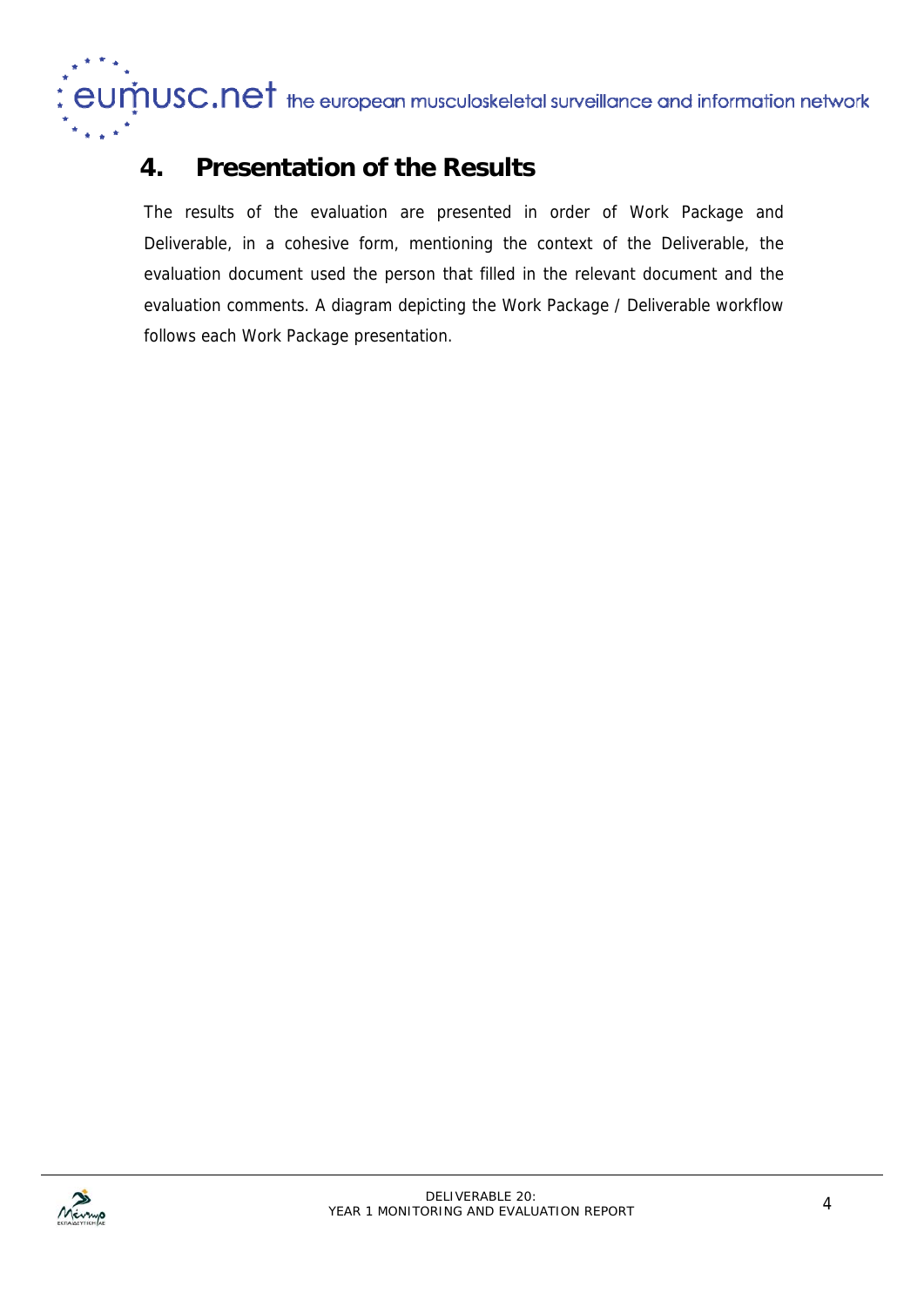## 4. Presentation of the Results

The results of the evaluation are presented in order of Work Package and Deliverable, in a cohesive form, mentioning the context of the Deliverable, the evaluation document used the person that filled in the relevant document and the evaluation comments. A diagram depicting the Work Package / Deliverable workflow follows each Work Package presentation.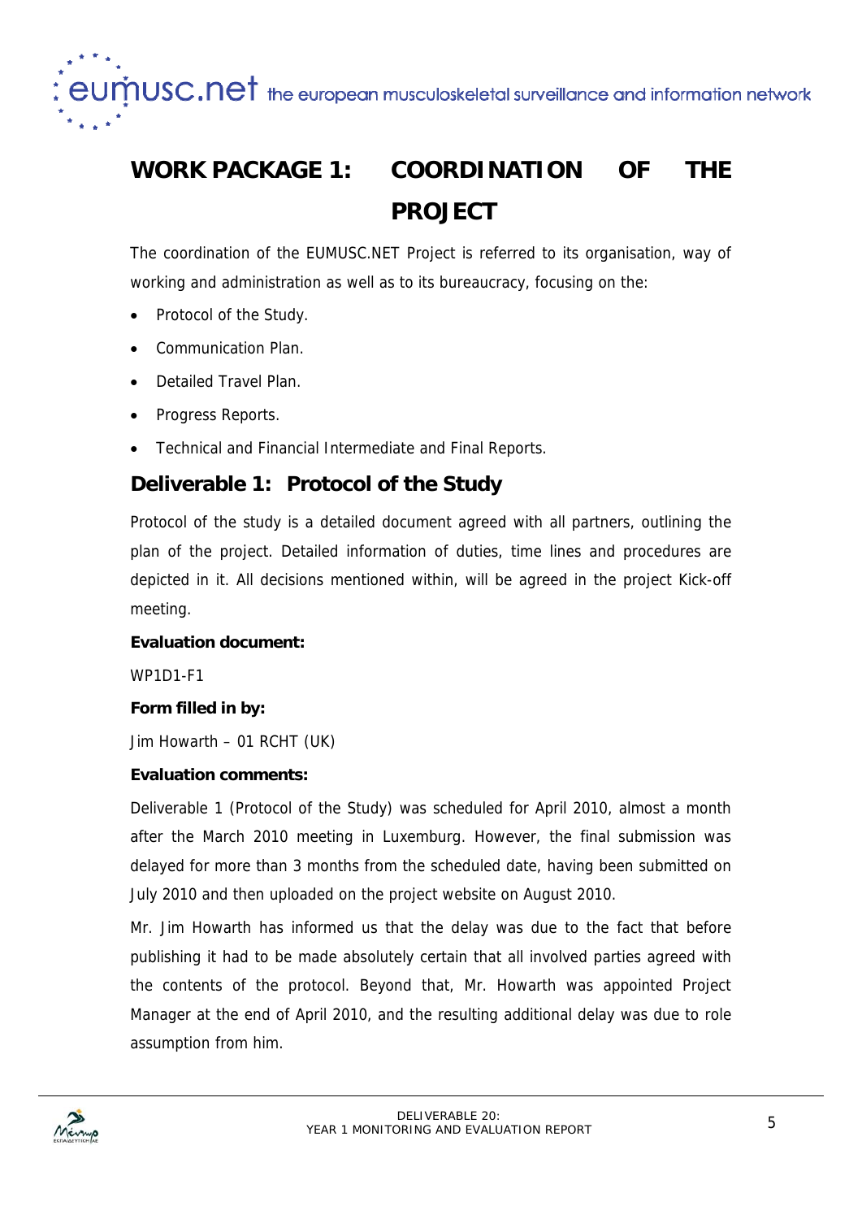# WORK PACKAGE 1: COORDINATION OF THE PROJECT

The coordination of the EUMUSC.NET Project is referred to its organisation, way of working and administration as well as to its bureaucracy, focusing on the:

- Protocol of the Study.
- Communication Plan.
- Detailed Travel Plan.
- Progress Reports.
- Technical and Financial Intermediate and Final Reports.

## Deliverable 1: Protocol of the Study

Protocol of the study is a detailed document agreed with all partners, outlining the plan of the project. Detailed information of duties, time lines and procedures are depicted in it. All decisions mentioned within, will be agreed in the project Kick-off meeting.

**Evaluation document:**

WP1D1-F1

**Form filled in by:**

Jim Howarth – 01 RCHT (UK)

**Evaluation comments:**

Deliverable 1 (Protocol of the Study) was scheduled for April 2010, almost a month after the March 2010 meeting in Luxemburg. However, the final submission was delayed for more than 3 months from the scheduled date, having been submitted on July 2010 and then uploaded on the project website on August 2010.

Mr. Jim Howarth has informed us that the delay was due to the fact that before publishing it had to be made absolutely certain that all involved parties agreed with the contents of the protocol. Beyond that, Mr. Howarth was appointed Project Manager at the end of April 2010, and the resulting additional delay was due to role assumption from him.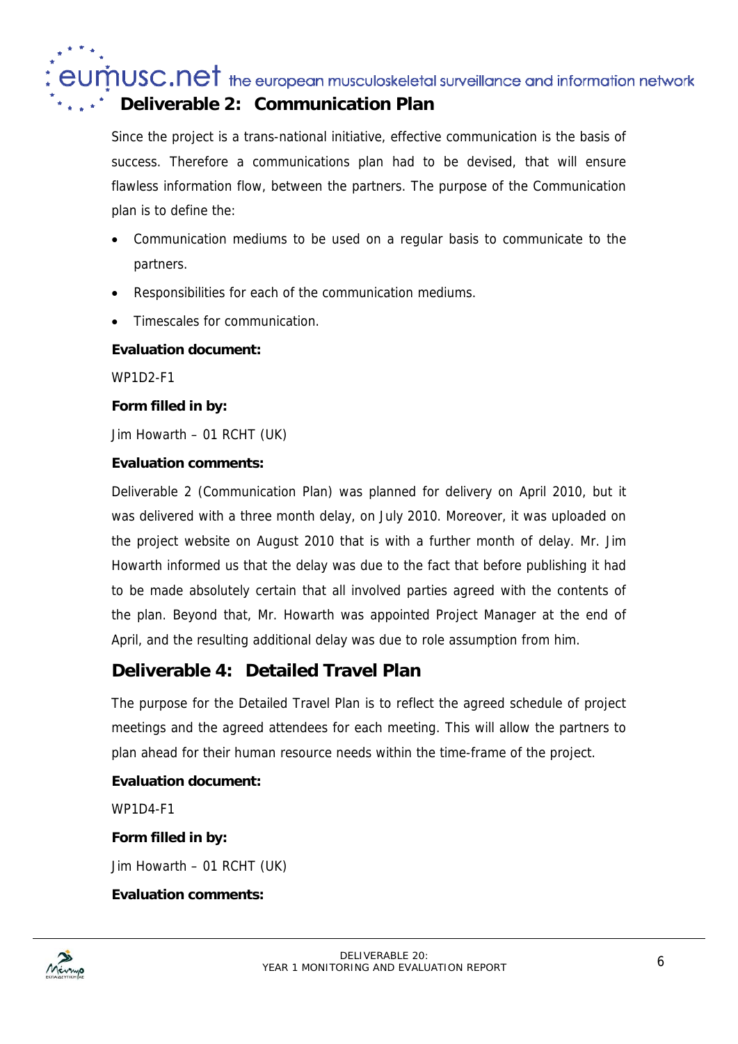## Deliverable 2: Communication Plan

Since the project is a trans-national initiative, effective communication is the basis of success. Therefore a communications plan had to be devised, that will ensure flawless information flow, between the partners. The purpose of the Communication plan is to define the:

- Communication mediums to be used on a regular basis to communicate to the partners.
- Responsibilities for each of the communication mediums.
- Timescales for communication.

**Evaluation document:**

WP1D2-F1

**Form filled in by:**

Jim Howarth – 01 RCHT (UK)

**Evaluation comments:**

Deliverable 2 (Communication Plan) was planned for delivery on April 2010, but it was delivered with a three month delay, on July 2010. Moreover, it was uploaded on the project website on August 2010 that is with a further month of delay. Mr. Jim Howarth informed us that the delay was due to the fact that before publishing it had to be made absolutely certain that all involved parties agreed with the contents of the plan. Beyond that, Mr. Howarth was appointed Project Manager at the end of April, and the resulting additional delay was due to role assumption from him.

## Deliverable 4: Detailed Travel Plan

The purpose for the Detailed Travel Plan is to reflect the agreed schedule of project meetings and the agreed attendees for each meeting. This will allow the partners to plan ahead for their human resource needs within the time-frame of the project.

**Evaluation document:**

WP1D4-F1

**Form filled in by:**

Jim Howarth – 01 RCHT (UK)

**Evaluation comments:**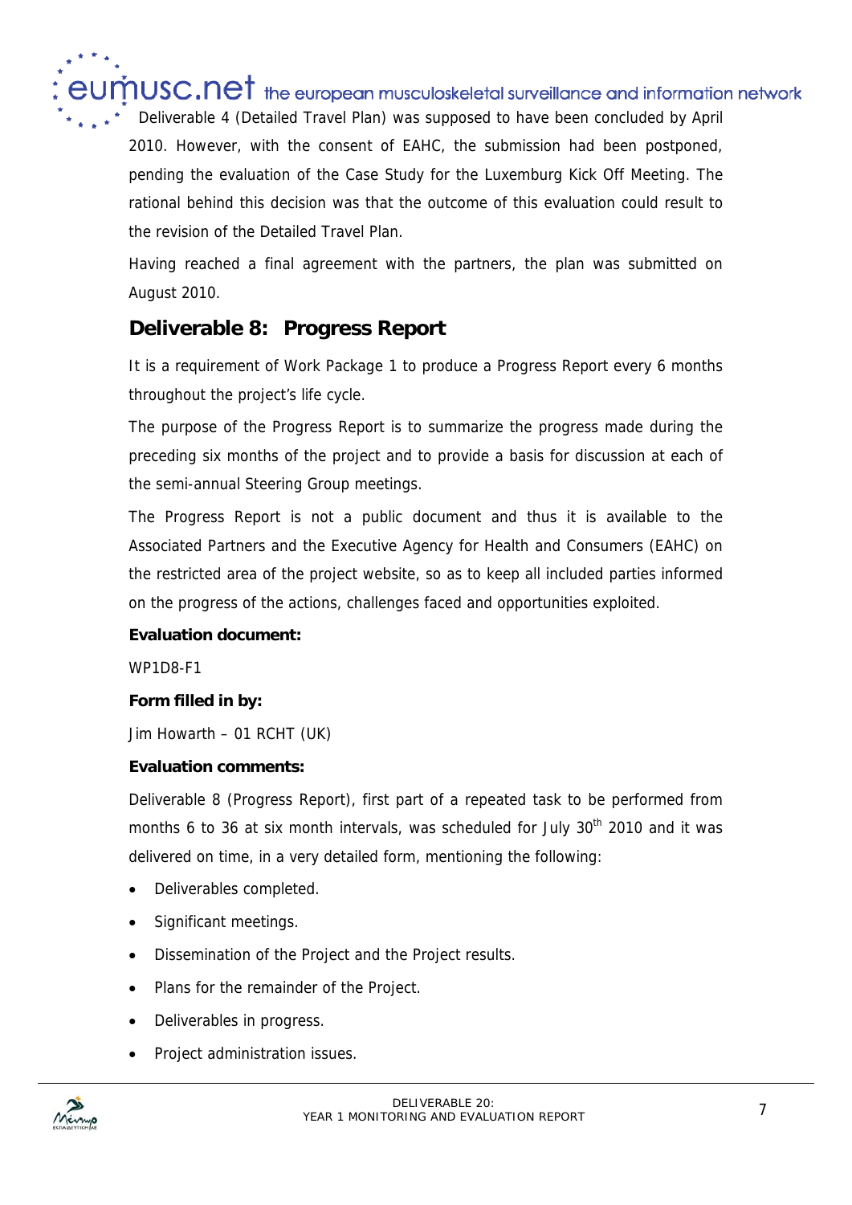Deliverable 4 (Detailed Travel Plan) was supposed to have been concluded by April 2010. However, with the consent of EAHC, the submission had been postponed, pending the evaluation of the Case Study for the Luxemburg Kick Off Meeting. The rational behind this decision was that the outcome of this evaluation could result to the revision of the Detailed Travel Plan.

Having reached a final agreement with the partners, the plan was submitted on August 2010.

## Deliverable 8: Progress Report

It is a requirement of Work Package 1 to produce a Progress Report every 6 months throughout the project's life cycle.

The purpose of the Progress Report is to summarize the progress made during the preceding six months of the project and to provide a basis for discussion at each of the semi-annual Steering Group meetings.

The Progress Report is not a public document and thus it is available to the Associated Partners and the Executive Agency for Health and Consumers (EAHC) on the restricted area of the project website, so as to keep all included parties informed on the progress of the actions, challenges faced and opportunities exploited.

**Evaluation document:**

WP1D8-F1

**Form filled in by:**

Jim Howarth – 01 RCHT (UK)

**Evaluation comments:**

Deliverable 8 (Progress Report), first part of a repeated task to be performed from months 6 to 36 at six month intervals, was scheduled for July 30th 2010 and it was delivered on time, in a very detailed form, mentioning the following:

- Deliverables completed.
- Significant meetings.
- Dissemination of the Project and the Project results.
- Plans for the remainder of the Project.
- Deliverables in progress.
- Project administration issues.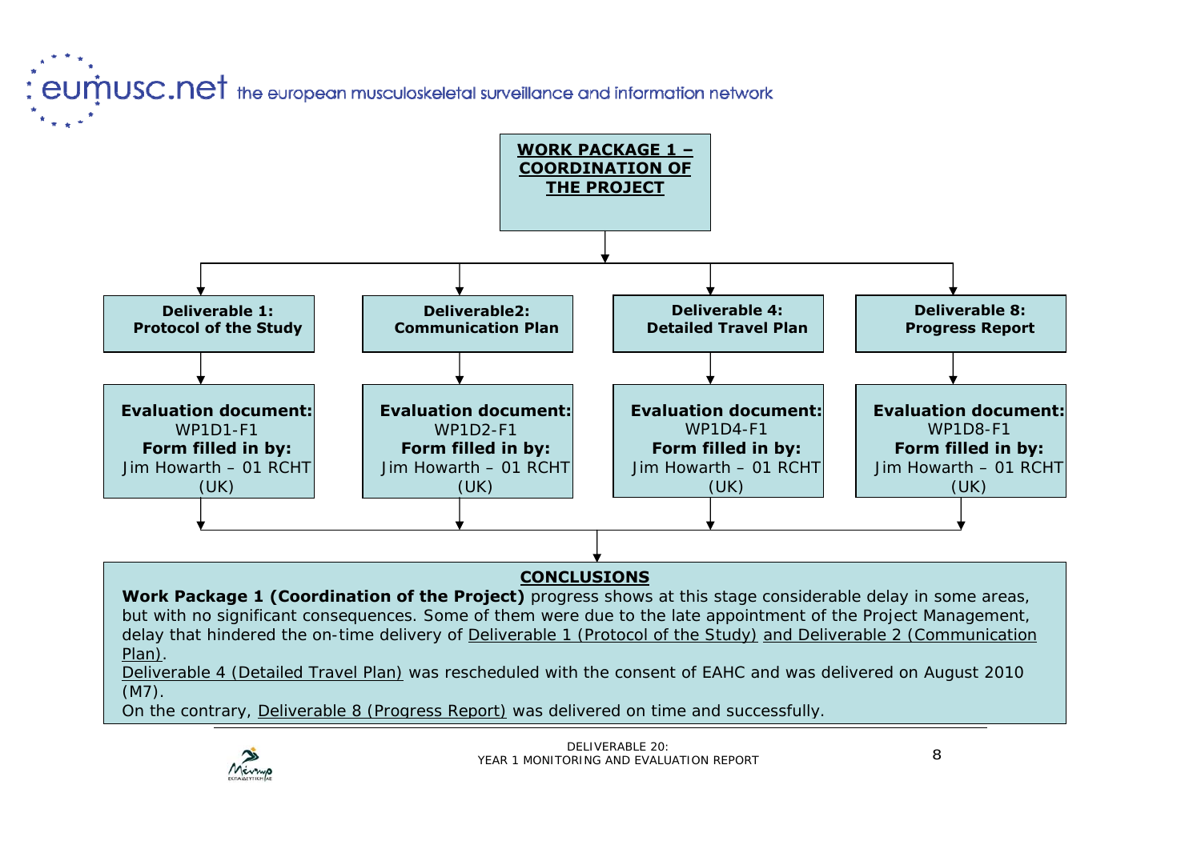## WORK PACKAGE 1 – COORDINATION OF THE PROJECT

| Deliverable | Evaluation document | Form filled in by |
|---|---|---|
| **Deliverable 1: Protocol of the Study** | WP1D1-F1 | Jim Howarth – 01 RCHT (UK) |
| **Deliverable2: Communication Plan** | WP1D2-F1 | Jim Howarth – 01 RCHT (UK) |
| **Deliverable 4: Detailed Travel Plan** | WP1D4-F1 | Jim Howarth – 01 RCHT (UK) |
| **Deliverable 8: Progress Report** | WP1D8-F1 | Jim Howarth – 01 RCHT (UK) |

### CONCLUSIONS

**Work Package 1 (Coordination of the Project)** progress shows at this stage considerable delay in some areas, but with no significant consequences. Some of them were due to the late appointment of the Project Management, delay that hindered the on-time delivery of Deliverable 1 (Protocol of the Study) and Deliverable 2 (Communication Plan).

Deliverable 4 (Detailed Travel Plan) was rescheduled with the consent of EAHC and was delivered on August 2010 (M7).

On the contrary, Deliverable 8 (Progress Report) was delivered on time and successfully.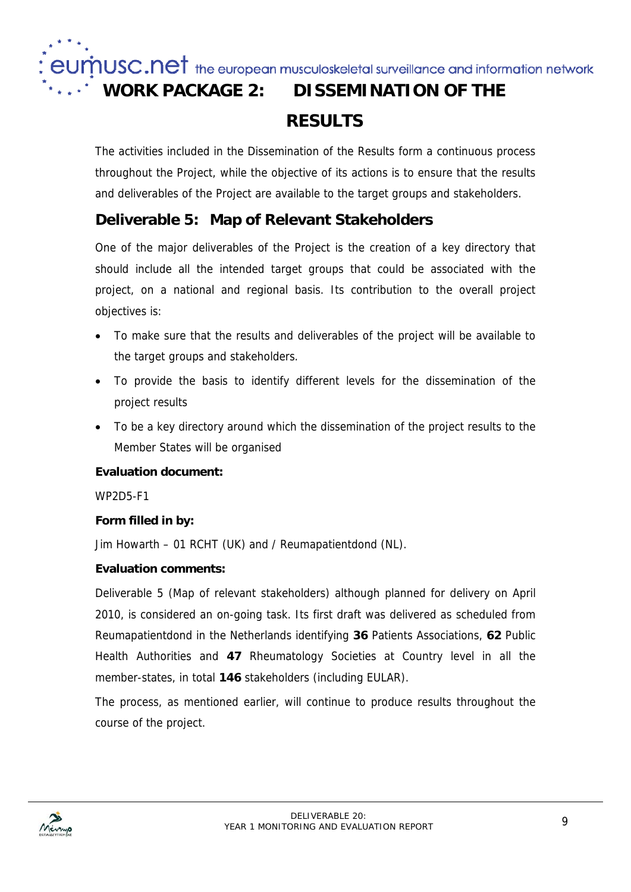# WORK PACKAGE 2: DISSEMINATION OF THE RESULTS

The activities included in the Dissemination of the Results form a continuous process throughout the Project, while the objective of its actions is to ensure that the results and deliverables of the Project are available to the target groups and stakeholders.

## Deliverable 5: Map of Relevant Stakeholders

One of the major deliverables of the Project is the creation of a key directory that should include all the intended target groups that could be associated with the project, on a national and regional basis. Its contribution to the overall project objectives is:

- To make sure that the results and deliverables of the project will be available to the target groups and stakeholders.
- To provide the basis to identify different levels for the dissemination of the project results
- To be a key directory around which the dissemination of the project results to the Member States will be organised

**Evaluation document:**

WP2D5-F1

**Form filled in by:**

Jim Howarth – 01 RCHT (UK) and / Reumapatientdond (NL).

**Evaluation comments:**

Deliverable 5 (Map of relevant stakeholders) although planned for delivery on April 2010, is considered an on-going task. Its first draft was delivered as scheduled from Reumapatientdond in the Netherlands identifying **36** Patients Associations, **62** Public Health Authorities and **47** Rheumatology Societies at Country level in all the member-states, in total **146** stakeholders (including EULAR).

The process, as mentioned earlier, will continue to produce results throughout the course of the project.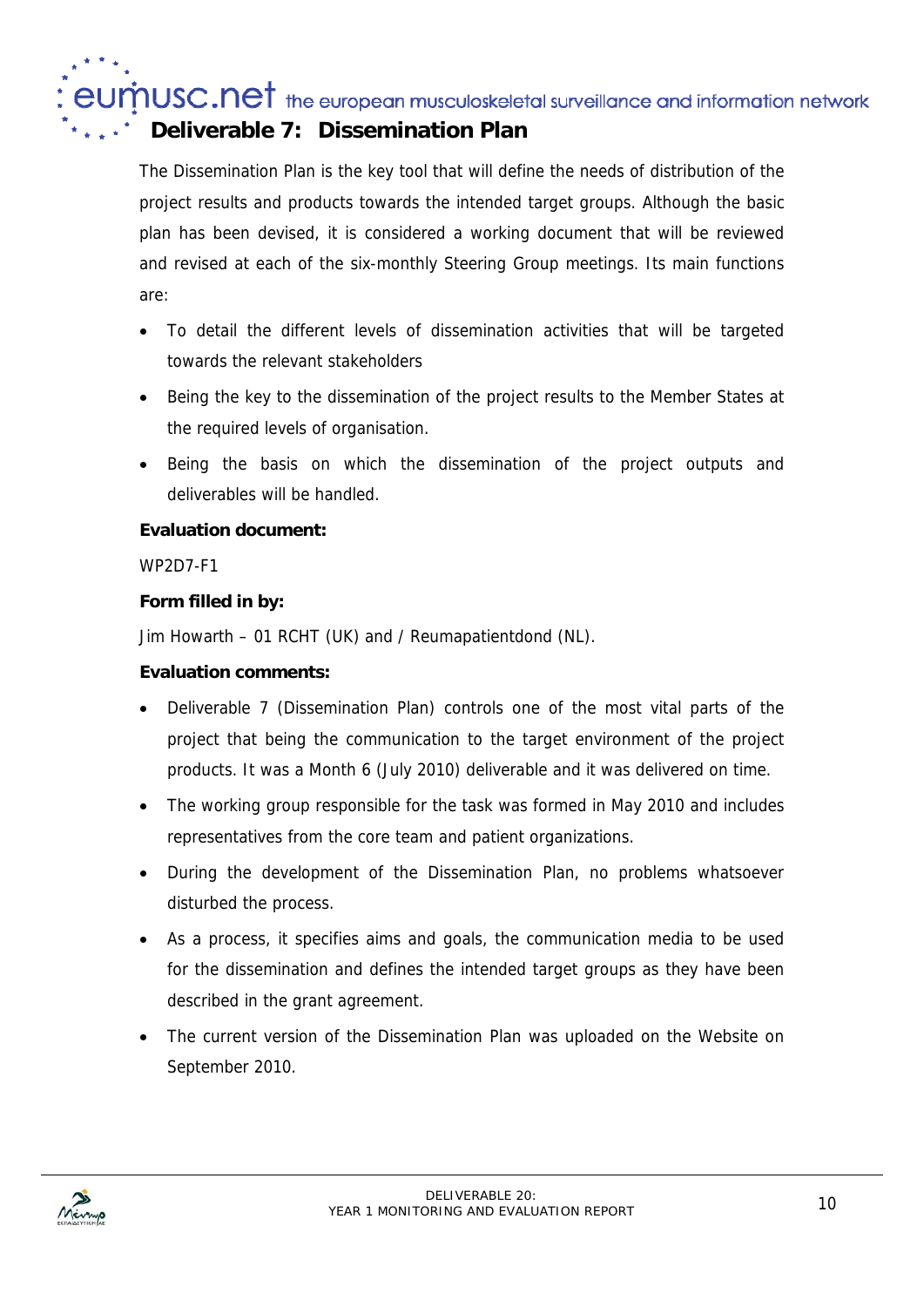## Deliverable 7: Dissemination Plan

The Dissemination Plan is the key tool that will define the needs of distribution of the project results and products towards the intended target groups. Although the basic plan has been devised, it is considered a working document that will be reviewed and revised at each of the six-monthly Steering Group meetings. Its main functions are:

- To detail the different levels of dissemination activities that will be targeted towards the relevant stakeholders
- Being the key to the dissemination of the project results to the Member States at the required levels of organisation.
- Being the basis on which the dissemination of the project outputs and deliverables will be handled.

**Evaluation document:**

WP2D7-F1

**Form filled in by:**

Jim Howarth – 01 RCHT (UK) and / Reumapatientdond (NL).

**Evaluation comments:**

- Deliverable 7 (Dissemination Plan) controls one of the most vital parts of the project that being the communication to the target environment of the project products. It was a Month 6 (July 2010) deliverable and it was delivered on time.
- The working group responsible for the task was formed in May 2010 and includes representatives from the core team and patient organizations.
- During the development of the Dissemination Plan, no problems whatsoever disturbed the process.
- As a process, it specifies aims and goals, the communication media to be used for the dissemination and defines the intended target groups as they have been described in the grant agreement.
- The current version of the Dissemination Plan was uploaded on the Website on September 2010.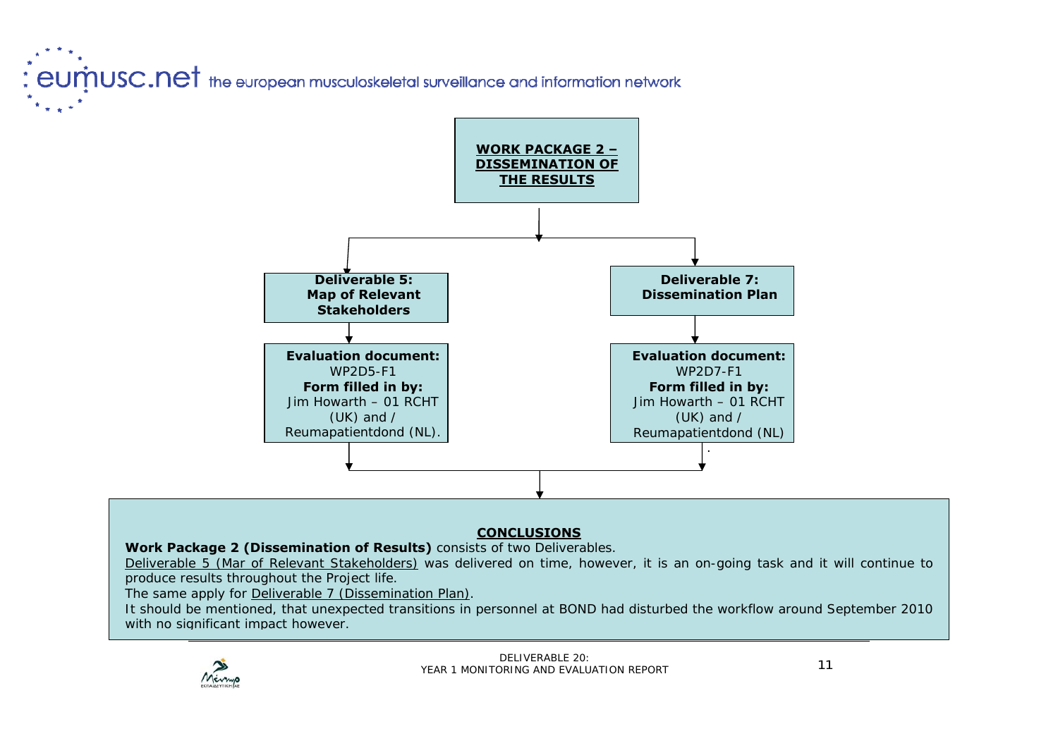**WORK PACKAGE 2 – DISSEMINATION OF THE RESULTS**

**Deliverable 5: Map of Relevant Stakeholders**

**Evaluation document:** WP2D5-F1
**Form filled in by:** Jim Howarth – 01 RCHT (UK) and / Reumapatientdond (NL).

**Deliverable 7: Dissemination Plan**

**Evaluation document:** WP2D7-F1
**Form filled in by:** Jim Howarth – 01 RCHT (UK) and / Reumapatientdond (NL).

**CONCLUSIONS**

**Work Package 2 (Dissemination of Results)** consists of two Deliverables.

Deliverable 5 (Mar of Relevant Stakeholders) was delivered on time, however, it is an on-going task and it will continue to produce results throughout the Project life.

The same apply for Deliverable 7 (Dissemination Plan).

It should be mentioned, that unexpected transitions in personnel at BOND had disturbed the workflow around September 2010 with no significant impact however.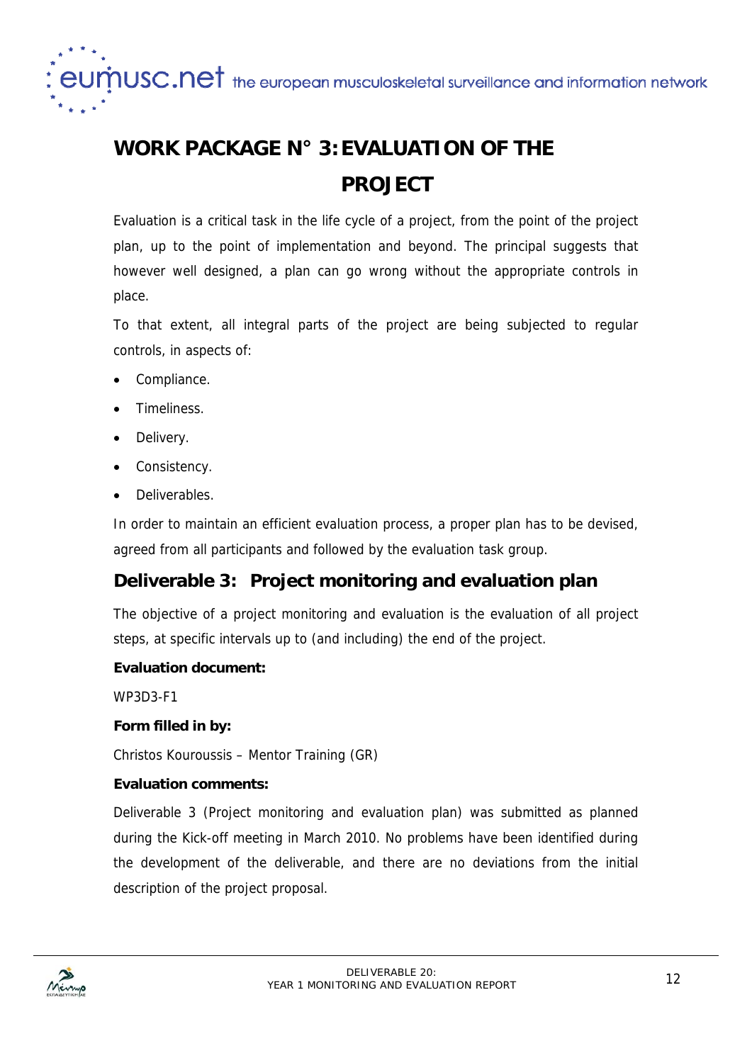# WORK PACKAGE N° 3: EVALUATION OF THE PROJECT

Evaluation is a critical task in the life cycle of a project, from the point of the project plan, up to the point of implementation and beyond. The principal suggests that however well designed, a plan can go wrong without the appropriate controls in place.

To that extent, all integral parts of the project are being subjected to regular controls, in aspects of:

- Compliance.
- Timeliness.
- Delivery.
- Consistency.
- Deliverables.

In order to maintain an efficient evaluation process, a proper plan has to be devised, agreed from all participants and followed by the evaluation task group.

## Deliverable 3: Project monitoring and evaluation plan

The objective of a project monitoring and evaluation is the evaluation of all project steps, at specific intervals up to (and including) the end of the project.

**Evaluation document:**

WP3D3-F1

**Form filled in by:**

Christos Kouroussis – Mentor Training (GR)

**Evaluation comments:**

Deliverable 3 (Project monitoring and evaluation plan) was submitted as planned during the Kick-off meeting in March 2010. No problems have been identified during the development of the deliverable, and there are no deviations from the initial description of the project proposal.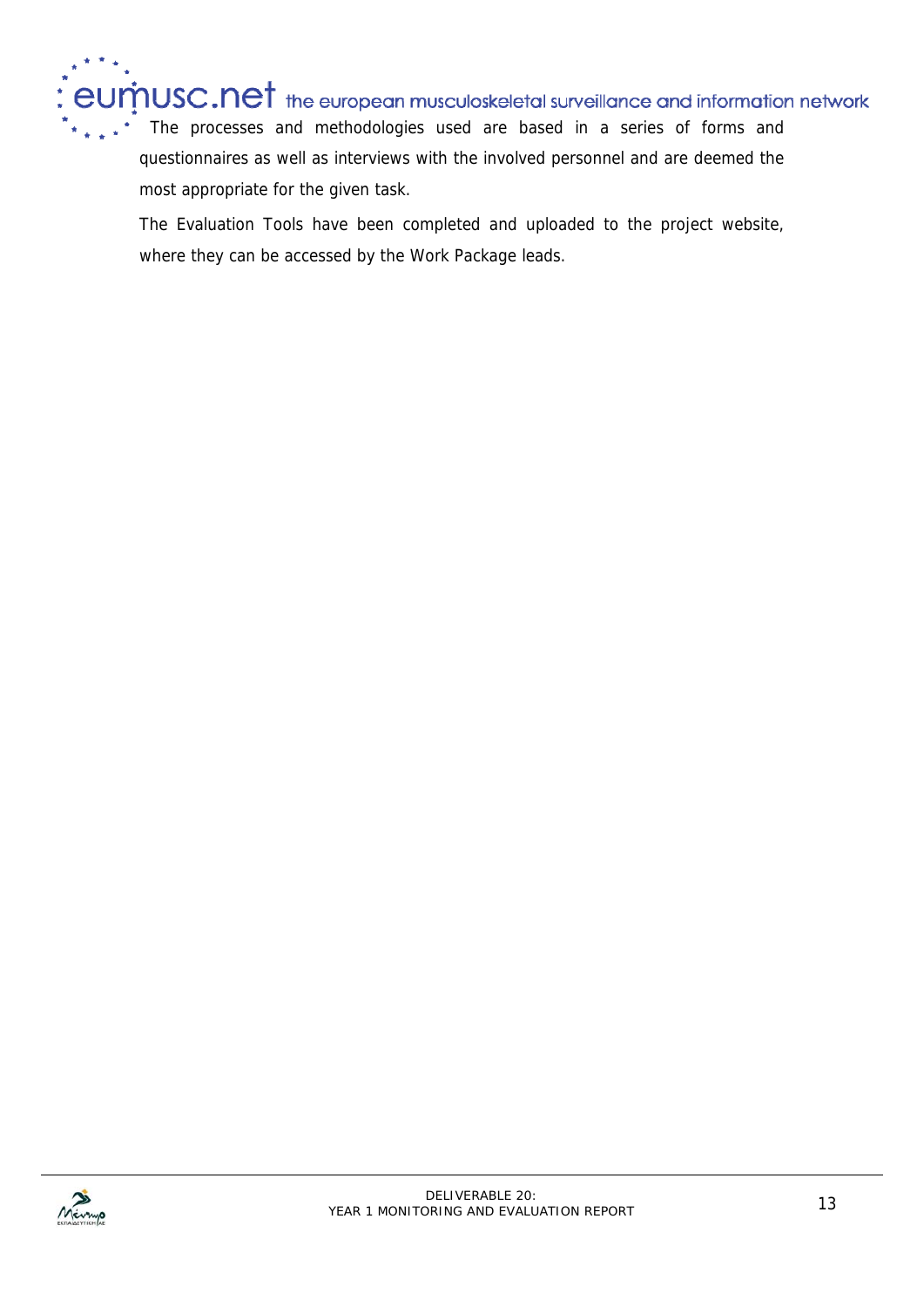The processes and methodologies used are based in a series of forms and questionnaires as well as interviews with the involved personnel and are deemed the most appropriate for the given task.

The Evaluation Tools have been completed and uploaded to the project website, where they can be accessed by the Work Package leads.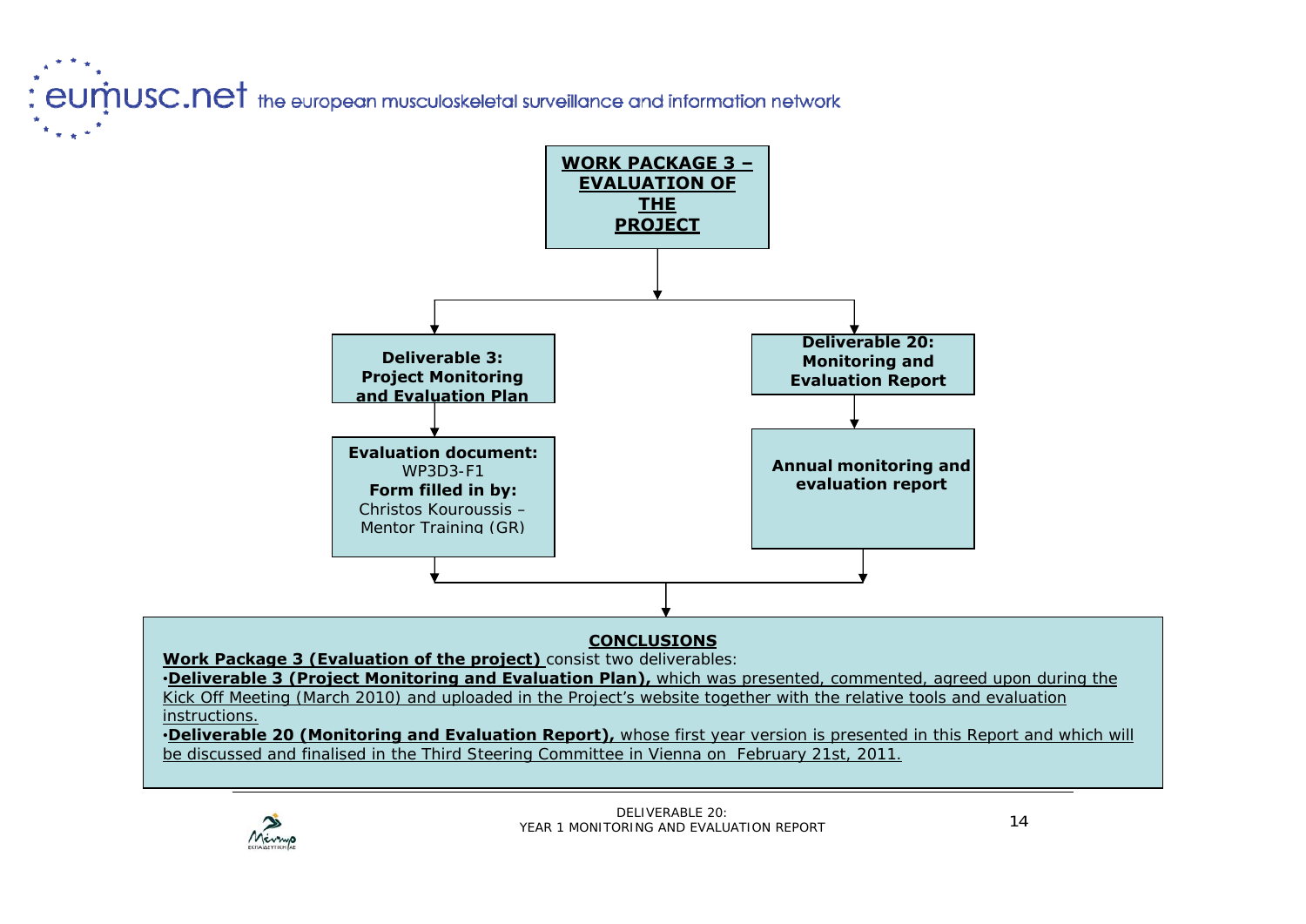**WORK PACKAGE 3 – EVALUATION OF THE PROJECT**

**Deliverable 3: Project Monitoring and Evaluation Plan**

**Evaluation document:** WP3D3-F1
**Form filled in by:** Christos Kouroussis – Mentor Training (GR)

**Deliverable 20: Monitoring and Evaluation Report**

**Annual monitoring and evaluation report**

## CONCLUSIONS

**Work Package 3 (Evaluation of the project)** consist two deliverables:

- **Deliverable 3 (Project Monitoring and Evaluation Plan),** which was presented, commented, agreed upon during the Kick Off Meeting (March 2010) and uploaded in the Project's website together with the relative tools and evaluation instructions.
- **Deliverable 20 (Monitoring and Evaluation Report),** whose first year version is presented in this Report and which will be discussed and finalised in the Third Steering Committee in Vienna on February 21st, 2011.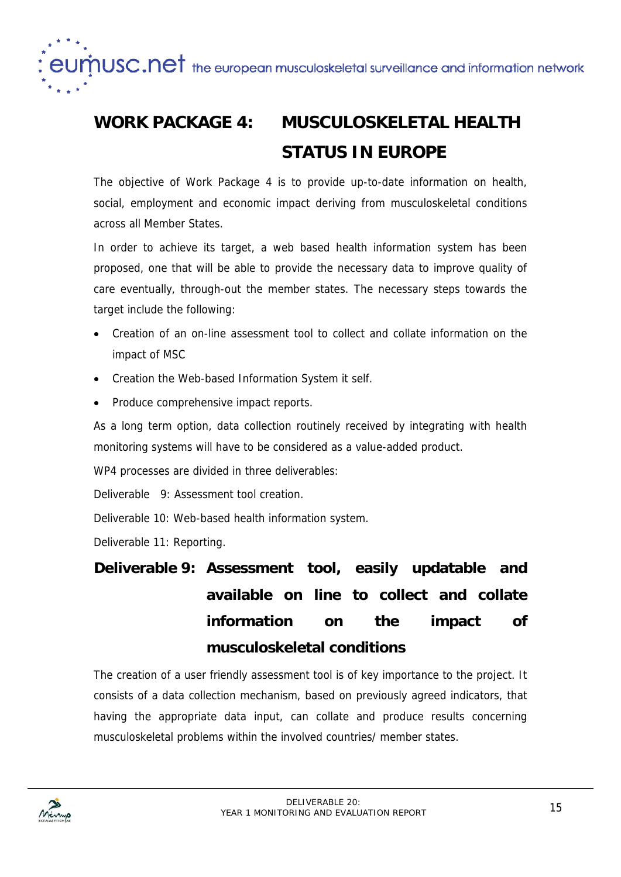## WORK PACKAGE 4: MUSCULOSKELETAL HEALTH STATUS IN EUROPE

The objective of Work Package 4 is to provide up-to-date information on health, social, employment and economic impact deriving from musculoskeletal conditions across all Member States.

In order to achieve its target, a web based health information system has been proposed, one that will be able to provide the necessary data to improve quality of care eventually, through-out the member states. The necessary steps towards the target include the following:

- Creation of an on-line assessment tool to collect and collate information on the impact of MSC
- Creation the Web-based Information System it self.
- Produce comprehensive impact reports.

As a long term option, data collection routinely received by integrating with health monitoring systems will have to be considered as a value-added product.

WP4 processes are divided in three deliverables:

Deliverable 9: Assessment tool creation.

Deliverable 10: Web-based health information system.

Deliverable 11: Reporting.

### Deliverable 9: Assessment tool, easily updatable and available on line to collect and collate information on the impact of musculoskeletal conditions

The creation of a user friendly assessment tool is of key importance to the project. It consists of a data collection mechanism, based on previously agreed indicators, that having the appropriate data input, can collate and produce results concerning musculoskeletal problems within the involved countries/ member states.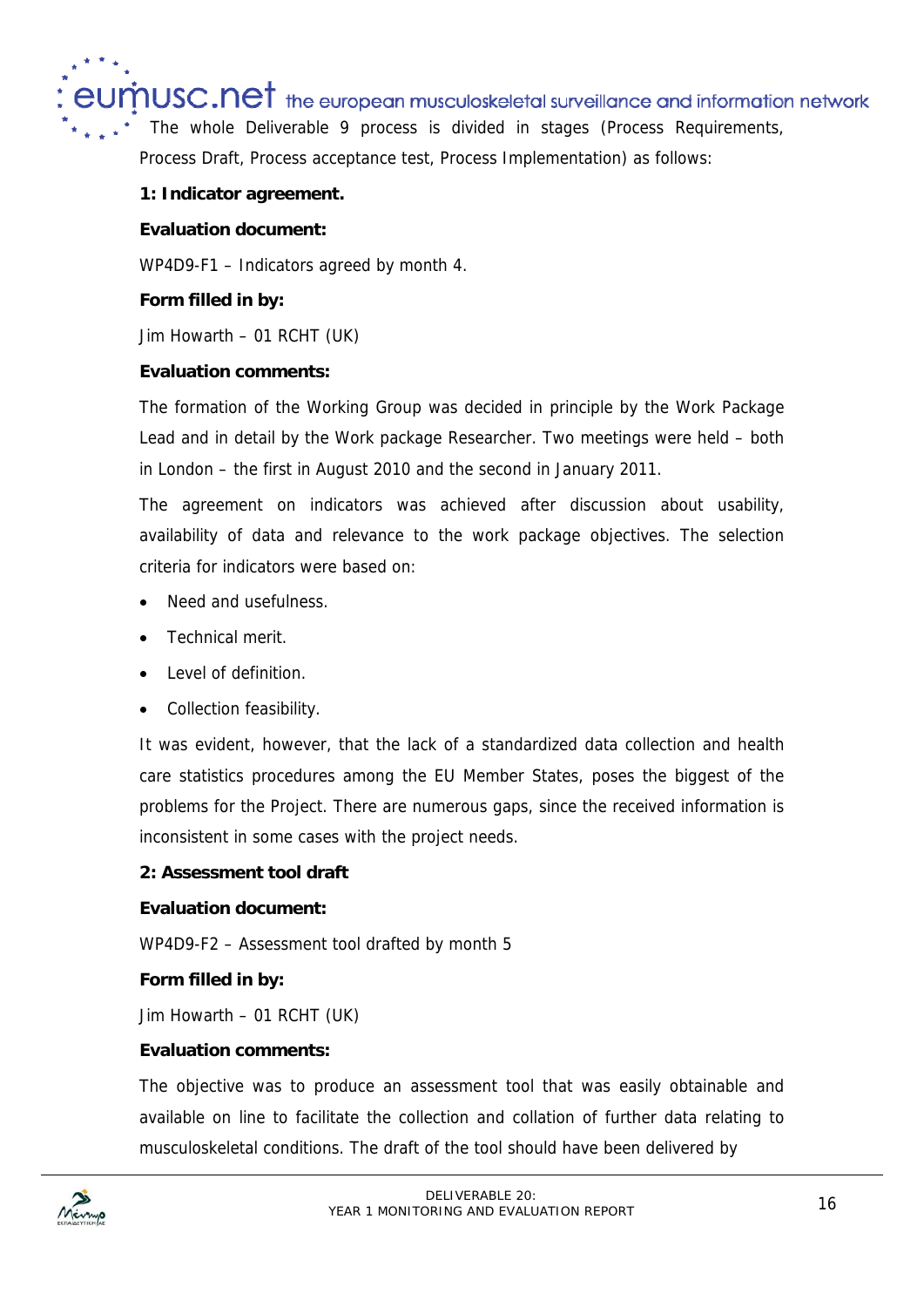The whole Deliverable 9 process is divided in stages (Process Requirements, Process Draft, Process acceptance test, Process Implementation) as follows:

**1: Indicator agreement.**

**Evaluation document:**

WP4D9-F1 – Indicators agreed by month 4.

**Form filled in by:**

Jim Howarth – 01 RCHT (UK)

**Evaluation comments:**

The formation of the Working Group was decided in principle by the Work Package Lead and in detail by the Work package Researcher. Two meetings were held – both in London – the first in August 2010 and the second in January 2011.

The agreement on indicators was achieved after discussion about usability, availability of data and relevance to the work package objectives. The selection criteria for indicators were based on:

- Need and usefulness.
- Technical merit.
- Level of definition.
- Collection feasibility.

It was evident, however, that the lack of a standardized data collection and health care statistics procedures among the EU Member States, poses the biggest of the problems for the Project. There are numerous gaps, since the received information is inconsistent in some cases with the project needs.

**2: Assessment tool draft**

**Evaluation document:**

WP4D9-F2 – Assessment tool drafted by month 5

**Form filled in by:**

Jim Howarth – 01 RCHT (UK)

**Evaluation comments:**

The objective was to produce an assessment tool that was easily obtainable and available on line to facilitate the collection and collation of further data relating to musculoskeletal conditions. The draft of the tool should have been delivered by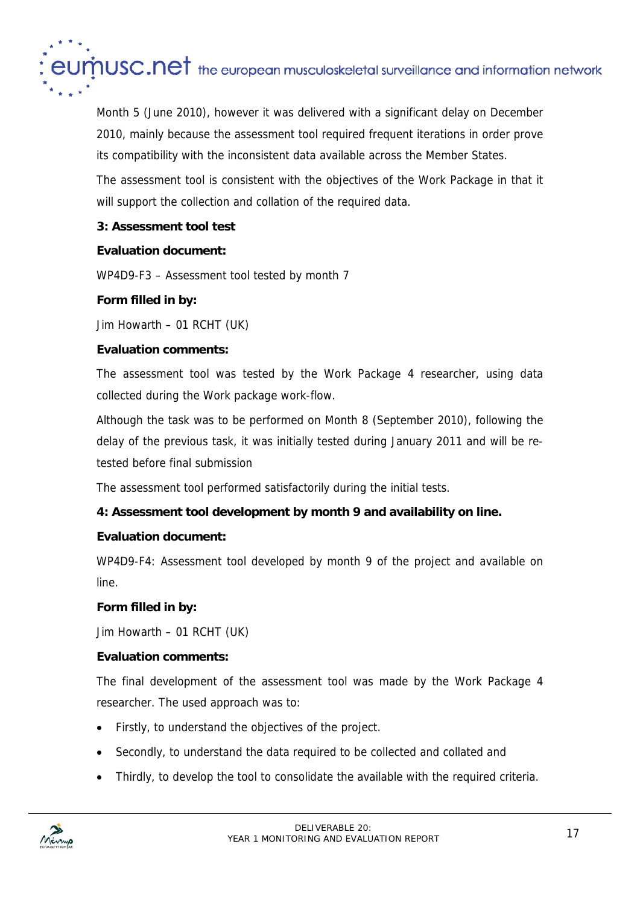Month 5 (June 2010), however it was delivered with a significant delay on December 2010, mainly because the assessment tool required frequent iterations in order prove its compatibility with the inconsistent data available across the Member States.

The assessment tool is consistent with the objectives of the Work Package in that it will support the collection and collation of the required data.

**3: Assessment tool test**

**Evaluation document:**

WP4D9-F3 – Assessment tool tested by month 7

**Form filled in by:**

Jim Howarth – 01 RCHT (UK)

**Evaluation comments:**

The assessment tool was tested by the Work Package 4 researcher, using data collected during the Work package work-flow.

Although the task was to be performed on Month 8 (September 2010), following the delay of the previous task, it was initially tested during January 2011 and will be re-tested before final submission

The assessment tool performed satisfactorily during the initial tests.

**4: Assessment tool development by month 9 and availability on line.**

**Evaluation document:**

WP4D9-F4: Assessment tool developed by month 9 of the project and available on line.

**Form filled in by:**

Jim Howarth – 01 RCHT (UK)

**Evaluation comments:**

The final development of the assessment tool was made by the Work Package 4 researcher. The used approach was to:

- Firstly, to understand the objectives of the project.
- Secondly, to understand the data required to be collected and collated and
- Thirdly, to develop the tool to consolidate the available with the required criteria.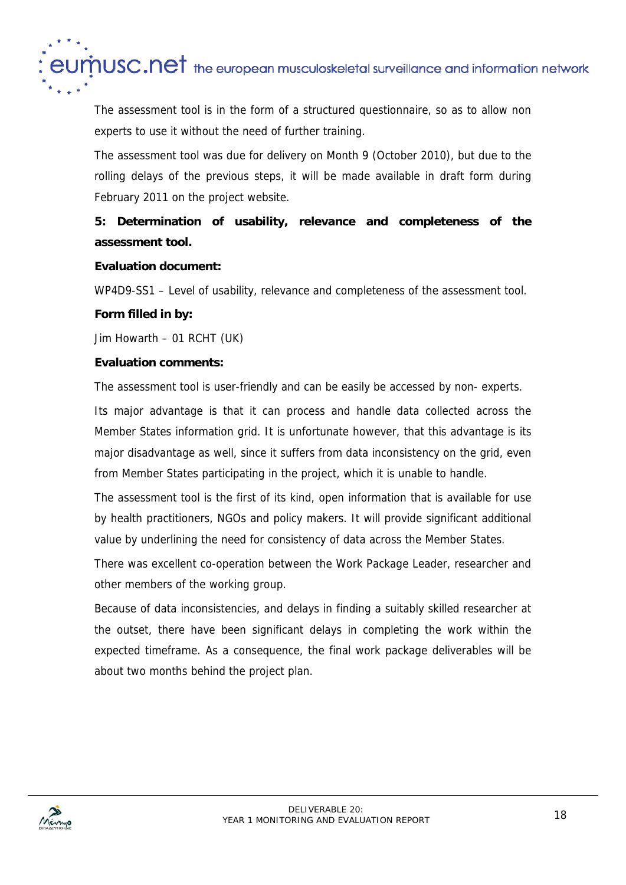The assessment tool is in the form of a structured questionnaire, so as to allow non experts to use it without the need of further training.

The assessment tool was due for delivery on Month 9 (October 2010), but due to the rolling delays of the previous steps, it will be made available in draft form during February 2011 on the project website.

**5: Determination of usability, relevance and completeness of the assessment tool.**

**Evaluation document:**

WP4D9-SS1 – Level of usability, relevance and completeness of the assessment tool.

**Form filled in by:**

Jim Howarth – 01 RCHT (UK)

**Evaluation comments:**

The assessment tool is user-friendly and can be easily be accessed by non- experts.

Its major advantage is that it can process and handle data collected across the Member States information grid. It is unfortunate however, that this advantage is its major disadvantage as well, since it suffers from data inconsistency on the grid, even from Member States participating in the project, which it is unable to handle.

The assessment tool is the first of its kind, open information that is available for use by health practitioners, NGOs and policy makers. It will provide significant additional value by underlining the need for consistency of data across the Member States.

There was excellent co-operation between the Work Package Leader, researcher and other members of the working group.

Because of data inconsistencies, and delays in finding a suitably skilled researcher at the outset, there have been significant delays in completing the work within the expected timeframe. As a consequence, the final work package deliverables will be about two months behind the project plan.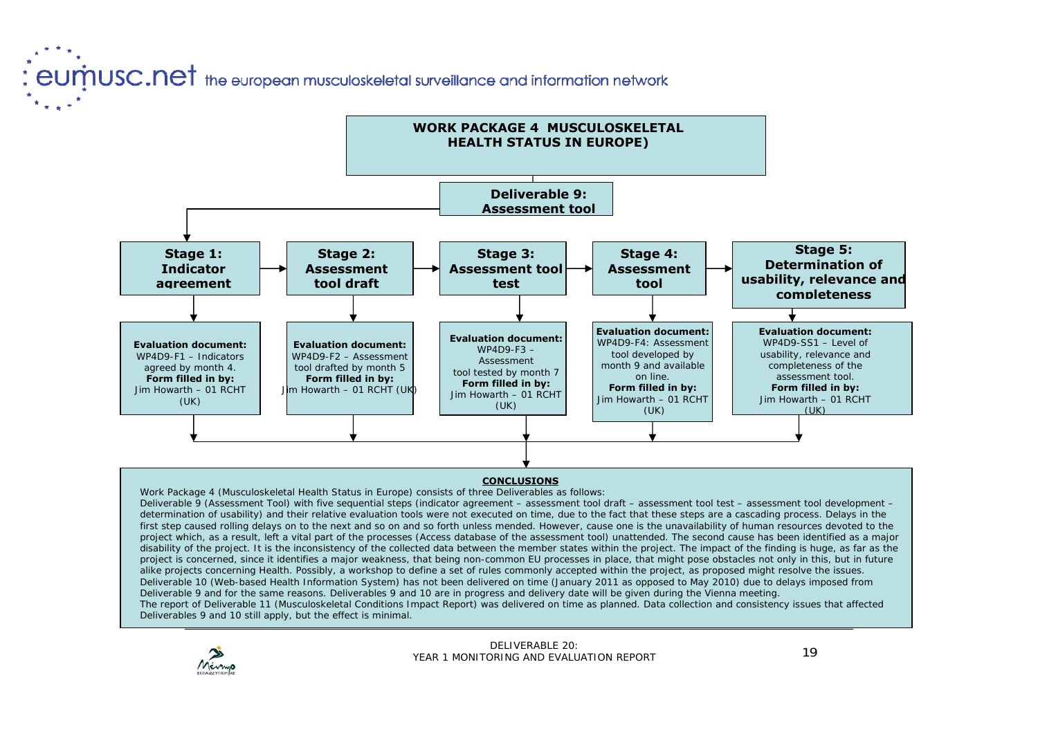## WORK PACKAGE 4 MUSCULOSKELETAL HEALTH STATUS IN EUROPE)

### Deliverable 9: Assessment tool

**Stage 1: Indicator agreement**

**Evaluation document:** WP4D9-F1 – Indicators agreed by month 4.
**Form filled in by:** Jim Howarth – 01 RCHT (UK)

**Stage 2: Assessment tool draft**

**Evaluation document:** WP4D9-F2 – Assessment tool drafted by month 5
**Form filled in by:** Jim Howarth – 01 RCHT (UK)

**Stage 3: Assessment tool test**

**Evaluation document:** WP4D9-F3 – Assessment tool tested by month 7
**Form filled in by:** Jim Howarth – 01 RCHT (UK)

**Stage 4: Assessment tool**

**Evaluation document:** WP4D9-F4: Assessment tool developed by month 9 and available on line.
**Form filled in by:** Jim Howarth – 01 RCHT (UK)

**Stage 5: Determination of usability, relevance and completeness**

**Evaluation document:** WP4D9-SS1 – Level of usability, relevance and completeness of the assessment tool.
**Form filled in by:** Jim Howarth – 01 RCHT (UK)

**CONCLUSIONS**

Work Package 4 (Musculoskeletal Health Status in Europe) consists of three Deliverables as follows:

Deliverable 9 (Assessment Tool) with five sequential steps (indicator agreement – assessment tool draft – assessment tool test – assessment tool development – determination of usability) and their relative evaluation tools were not executed on time, due to the fact that these steps are a cascading process. Delays in the first step caused rolling delays on to the next and so on and so forth unless mended. However, cause one is the unavailability of human resources devoted to the project which, as a result, left a vital part of the processes (Access database of the assessment tool) unattended. The second cause has been identified as a major disability of the project. It is the inconsistency of the collected data between the member states within the project. The impact of the finding is huge, as far as the project is concerned, since it identifies a major weakness, that being non-common EU processes in place, that might pose obstacles not only in this, but in future alike projects concerning Health. Possibly, a workshop to define a set of rules commonly accepted within the project, as proposed might resolve the issues.

Deliverable 10 (Web-based Health Information System) has not been delivered on time (January 2011 as opposed to May 2010) due to delays imposed from Deliverable 9 and for the same reasons. Deliverables 9 and 10 are in progress and delivery date will be given during the Vienna meeting.

The report of Deliverable 11 (Musculoskeletal Conditions Impact Report) was delivered on time as planned. Data collection and consistency issues that affected Deliverables 9 and 10 still apply, but the effect is minimal.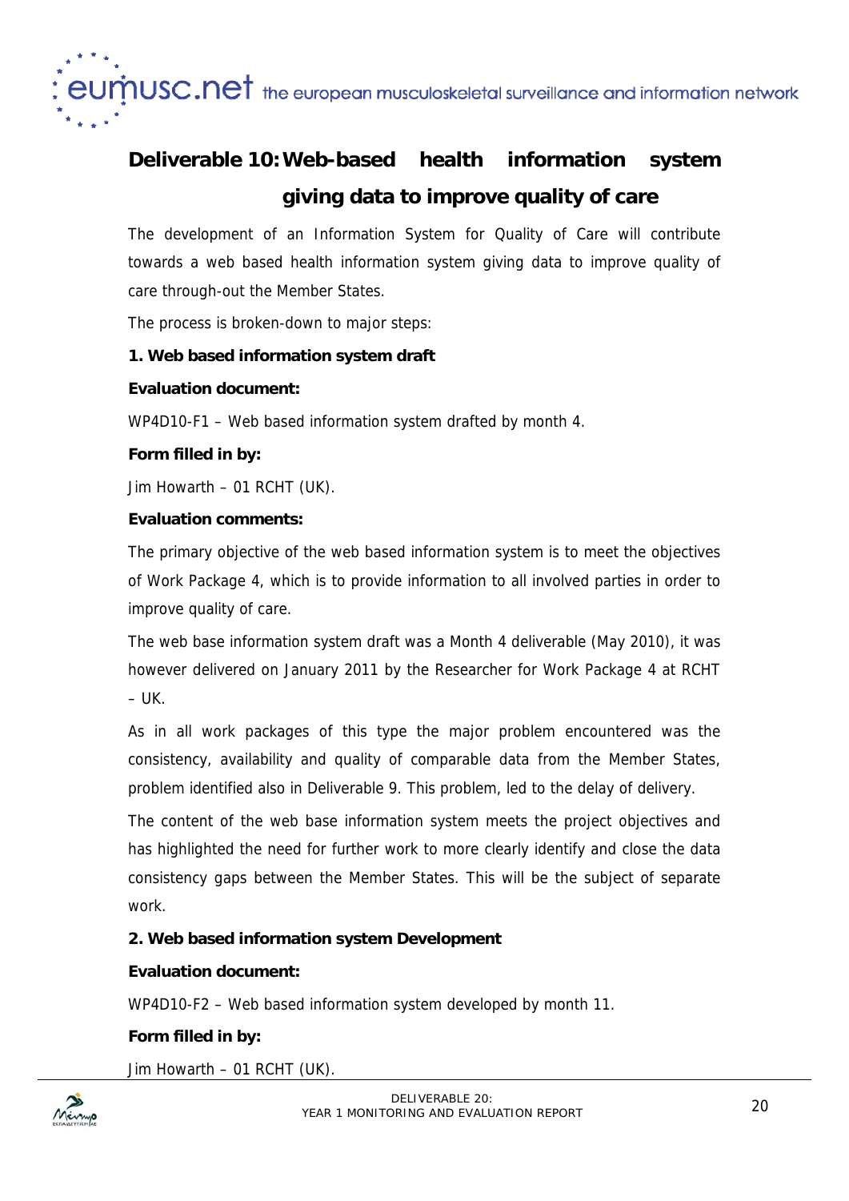## Deliverable 10: Web-based health information system giving data to improve quality of care

The development of an Information System for Quality of Care will contribute towards a web based health information system giving data to improve quality of care through-out the Member States.

The process is broken-down to major steps:

**1. Web based information system draft**

**Evaluation document:**

WP4D10-F1 – Web based information system drafted by month 4.

**Form filled in by:**

Jim Howarth – 01 RCHT (UK).

**Evaluation comments:**

The primary objective of the web based information system is to meet the objectives of Work Package 4, which is to provide information to all involved parties in order to improve quality of care.

The web base information system draft was a Month 4 deliverable (May 2010), it was however delivered on January 2011 by the Researcher for Work Package 4 at RCHT – UK.

As in all work packages of this type the major problem encountered was the consistency, availability and quality of comparable data from the Member States, problem identified also in Deliverable 9. This problem, led to the delay of delivery.

The content of the web base information system meets the project objectives and has highlighted the need for further work to more clearly identify and close the data consistency gaps between the Member States. This will be the subject of separate work.

**2. Web based information system Development**

**Evaluation document:**

WP4D10-F2 – Web based information system developed by month 11.

**Form filled in by:**

Jim Howarth – 01 RCHT (UK).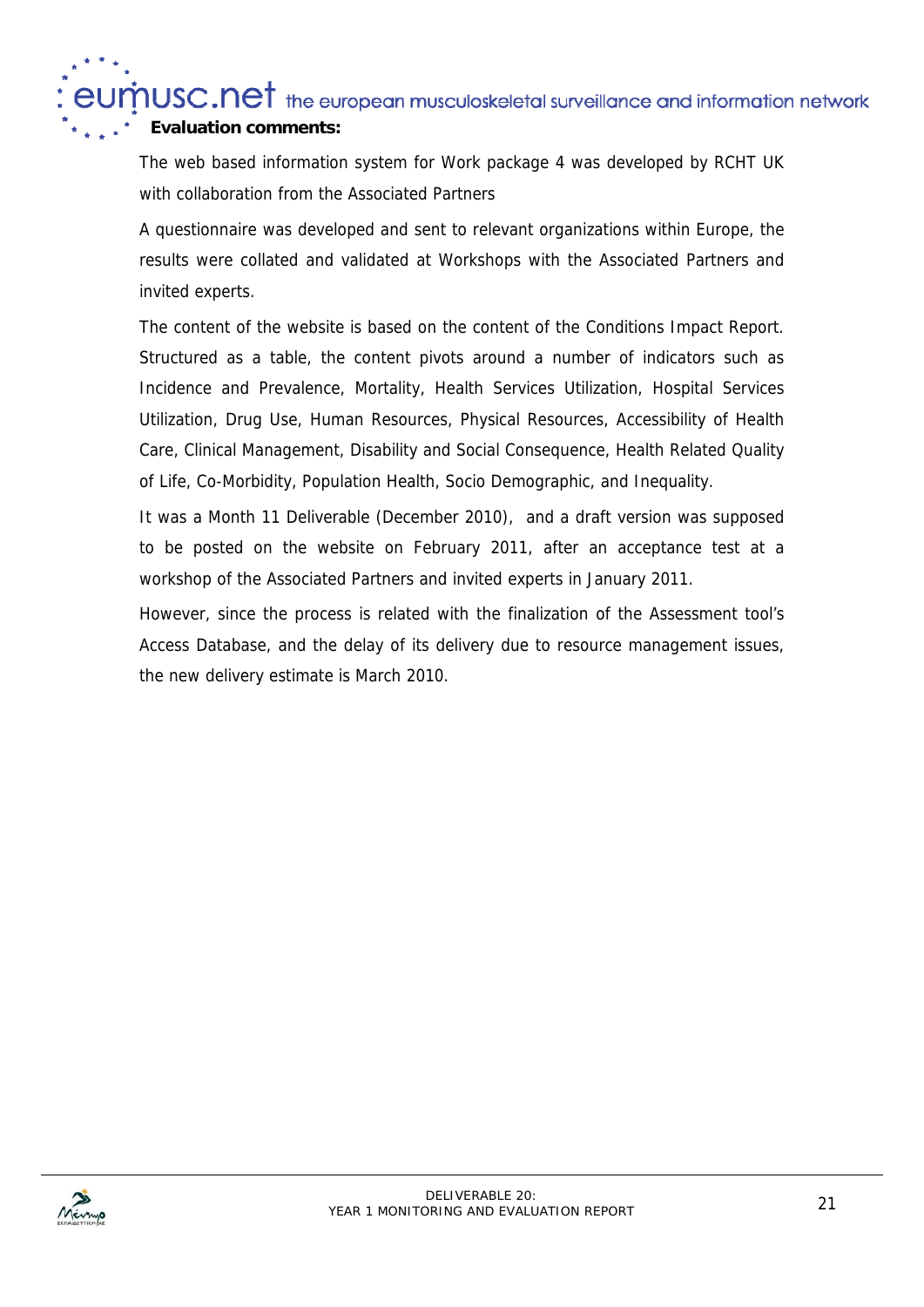**Evaluation comments:**

The web based information system for Work package 4 was developed by RCHT UK with collaboration from the Associated Partners

A questionnaire was developed and sent to relevant organizations within Europe, the results were collated and validated at Workshops with the Associated Partners and invited experts.

The content of the website is based on the content of the Conditions Impact Report. Structured as a table, the content pivots around a number of indicators such as Incidence and Prevalence, Mortality, Health Services Utilization, Hospital Services Utilization, Drug Use, Human Resources, Physical Resources, Accessibility of Health Care, Clinical Management, Disability and Social Consequence, Health Related Quality of Life, Co-Morbidity, Population Health, Socio Demographic, and Inequality.

It was a Month 11 Deliverable (December 2010),  and a draft version was supposed to be posted on the website on February 2011, after an acceptance test at a workshop of the Associated Partners and invited experts in January 2011.

However, since the process is related with the finalization of the Assessment tool's Access Database, and the delay of its delivery due to resource management issues, the new delivery estimate is March 2010.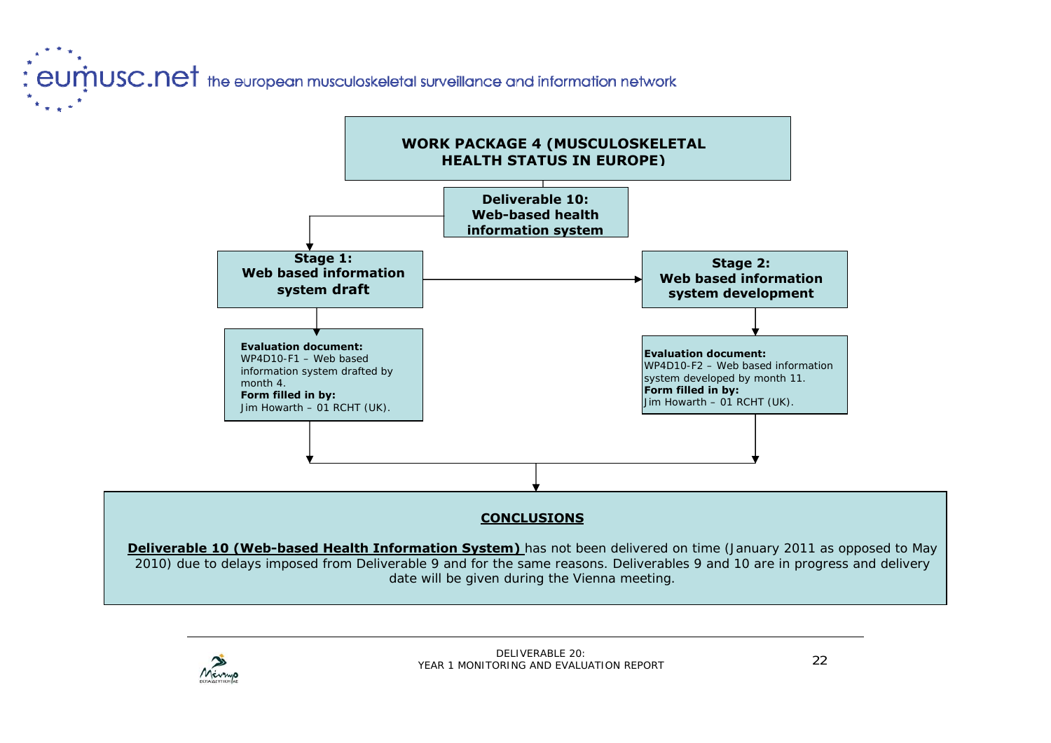**WORK PACKAGE 4 (MUSCULOSKELETAL HEALTH STATUS IN EUROPE)**

**Deliverable 10: Web-based health information system**

**Stage 1: Web based information system draft**

**Evaluation document:**
WP4D10-F1 – Web based information system drafted by month 4.
**Form filled in by:**
Jim Howarth – 01 RCHT (UK).

**Stage 2: Web based information system development**

**Evaluation document:**
WP4D10-F2 – Web based information system developed by month 11.
**Form filled in by:**
Jim Howarth – 01 RCHT (UK).

**CONCLUSIONS**

**Deliverable 10 (Web-based Health Information System)** has not been delivered on time (January 2011 as opposed to May 2010) due to delays imposed from Deliverable 9 and for the same reasons. Deliverables 9 and 10 are in progress and delivery date will be given during the Vienna meeting.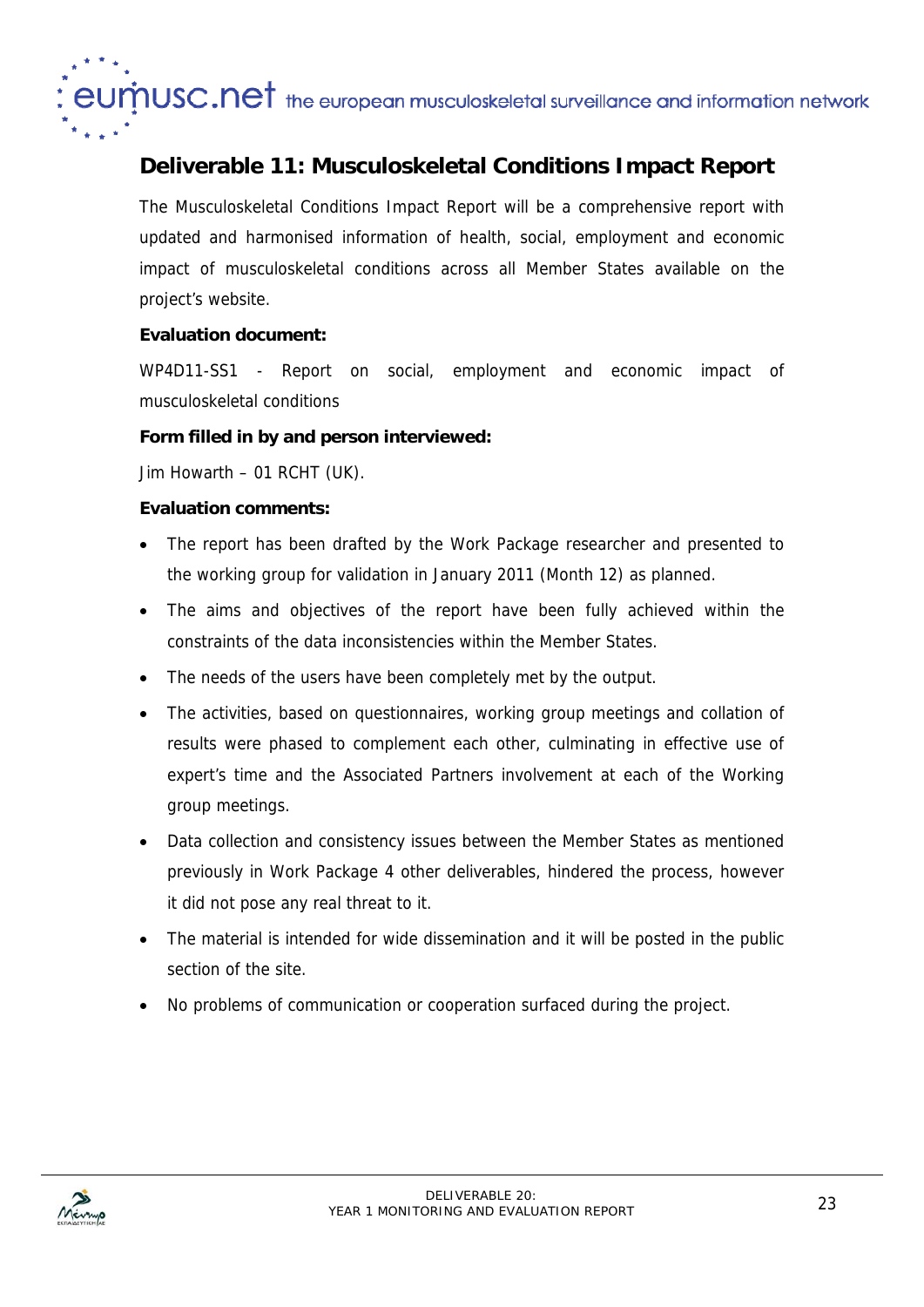## Deliverable 11: Musculoskeletal Conditions Impact Report

The Musculoskeletal Conditions Impact Report will be a comprehensive report with updated and harmonised information of health, social, employment and economic impact of musculoskeletal conditions across all Member States available on the project's website.

**Evaluation document:**

WP4D11-SS1 - Report on social, employment and economic impact of musculoskeletal conditions

**Form filled in by and person interviewed:**

Jim Howarth – 01 RCHT (UK).

**Evaluation comments:**

- The report has been drafted by the Work Package researcher and presented to the working group for validation in January 2011 (Month 12) as planned.
- The aims and objectives of the report have been fully achieved within the constraints of the data inconsistencies within the Member States.
- The needs of the users have been completely met by the output.
- The activities, based on questionnaires, working group meetings and collation of results were phased to complement each other, culminating in effective use of expert's time and the Associated Partners involvement at each of the Working group meetings.
- Data collection and consistency issues between the Member States as mentioned previously in Work Package 4 other deliverables, hindered the process, however it did not pose any real threat to it.
- The material is intended for wide dissemination and it will be posted in the public section of the site.
- No problems of communication or cooperation surfaced during the project.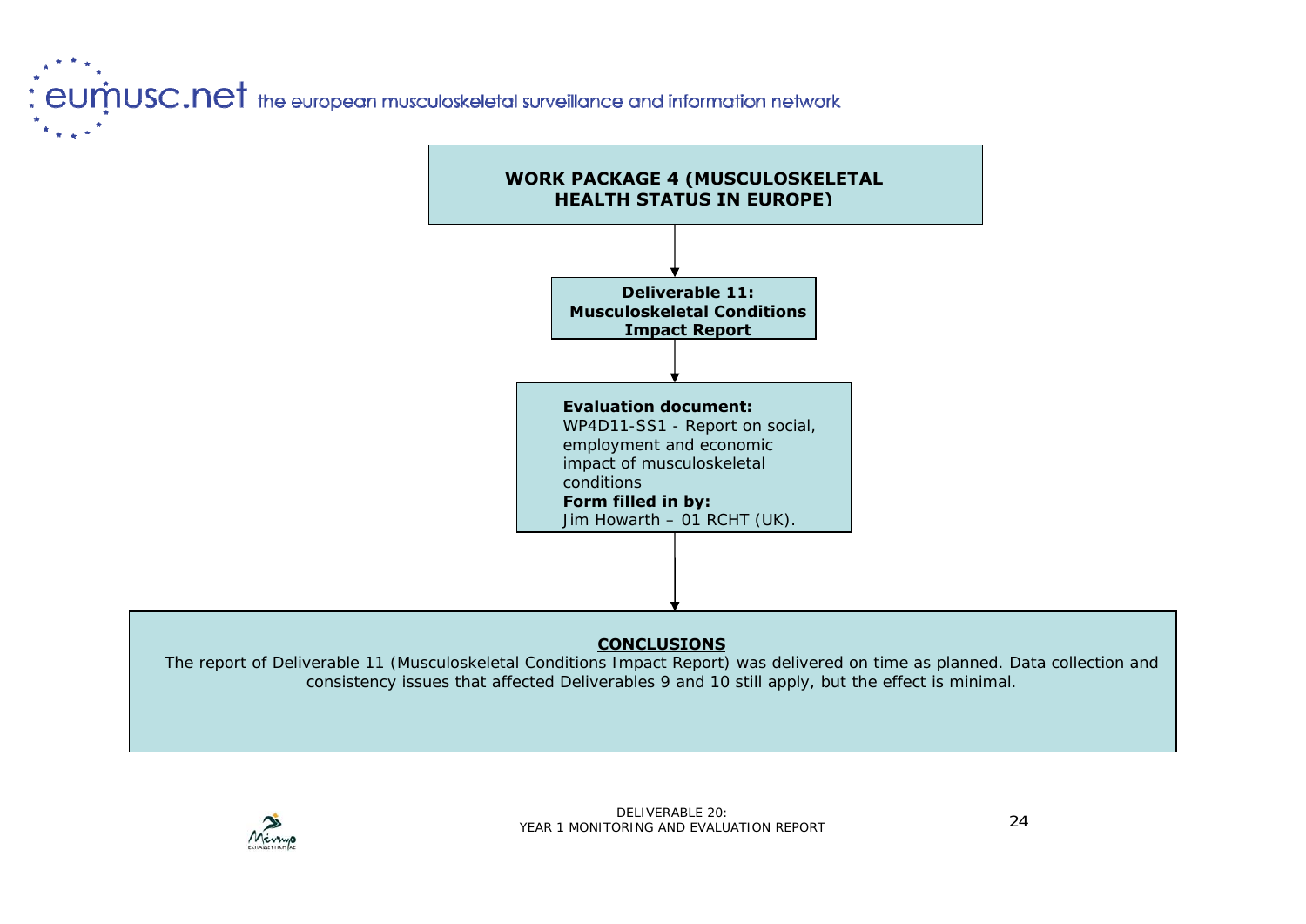**WORK PACKAGE 4 (MUSCULOSKELETAL HEALTH STATUS IN EUROPE)**

**Deliverable 11: Musculoskeletal Conditions Impact Report**

**Evaluation document:**
WP4D11-SS1 - Report on social, employment and economic impact of musculoskeletal conditions
**Form filled in by:**
Jim Howarth – 01 RCHT (UK).

**CONCLUSIONS**

The report of Deliverable 11 (Musculoskeletal Conditions Impact Report) was delivered on time as planned. Data collection and consistency issues that affected Deliverables 9 and 10 still apply, but the effect is minimal.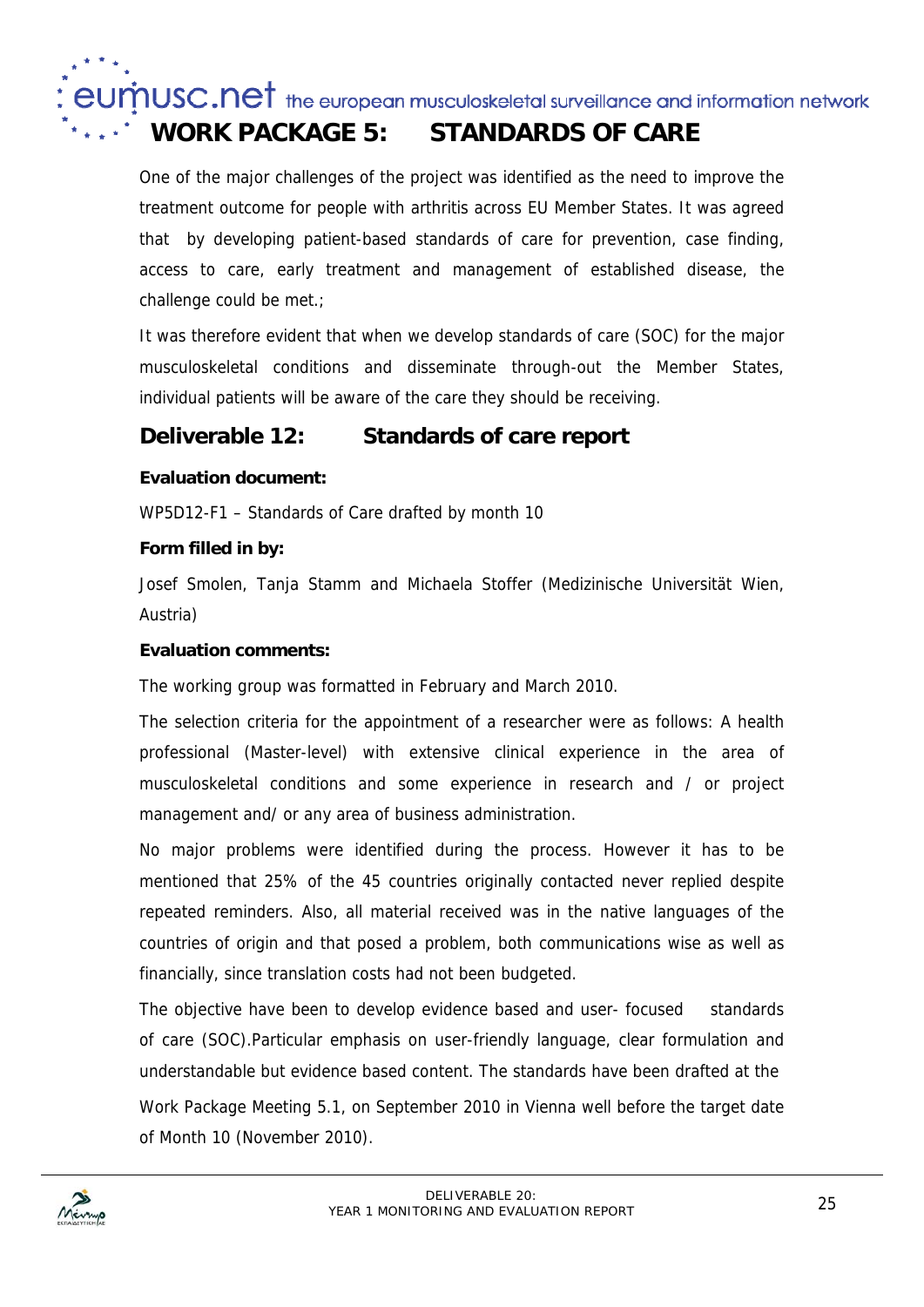# WORK PACKAGE 5: STANDARDS OF CARE

One of the major challenges of the project was identified as the need to improve the treatment outcome for people with arthritis across EU Member States. It was agreed that by developing patient-based standards of care for prevention, case finding, access to care, early treatment and management of established disease, the challenge could be met.;

It was therefore evident that when we develop standards of care (SOC) for the major musculoskeletal conditions and disseminate through-out the Member States, individual patients will be aware of the care they should be receiving.

## Deliverable 12: Standards of care report

**Evaluation document:**

WP5D12-F1 – Standards of Care drafted by month 10

**Form filled in by:**

Josef Smolen, Tanja Stamm and Michaela Stoffer (Medizinische Universität Wien, Austria)

**Evaluation comments:**

The working group was formatted in February and March 2010.

The selection criteria for the appointment of a researcher were as follows: A health professional (Master-level) with extensive clinical experience in the area of musculoskeletal conditions and some experience in research and / or project management and/ or any area of business administration.

No major problems were identified during the process. However it has to be mentioned that 25% of the 45 countries originally contacted never replied despite repeated reminders. Also, all material received was in the native languages of the countries of origin and that posed a problem, both communications wise as well as financially, since translation costs had not been budgeted.

The objective have been to develop evidence based and user- focused standards of care (SOC).Particular emphasis on user-friendly language, clear formulation and understandable but evidence based content. The standards have been drafted at the Work Package Meeting 5.1, on September 2010 in Vienna well before the target date of Month 10 (November 2010).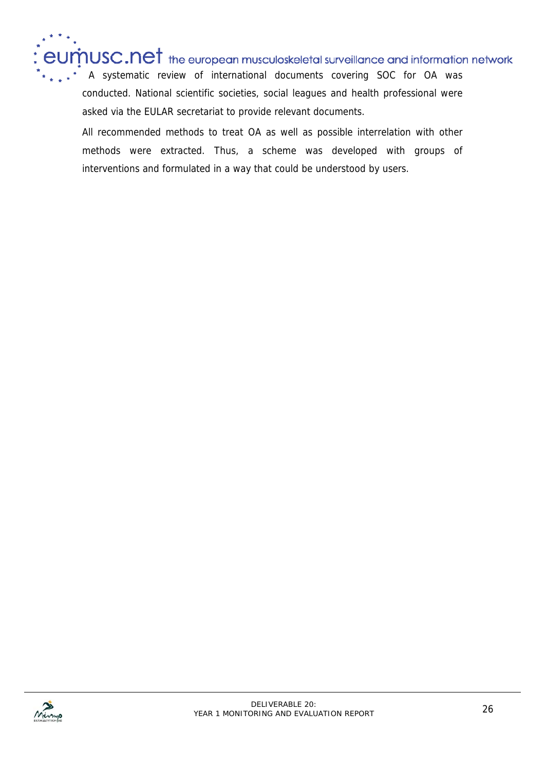A systematic review of international documents covering SOC for OA was conducted. National scientific societies, social leagues and health professional were asked via the EULAR secretariat to provide relevant documents.

All recommended methods to treat OA as well as possible interrelation with other methods were extracted. Thus, a scheme was developed with groups of interventions and formulated in a way that could be understood by users.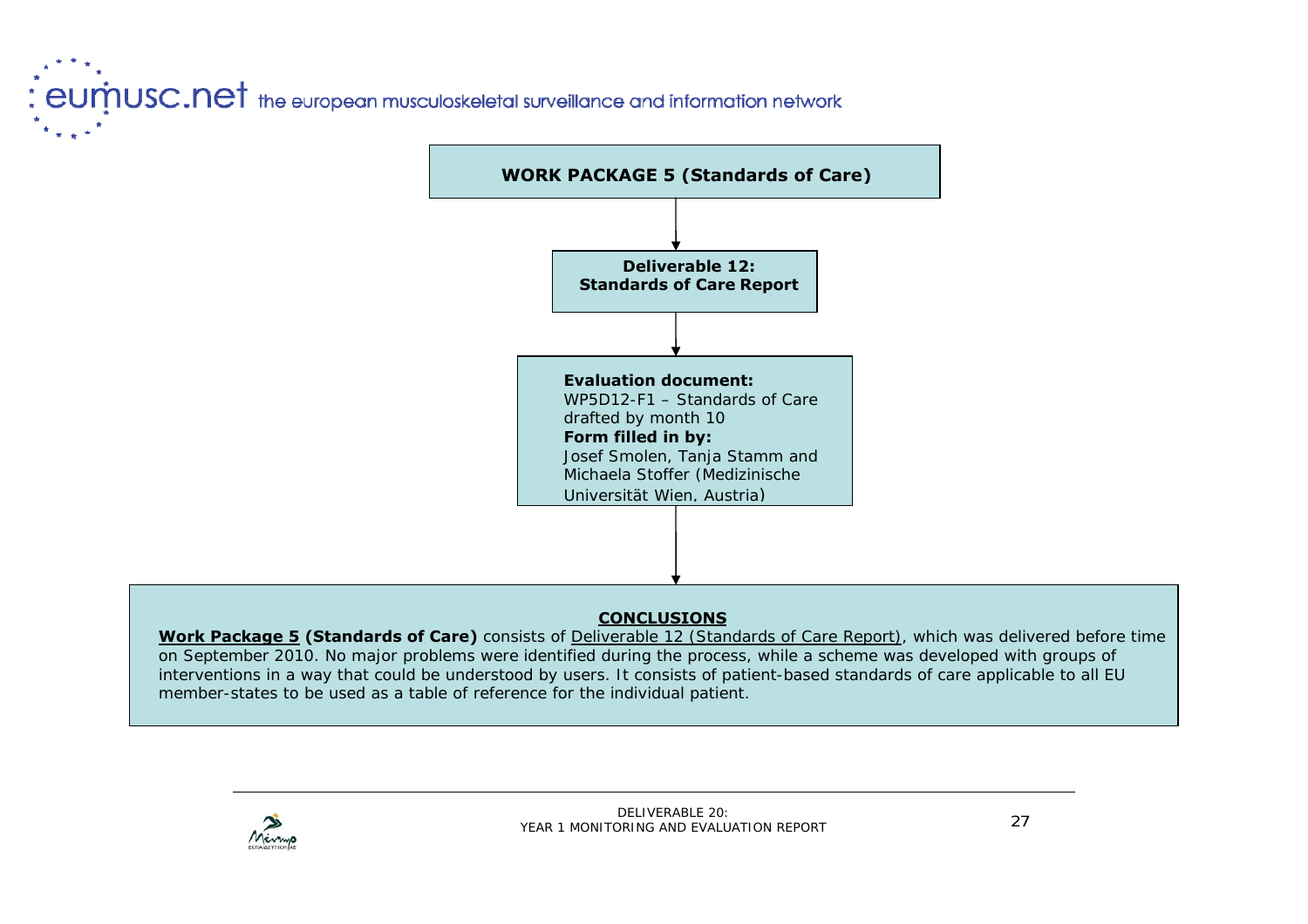**WORK PACKAGE 5 (Standards of Care)**

**Deliverable 12:**
**Standards of Care Report**

**Evaluation document:**
WP5D12-F1 – Standards of Care drafted by month 10
**Form filled in by:**
Josef Smolen, Tanja Stamm and Michaela Stoffer (Medizinische Universität Wien, Austria)

**CONCLUSIONS**

**Work Package 5 (Standards of Care)** consists of Deliverable 12 (Standards of Care Report), which was delivered before time on September 2010. No major problems were identified during the process, while a scheme was developed with groups of interventions in a way that could be understood by users. It consists of patient-based standards of care applicable to all EU member-states to be used as a table of reference for the individual patient.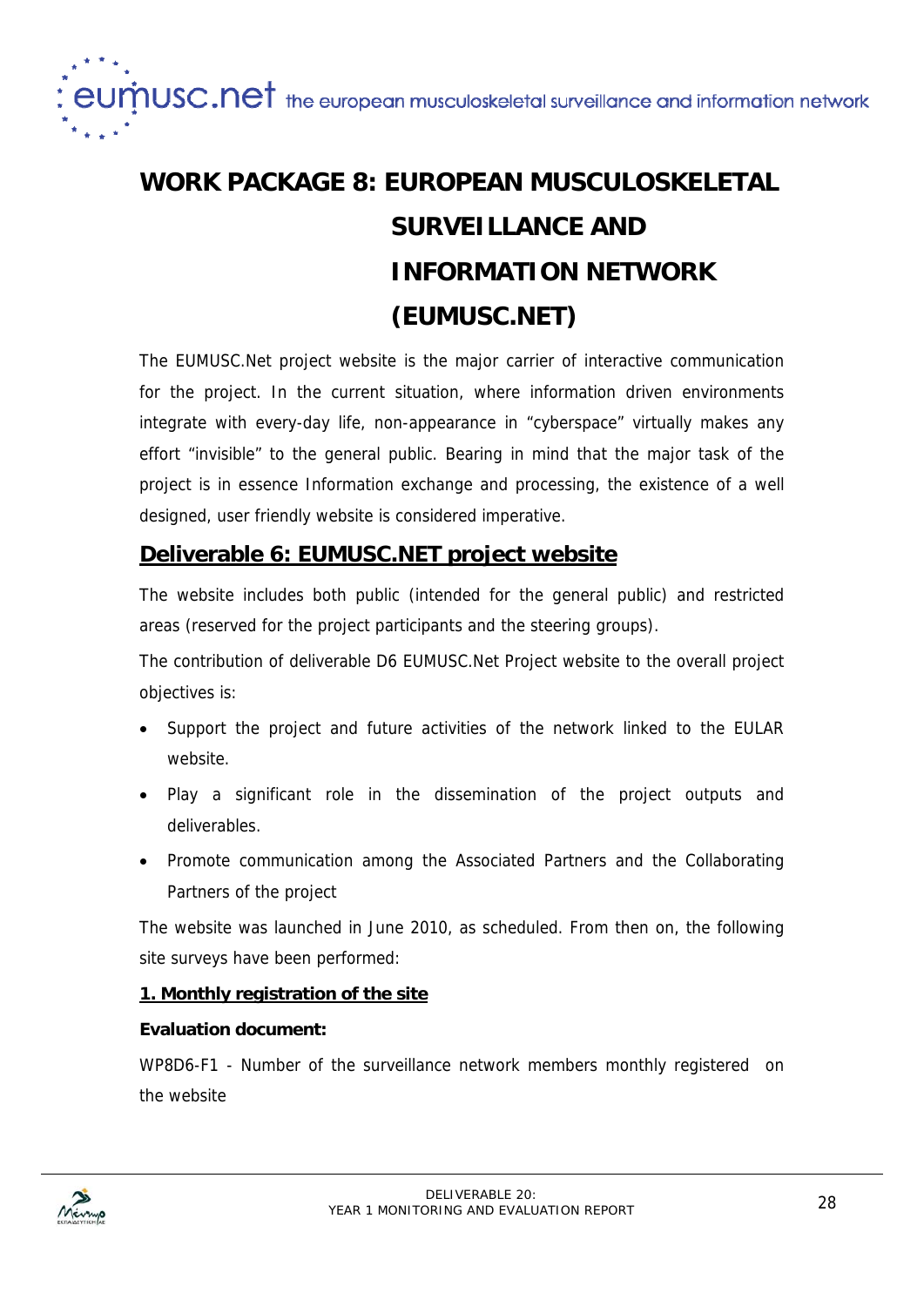# WORK PACKAGE 8: EUROPEAN MUSCULOSKELETAL SURVEILLANCE AND INFORMATION NETWORK (EUMUSC.NET)

The EUMUSC.Net project website is the major carrier of interactive communication for the project. In the current situation, where information driven environments integrate with every-day life, non-appearance in "cyberspace" virtually makes any effort "invisible" to the general public. Bearing in mind that the major task of the project is in essence Information exchange and processing, the existence of a well designed, user friendly website is considered imperative.

## Deliverable 6: EUMUSC.NET project website

The website includes both public (intended for the general public) and restricted areas (reserved for the project participants and the steering groups).

The contribution of deliverable D6 EUMUSC.Net Project website to the overall project objectives is:

- Support the project and future activities of the network linked to the EULAR website.
- Play a significant role in the dissemination of the project outputs and deliverables.
- Promote communication among the Associated Partners and the Collaborating Partners of the project

The website was launched in June 2010, as scheduled. From then on, the following site surveys have been performed:

**1. Monthly registration of the site**

**Evaluation document:**

WP8D6-F1 - Number of the surveillance network members monthly registered on the website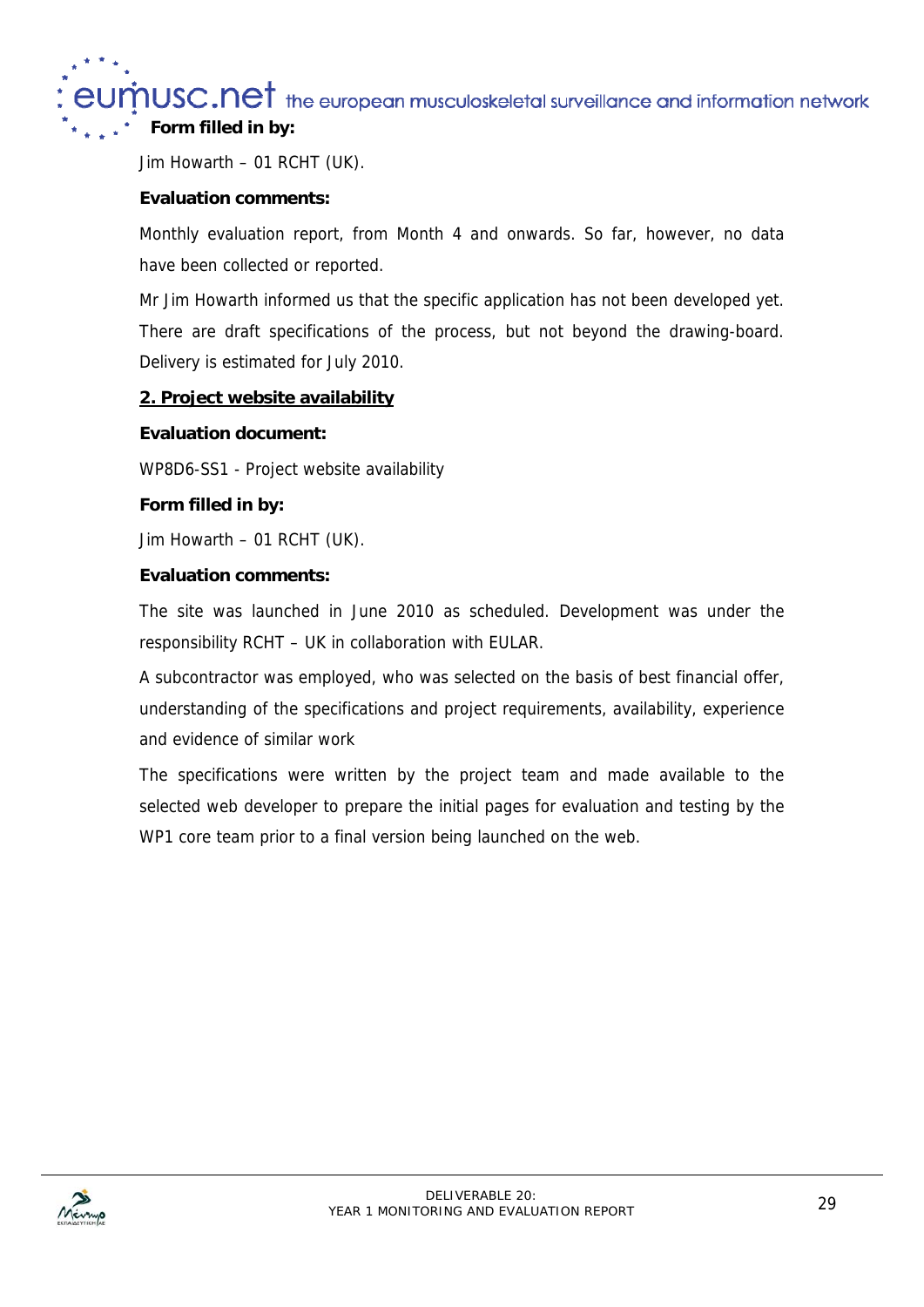**Form filled in by:**

Jim Howarth – 01 RCHT (UK).

**Evaluation comments:**

Monthly evaluation report, from Month 4 and onwards. So far, however, no data have been collected or reported.

Mr Jim Howarth informed us that the specific application has not been developed yet. There are draft specifications of the process, but not beyond the drawing-board. Delivery is estimated for July 2010.

## 2. Project website availability

**Evaluation document:**

WP8D6-SS1 - Project website availability

**Form filled in by:**

Jim Howarth – 01 RCHT (UK).

**Evaluation comments:**

The site was launched in June 2010 as scheduled. Development was under the responsibility RCHT – UK in collaboration with EULAR.

A subcontractor was employed, who was selected on the basis of best financial offer, understanding of the specifications and project requirements, availability, experience and evidence of similar work

The specifications were written by the project team and made available to the selected web developer to prepare the initial pages for evaluation and testing by the WP1 core team prior to a final version being launched on the web.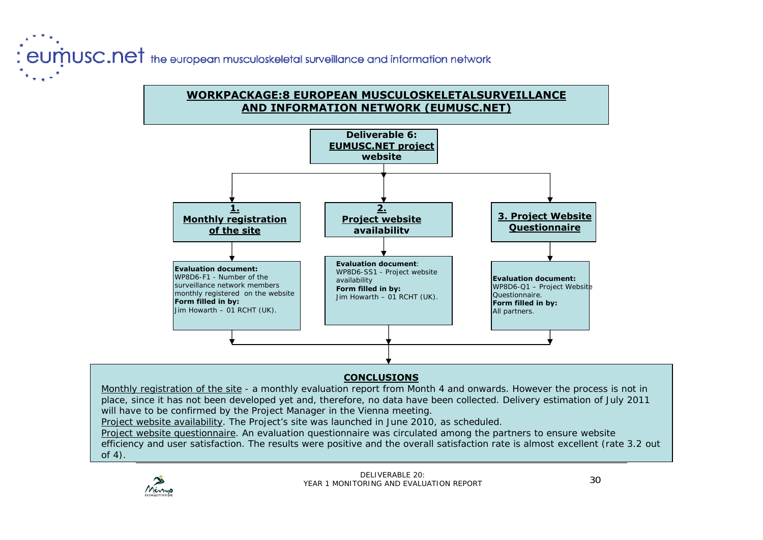## WORKPACKAGE:8 EUROPEAN MUSCULOSKELETALSURVEILLANCE AND INFORMATION NETWORK (EUMUSC.NET)

**Deliverable 6: EUMUSC.NET project website**

**1. Monthly registration of the site**

**Evaluation document:** WP8D6-F1 - Number of the surveillance network members monthly registered on the website
**Form filled in by:** Jim Howarth – 01 RCHT (UK).

**2. Project website availabilitv**

**Evaluation document**: WP8D6-SS1 - Project website availability
**Form filled in by:** Jim Howarth – 01 RCHT (UK).

**3. Project Website Questionnaire**

**Evaluation document:** WP8D6-Q1 – Project Website Questionnaire.
**Form filled in by:** All partners.

### CONCLUSIONS

Monthly registration of the site - a monthly evaluation report from Month 4 and onwards. However the process is not in place, since it has not been developed yet and, therefore, no data have been collected. Delivery estimation of July 2011 will have to be confirmed by the Project Manager in the Vienna meeting.

Project website availability. The Project's site was launched in June 2010, as scheduled.

Project website questionnaire. An evaluation questionnaire was circulated among the partners to ensure website efficiency and user satisfaction. The results were positive and the overall satisfaction rate is almost excellent (rate 3.2 out of 4).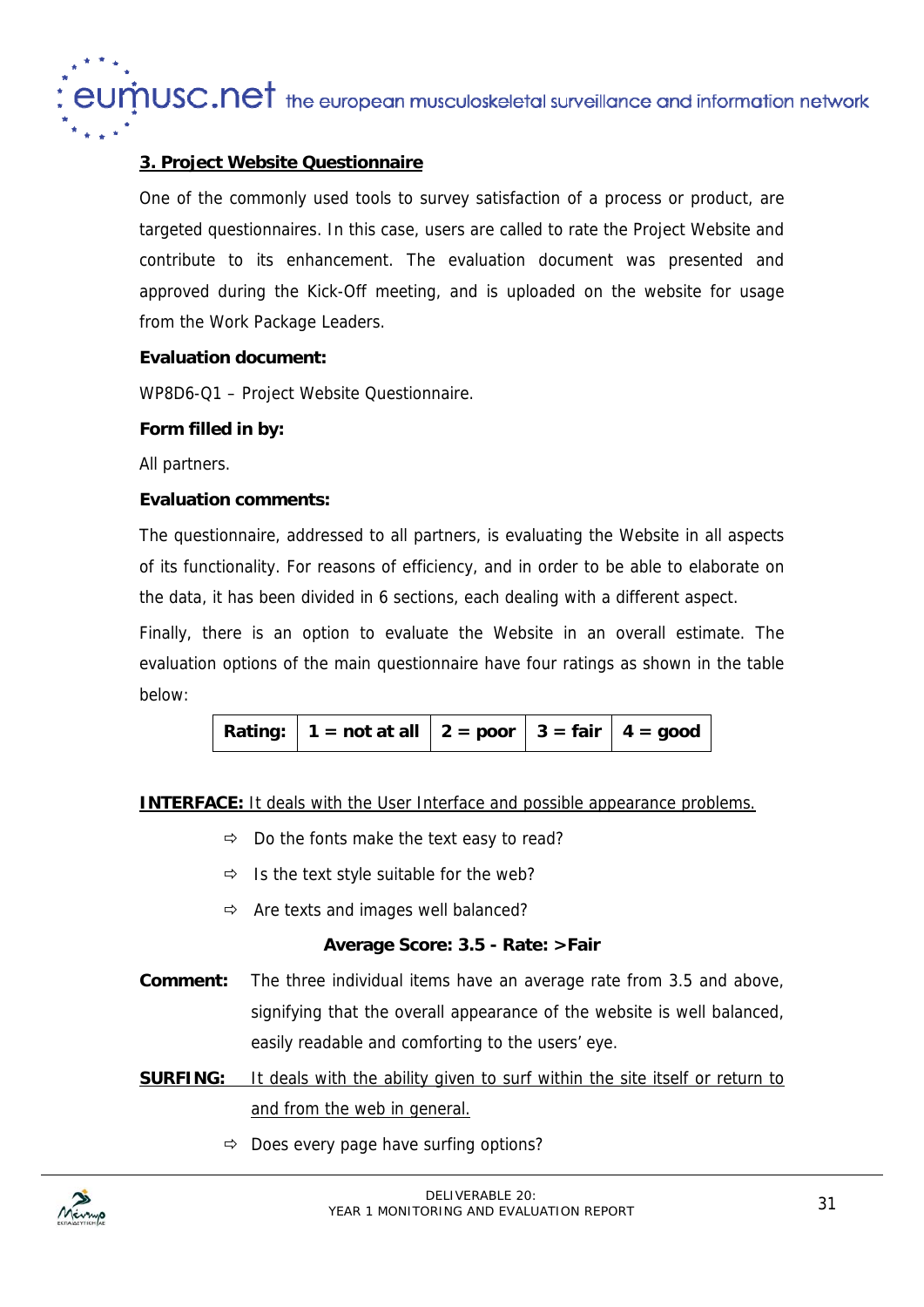## 3. Project Website Questionnaire

One of the commonly used tools to survey satisfaction of a process or product, are targeted questionnaires. In this case, users are called to rate the Project Website and contribute to its enhancement. The evaluation document was presented and approved during the Kick-Off meeting, and is uploaded on the website for usage from the Work Package Leaders.

**Evaluation document:**

WP8D6-Q1 – Project Website Questionnaire.

**Form filled in by:**

All partners.

**Evaluation comments:**

The questionnaire, addressed to all partners, is evaluating the Website in all aspects of its functionality. For reasons of efficiency, and in order to be able to elaborate on the data, it has been divided in 6 sections, each dealing with a different aspect.

Finally, there is an option to evaluate the Website in an overall estimate. The evaluation options of the main questionnaire have four ratings as shown in the table below:

| Rating: | 1 = not at all | 2 = poor | 3 = fair | 4 = good |
|---|---|---|---|---|

**INTERFACE:** It deals with the User Interface and possible appearance problems.

- ⇨ Do the fonts make the text easy to read?
- ⇨ Is the text style suitable for the web?
- ⇨ Are texts and images well balanced?

**Average Score: 3.5 - Rate: >Fair**

**Comment:** The three individual items have an average rate from 3.5 and above, signifying that the overall appearance of the website is well balanced, easily readable and comforting to the users' eye.

**SURFING:** It deals with the ability given to surf within the site itself or return to and from the web in general.

- ⇨ Does every page have surfing options?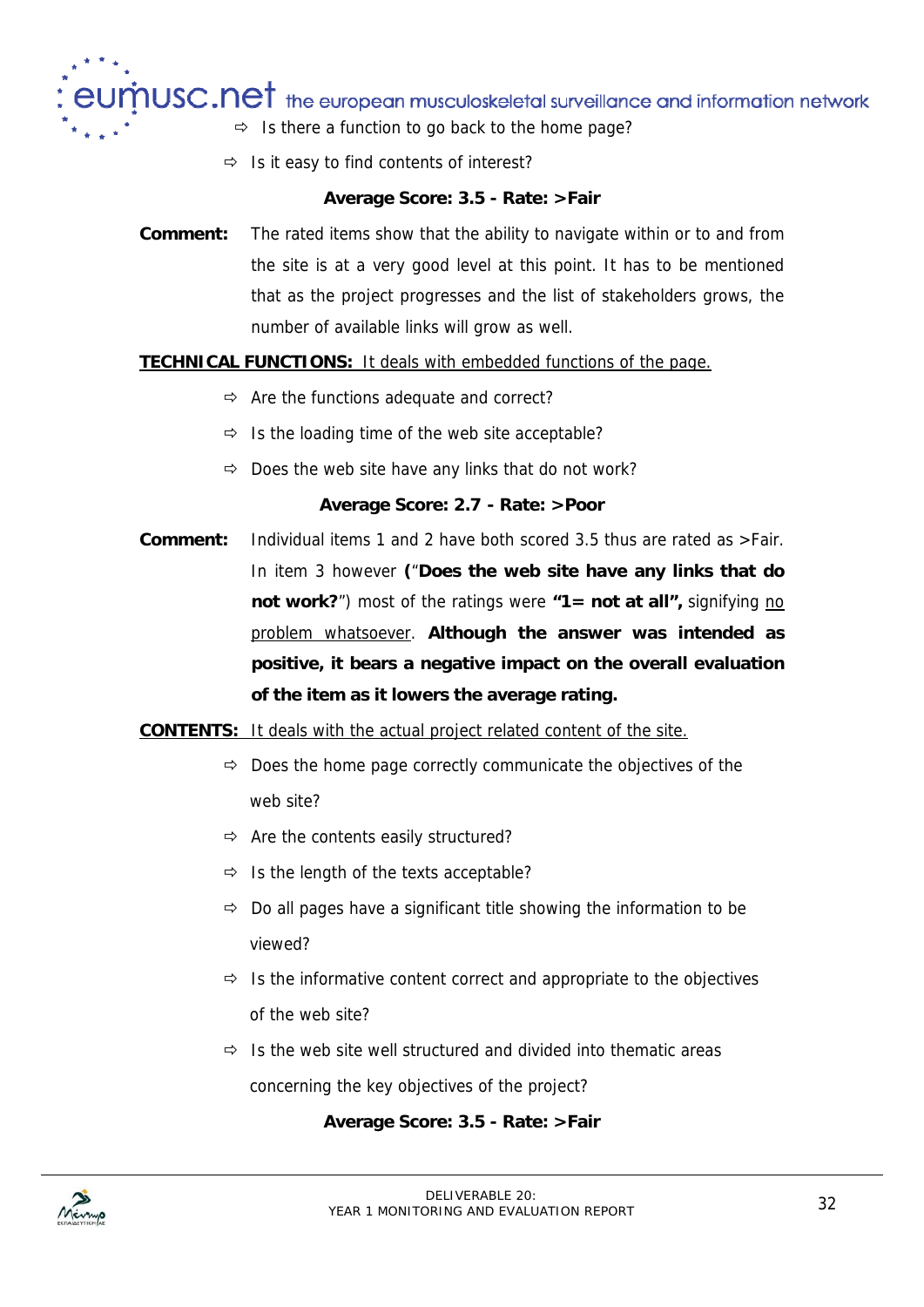- ⇨ Is there a function to go back to the home page?
- ⇨ Is it easy to find contents of interest?

**Average Score: 3.5 - Rate: >Fair**

**Comment:** The rated items show that the ability to navigate within or to and from the site is at a very good level at this point. It has to be mentioned that as the project progresses and the list of stakeholders grows, the number of available links will grow as well.

**TECHNICAL FUNCTIONS:** <u>It deals with embedded functions of the page.</u>

- ⇨ Are the functions adequate and correct?
- ⇨ Is the loading time of the web site acceptable?
- ⇨ Does the web site have any links that do not work?

**Average Score: 2.7 - Rate: >Poor**

**Comment:** Individual items 1 and 2 have both scored 3.5 thus are rated as >Fair. In item 3 however **(**"**Does the web site have any links that do not work?**") most of the ratings were **"1= not at all",** signifying <u>no problem whatsoever</u>. **Although the answer was intended as positive, it bears a negative impact on the overall evaluation of the item as it lowers the average rating.**

**CONTENTS:** <u>It deals with the actual project related content of the site.</u>

- ⇨ Does the home page correctly communicate the objectives of the web site?
- ⇨ Are the contents easily structured?
- ⇨ Is the length of the texts acceptable?
- ⇨ Do all pages have a significant title showing the information to be viewed?
- ⇨ Is the informative content correct and appropriate to the objectives of the web site?
- ⇨ Is the web site well structured and divided into thematic areas concerning the key objectives of the project?

**Average Score: 3.5 - Rate: >Fair**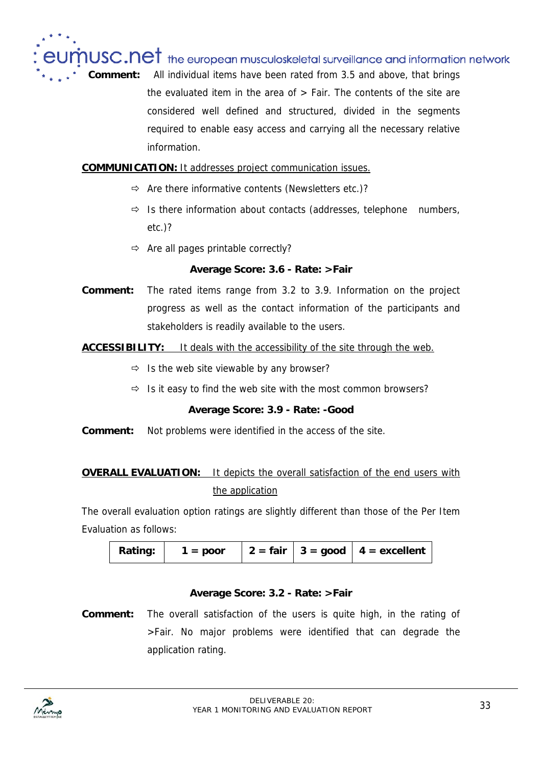**Comment:** All individual items have been rated from 3.5 and above, that brings the evaluated item in the area of > Fair. The contents of the site are considered well defined and structured, divided in the segments required to enable easy access and carrying all the necessary relative information.

**COMMUNICATION:** It addresses project communication issues.

- ⇨ Are there informative contents (Newsletters etc.)?
- ⇨ Is there information about contacts (addresses, telephone numbers, etc.)?
- ⇨ Are all pages printable correctly?

**Average Score: 3.6 - Rate: >Fair**

**Comment:** The rated items range from 3.2 to 3.9. Information on the project progress as well as the contact information of the participants and stakeholders is readily available to the users.

**ACCESSIBILITY:** It deals with the accessibility of the site through the web.

- ⇨ Is the web site viewable by any browser?
- ⇨ Is it easy to find the web site with the most common browsers?

**Average Score: 3.9 - Rate: -Good**

**Comment:** Not problems were identified in the access of the site.

**OVERALL EVALUATION:** It depicts the overall satisfaction of the end users with the application

The overall evaluation option ratings are slightly different than those of the Per Item Evaluation as follows:

| Rating: | 1 = poor | 2 = fair | 3 = good | 4 = excellent |
|---|---|---|---|---|

**Average Score: 3.2 - Rate: >Fair**

**Comment:** The overall satisfaction of the users is quite high, in the rating of >Fair. No major problems were identified that can degrade the application rating.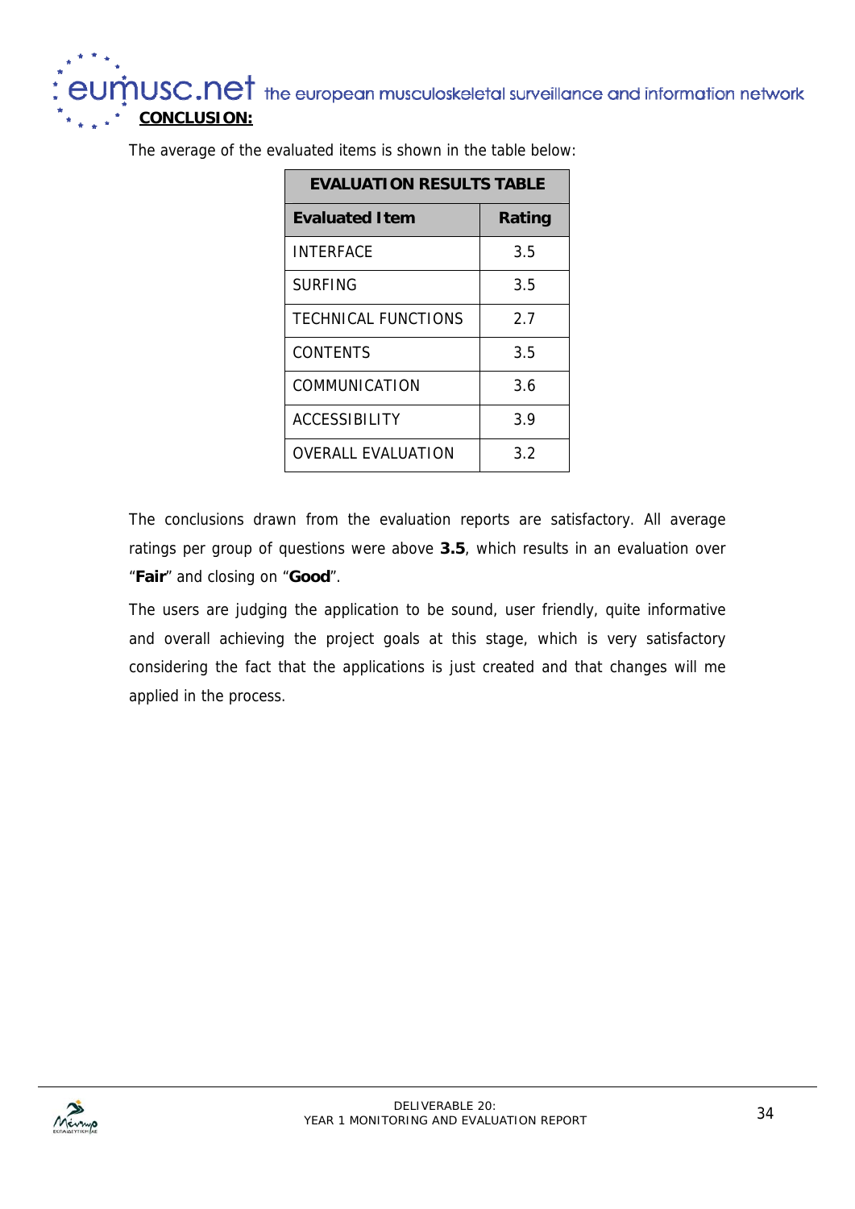**CONCLUSION:**

The average of the evaluated items is shown in the table below:

| EVALUATION RESULTS TABLE | |
|---|---|
| **Evaluated Item** | **Rating** |
| INTERFACE | 3.5 |
| SURFING | 3.5 |
| TECHNICAL FUNCTIONS | 2.7 |
| CONTENTS | 3.5 |
| COMMUNICATION | 3.6 |
| ACCESSIBILITY | 3.9 |
| OVERALL EVALUATION | 3.2 |

The conclusions drawn from the evaluation reports are satisfactory. All average ratings per group of questions were above **3.5**, which results in an evaluation over "**Fair**" and closing on "**Good**".

The users are judging the application to be sound, user friendly, quite informative and overall achieving the project goals at this stage, which is very satisfactory considering the fact that the applications is just created and that changes will me applied in the process.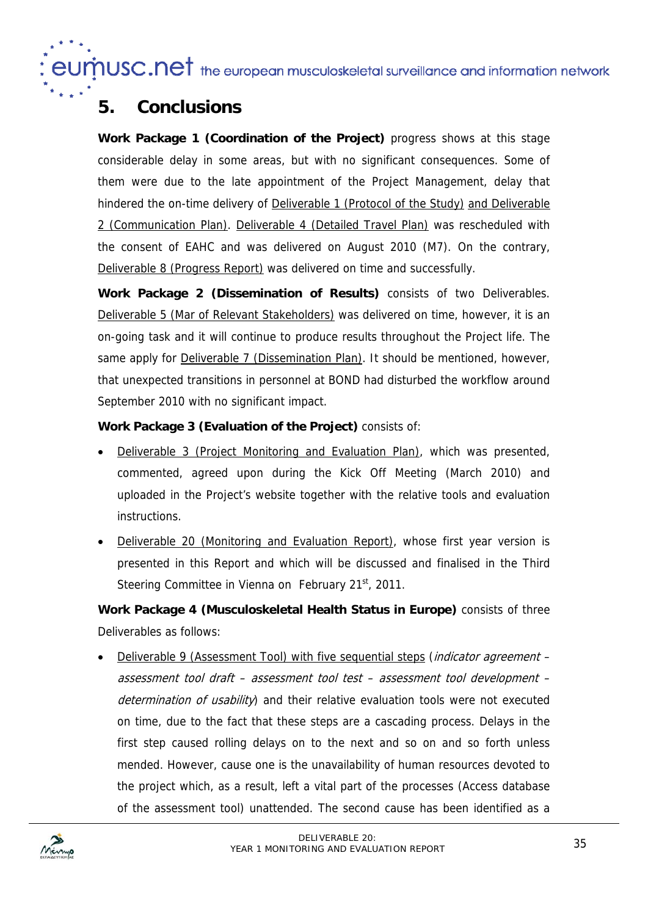# 5. Conclusions

**Work Package 1 (Coordination of the Project)** progress shows at this stage considerable delay in some areas, but with no significant consequences. Some of them were due to the late appointment of the Project Management, delay that hindered the on-time delivery of Deliverable 1 (Protocol of the Study) and Deliverable 2 (Communication Plan). Deliverable 4 (Detailed Travel Plan) was rescheduled with the consent of EAHC and was delivered on August 2010 (M7). On the contrary, Deliverable 8 (Progress Report) was delivered on time and successfully.

**Work Package 2 (Dissemination of Results)** consists of two Deliverables. Deliverable 5 (Mar of Relevant Stakeholders) was delivered on time, however, it is an on-going task and it will continue to produce results throughout the Project life. The same apply for Deliverable 7 (Dissemination Plan). It should be mentioned, however, that unexpected transitions in personnel at BOND had disturbed the workflow around September 2010 with no significant impact.

**Work Package 3 (Evaluation of the Project)** consists of:

- Deliverable 3 (Project Monitoring and Evaluation Plan), which was presented, commented, agreed upon during the Kick Off Meeting (March 2010) and uploaded in the Project's website together with the relative tools and evaluation instructions.
- Deliverable 20 (Monitoring and Evaluation Report), whose first year version is presented in this Report and which will be discussed and finalised in the Third Steering Committee in Vienna on February 21st, 2011.

**Work Package 4 (Musculoskeletal Health Status in Europe)** consists of three Deliverables as follows:

- Deliverable 9 (Assessment Tool) with five sequential steps (*indicator agreement – assessment tool draft – assessment tool test – assessment tool development – determination of usability*) and their relative evaluation tools were not executed on time, due to the fact that these steps are a cascading process. Delays in the first step caused rolling delays on to the next and so on and so forth unless mended. However, cause one is the unavailability of human resources devoted to the project which, as a result, left a vital part of the processes (Access database of the assessment tool) unattended. The second cause has been identified as a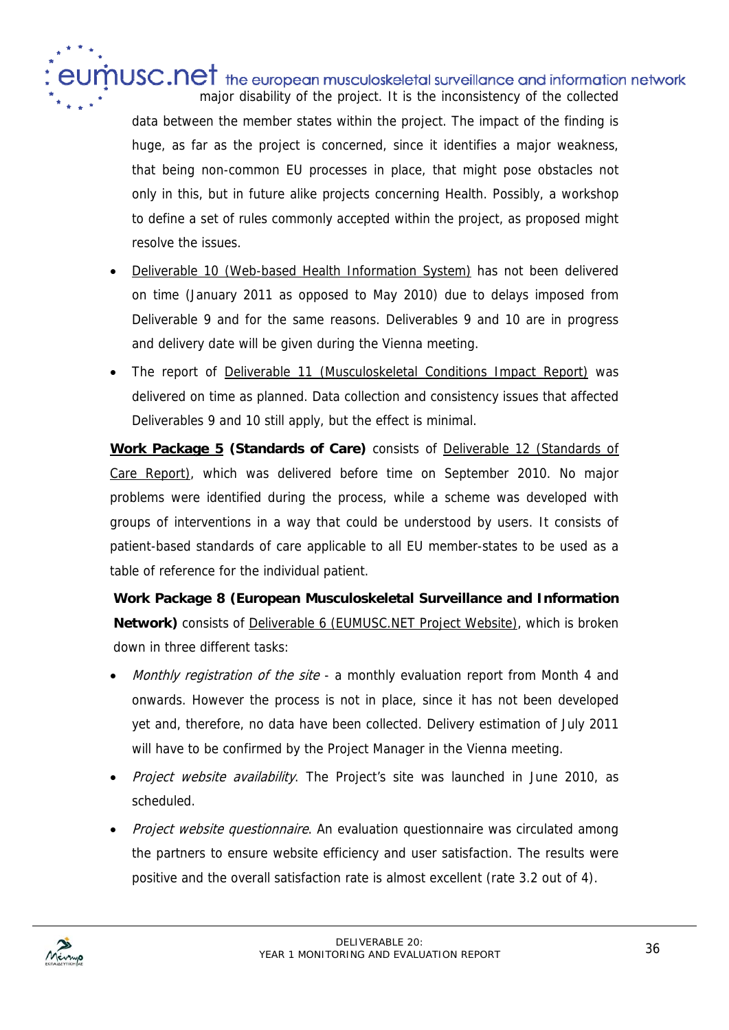major disability of the project. It is the inconsistency of the collected data between the member states within the project. The impact of the finding is huge, as far as the project is concerned, since it identifies a major weakness, that being non-common EU processes in place, that might pose obstacles not only in this, but in future alike projects concerning Health. Possibly, a workshop to define a set of rules commonly accepted within the project, as proposed might resolve the issues.

- Deliverable 10 (Web-based Health Information System) has not been delivered on time (January 2011 as opposed to May 2010) due to delays imposed from Deliverable 9 and for the same reasons. Deliverables 9 and 10 are in progress and delivery date will be given during the Vienna meeting.
- The report of Deliverable 11 (Musculoskeletal Conditions Impact Report) was delivered on time as planned. Data collection and consistency issues that affected Deliverables 9 and 10 still apply, but the effect is minimal.

**Work Package 5 (Standards of Care)** consists of Deliverable 12 (Standards of Care Report), which was delivered before time on September 2010. No major problems were identified during the process, while a scheme was developed with groups of interventions in a way that could be understood by users. It consists of patient-based standards of care applicable to all EU member-states to be used as a table of reference for the individual patient.

**Work Package 8 (European Musculoskeletal Surveillance and Information Network)** consists of Deliverable 6 (EUMUSC.NET Project Website), which is broken down in three different tasks:

- *Monthly registration of the site* - a monthly evaluation report from Month 4 and onwards. However the process is not in place, since it has not been developed yet and, therefore, no data have been collected. Delivery estimation of July 2011 will have to be confirmed by the Project Manager in the Vienna meeting.
- *Project website availability*. The Project's site was launched in June 2010, as scheduled.
- *Project website questionnaire*. An evaluation questionnaire was circulated among the partners to ensure website efficiency and user satisfaction. The results were positive and the overall satisfaction rate is almost excellent (rate 3.2 out of 4).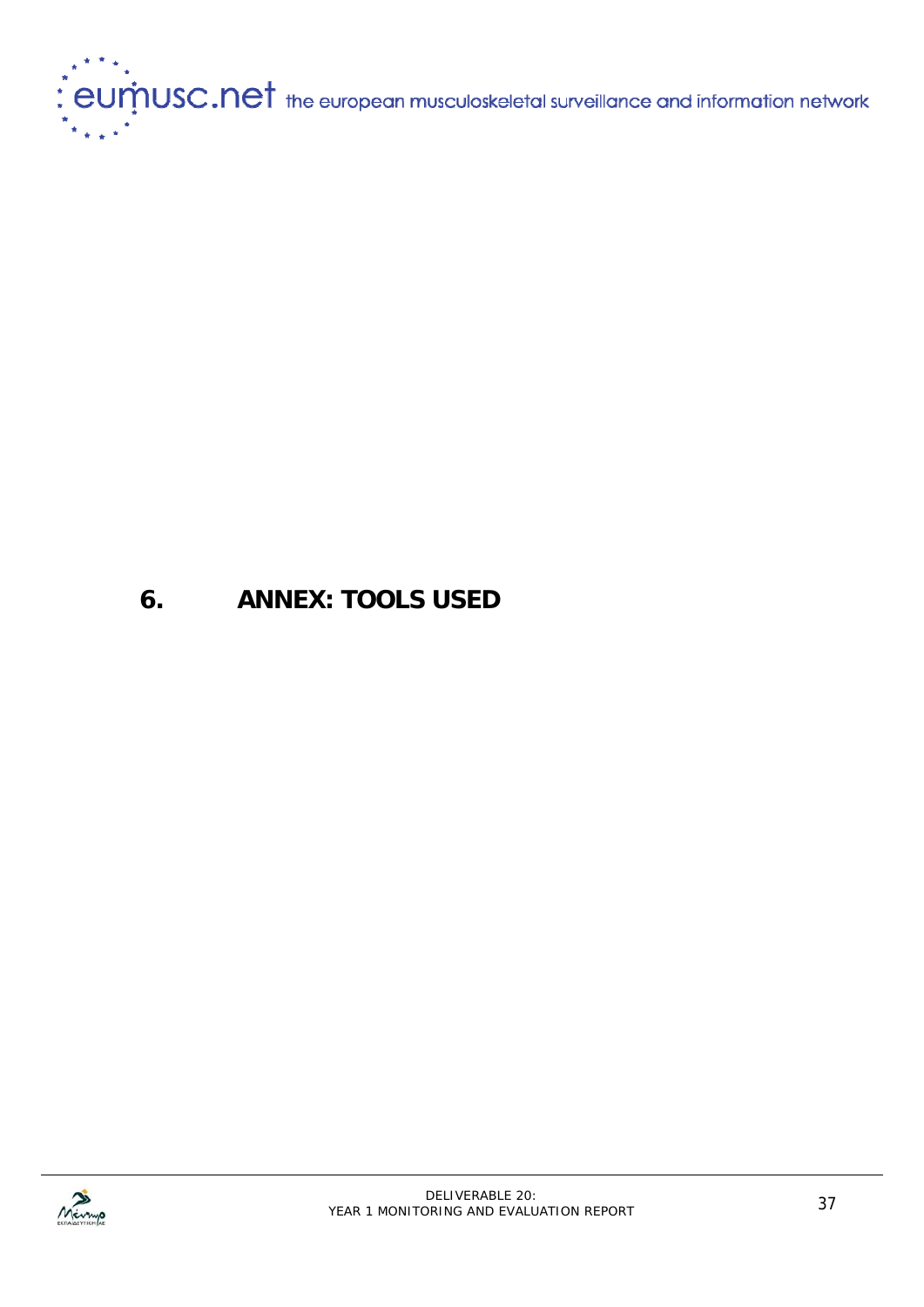# 6. ANNEX: TOOLS USED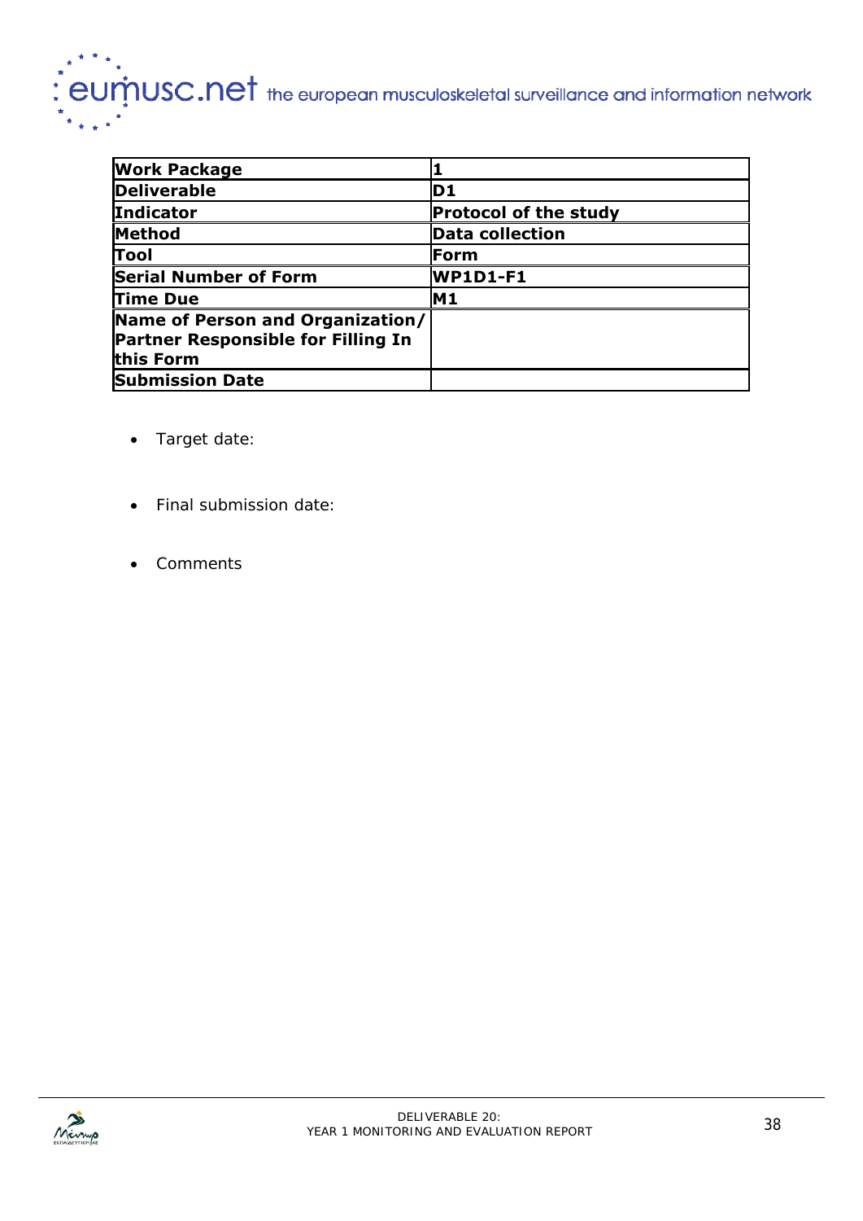| Work Package | 1 |
|---|---|
| Deliverable | D1 |
| Indicator | Protocol of the study |
| Method | Data collection |
| Tool | Form |
| Serial Number of Form | WP1D1-F1 |
| Time Due | M1 |
| Name of Person and Organization/ Partner Responsible for Filling In this Form | |
| Submission Date | |

- Target date:
- Final submission date:
- Comments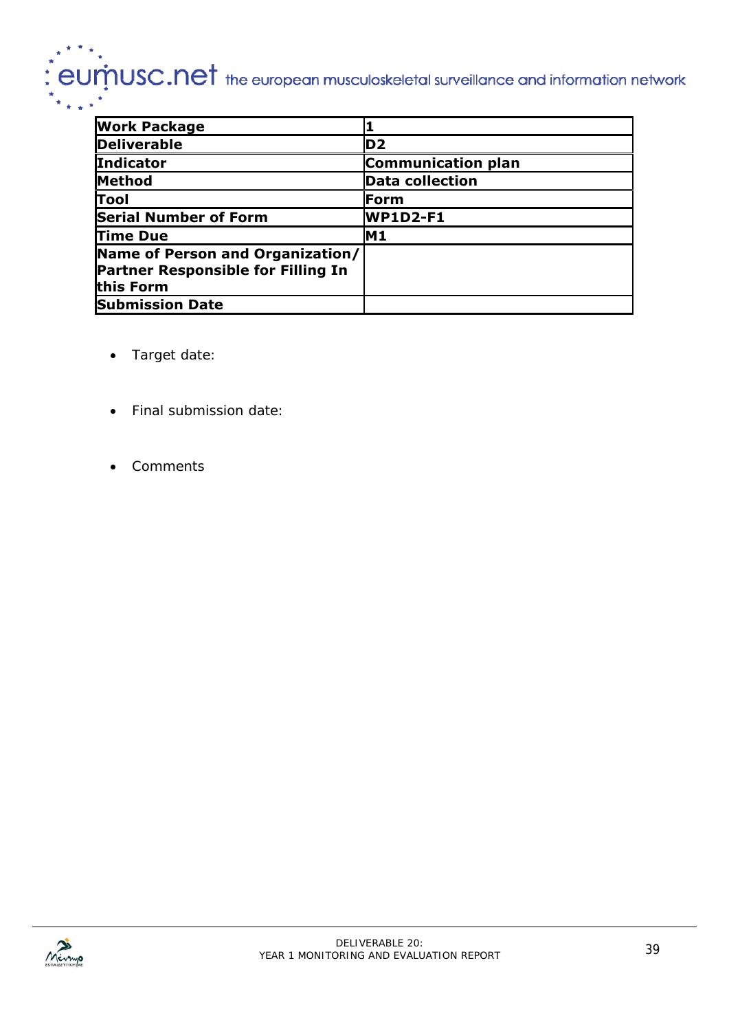| **Work Package** | **1** |
|---|---|
| **Deliverable** | **D2** |
| **Indicator** | **Communication plan** |
| **Method** | **Data collection** |
| **Tool** | **Form** |
| **Serial Number of Form** | **WP1D2-F1** |
| **Time Due** | **M1** |
| **Name of Person and Organization/ Partner Responsible for Filling In this Form** | |
| **Submission Date** | |

- Target date:
- Final submission date:
- Comments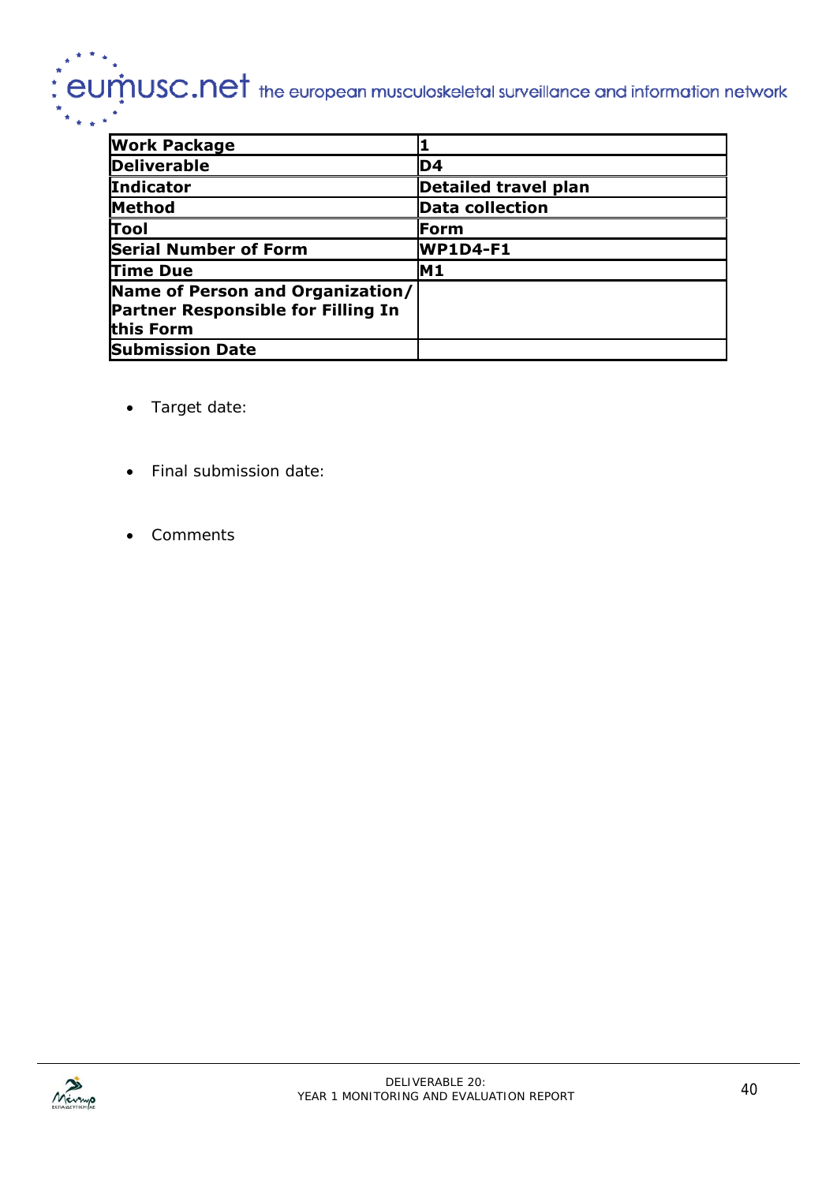| Work Package | 1 |
| --- | --- |
| Deliverable | D4 |
| Indicator | Detailed travel plan |
| Method | Data collection |
| Tool | Form |
| Serial Number of Form | WP1D4-F1 |
| Time Due | M1 |
| Name of Person and Organization/ Partner Responsible for Filling In this Form | |
| Submission Date | |

- Target date:

- Final submission date:

- Comments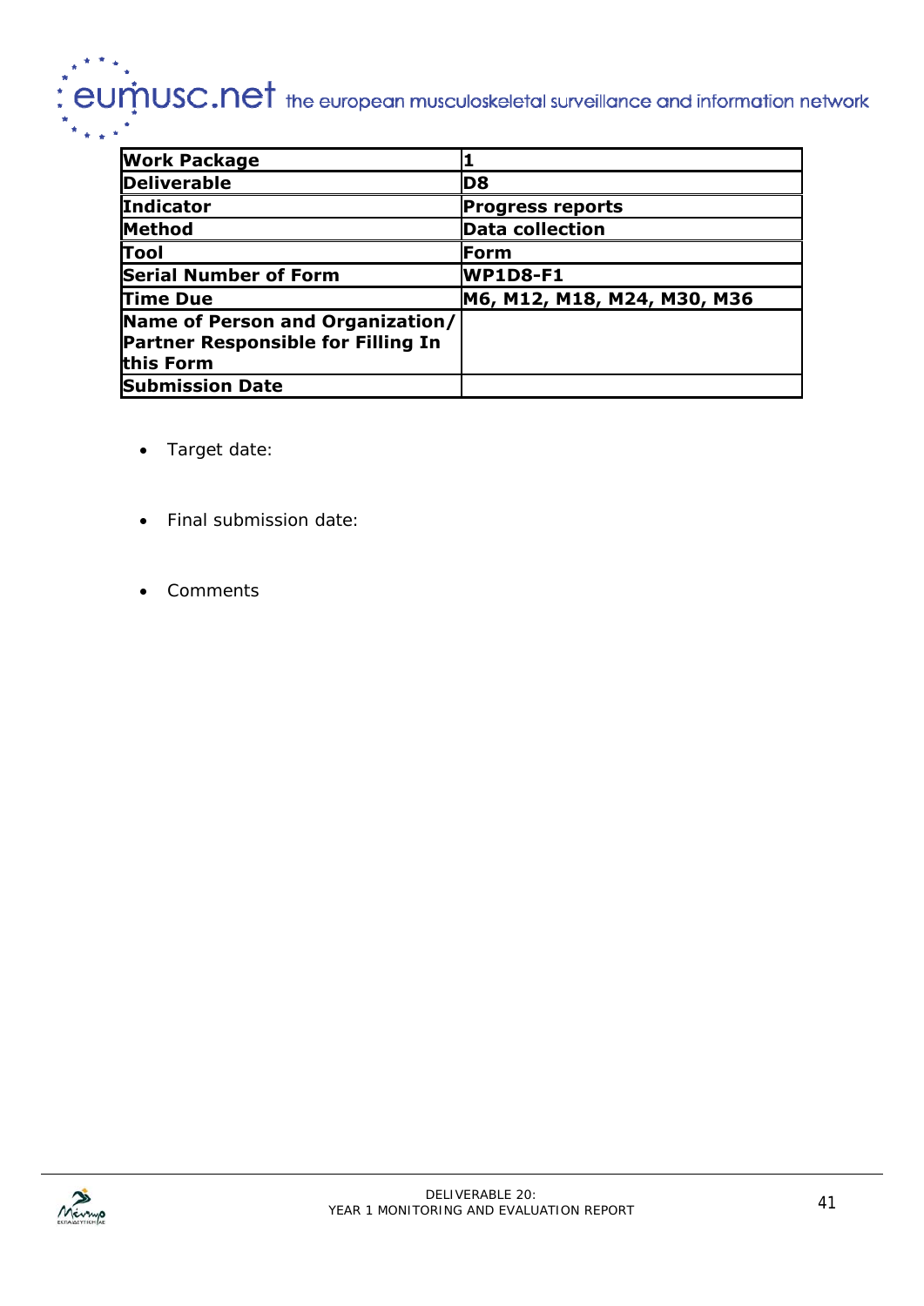| Work Package | 1 |
| --- | --- |
| Deliverable | D8 |
| Indicator | Progress reports |
| Method | Data collection |
| Tool | Form |
| Serial Number of Form | WP1D8-F1 |
| Time Due | M6, M12, M18, M24, M30, M36 |
| Name of Person and Organization/ Partner Responsible for Filling In this Form | |
| Submission Date | |

- Target date:

- Final submission date:

- Comments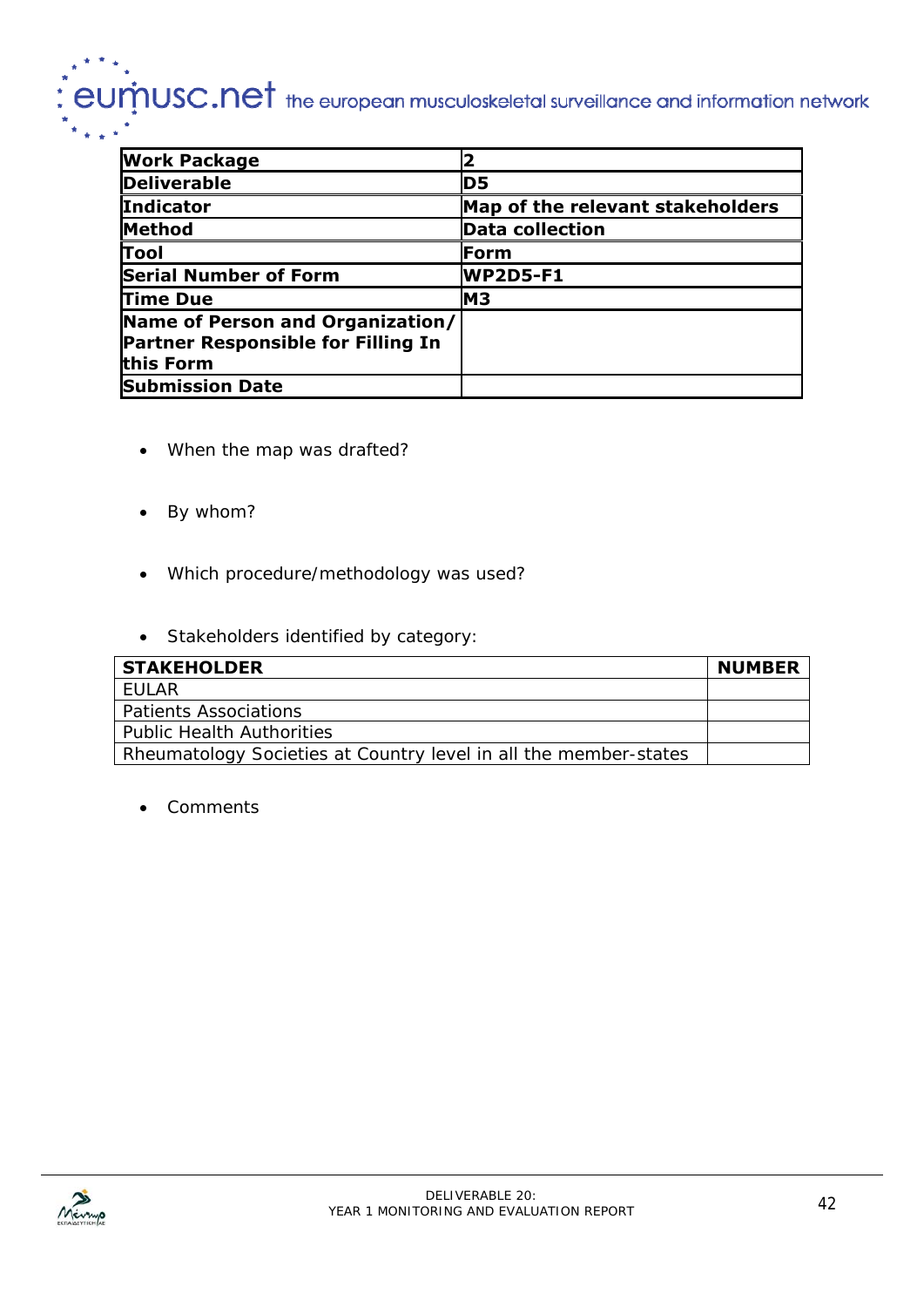| Work Package | 2 |
|---|---|
| Deliverable | D5 |
| Indicator | Map of the relevant stakeholders |
| Method | Data collection |
| Tool | Form |
| Serial Number of Form | WP2D5-F1 |
| Time Due | M3 |
| Name of Person and Organization/ Partner Responsible for Filling In this Form | |
| Submission Date | |

- When the map was drafted?

- By whom?

- Which procedure/methodology was used?

- Stakeholders identified by category:

| STAKEHOLDER | NUMBER |
|---|---|
| EULAR | |
| Patients Associations | |
| Public Health Authorities | |
| Rheumatology Societies at Country level in all the member-states | |

- Comments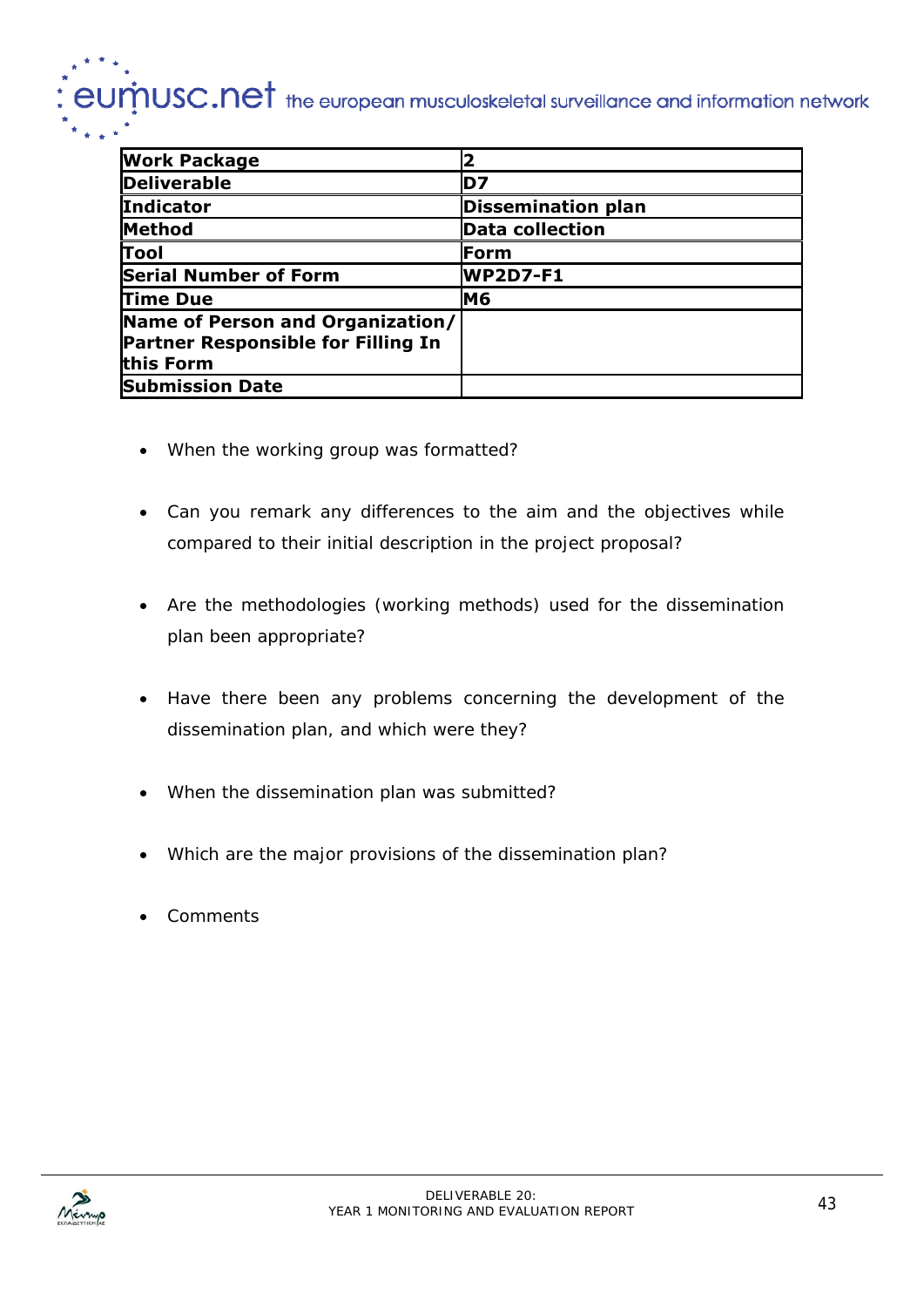| Work Package | 2 |
|---|---|
| Deliverable | D7 |
| Indicator | Dissemination plan |
| Method | Data collection |
| Tool | Form |
| Serial Number of Form | WP2D7-F1 |
| Time Due | M6 |
| Name of Person and Organization/ Partner Responsible for Filling In this Form | |
| Submission Date | |

- When the working group was formatted?
- Can you remark any differences to the aim and the objectives while compared to their initial description in the project proposal?
- Are the methodologies (working methods) used for the dissemination plan been appropriate?
- Have there been any problems concerning the development of the dissemination plan, and which were they?
- When the dissemination plan was submitted?
- Which are the major provisions of the dissemination plan?
- Comments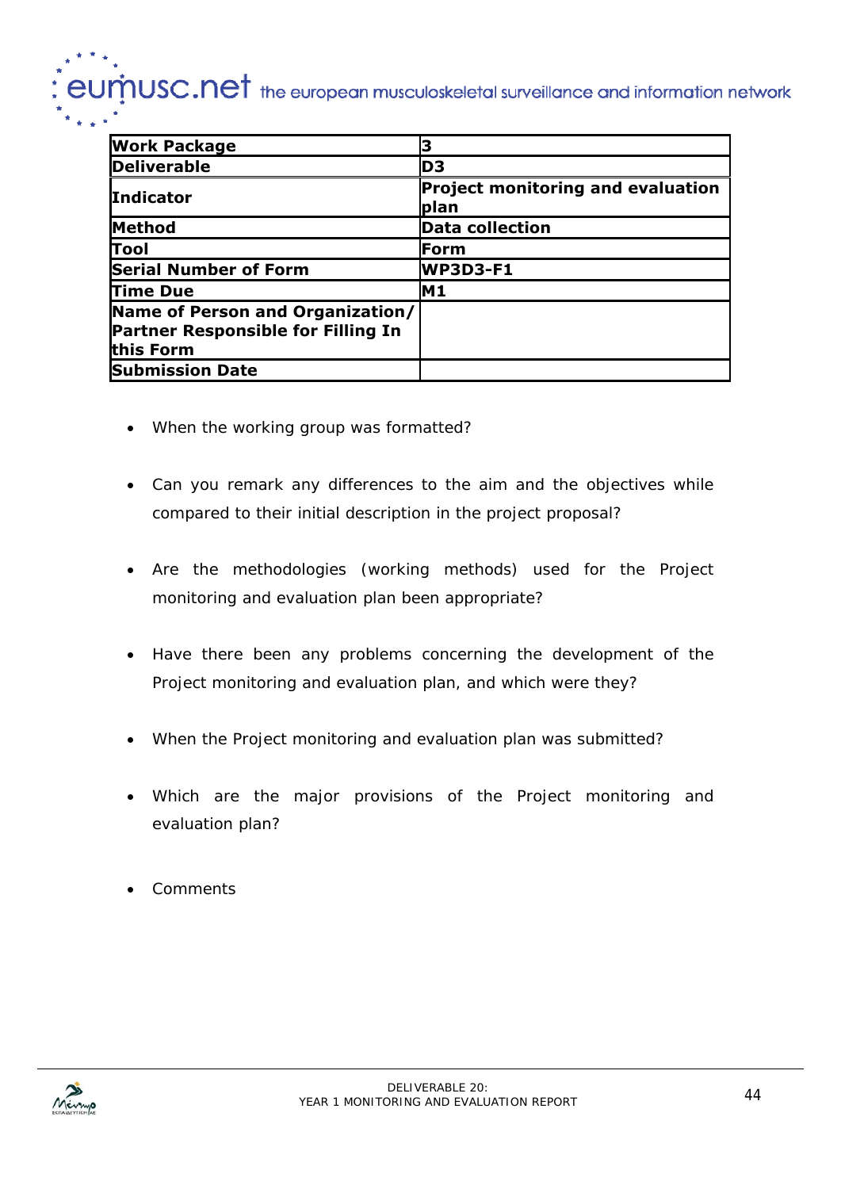| Work Package | 3 |
| --- | --- |
| Deliverable | D3 |
| Indicator | Project monitoring and evaluation plan |
| Method | Data collection |
| Tool | Form |
| Serial Number of Form | WP3D3-F1 |
| Time Due | M1 |
| Name of Person and Organization/ Partner Responsible for Filling In this Form | |
| Submission Date | |

- When the working group was formatted?

- Can you remark any differences to the aim and the objectives while compared to their initial description in the project proposal?

- Are the methodologies (working methods) used for the Project monitoring and evaluation plan been appropriate?

- Have there been any problems concerning the development of the Project monitoring and evaluation plan, and which were they?

- When the Project monitoring and evaluation plan was submitted?

- Which are the major provisions of the Project monitoring and evaluation plan?

- Comments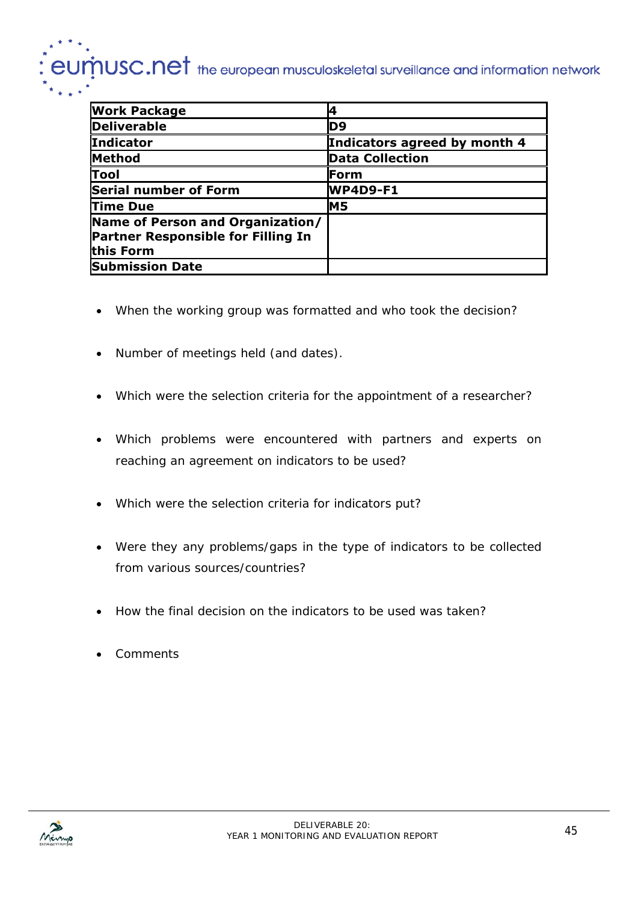| **Work Package** | **4** |
|---|---|
| **Deliverable** | **D9** |
| **Indicator** | **Indicators agreed by month 4** |
| **Method** | **Data Collection** |
| **Tool** | **Form** |
| **Serial number of Form** | **WP4D9-F1** |
| **Time Due** | **M5** |
| **Name of Person and Organization/ Partner Responsible for Filling In this Form** | |
| **Submission Date** | |

- When the working group was formatted and who took the decision?
- Number of meetings held (and dates).
- Which were the selection criteria for the appointment of a researcher?
- Which problems were encountered with partners and experts on reaching an agreement on indicators to be used?
- Which were the selection criteria for indicators put?
- Were they any problems/gaps in the type of indicators to be collected from various sources/countries?
- How the final decision on the indicators to be used was taken?
- Comments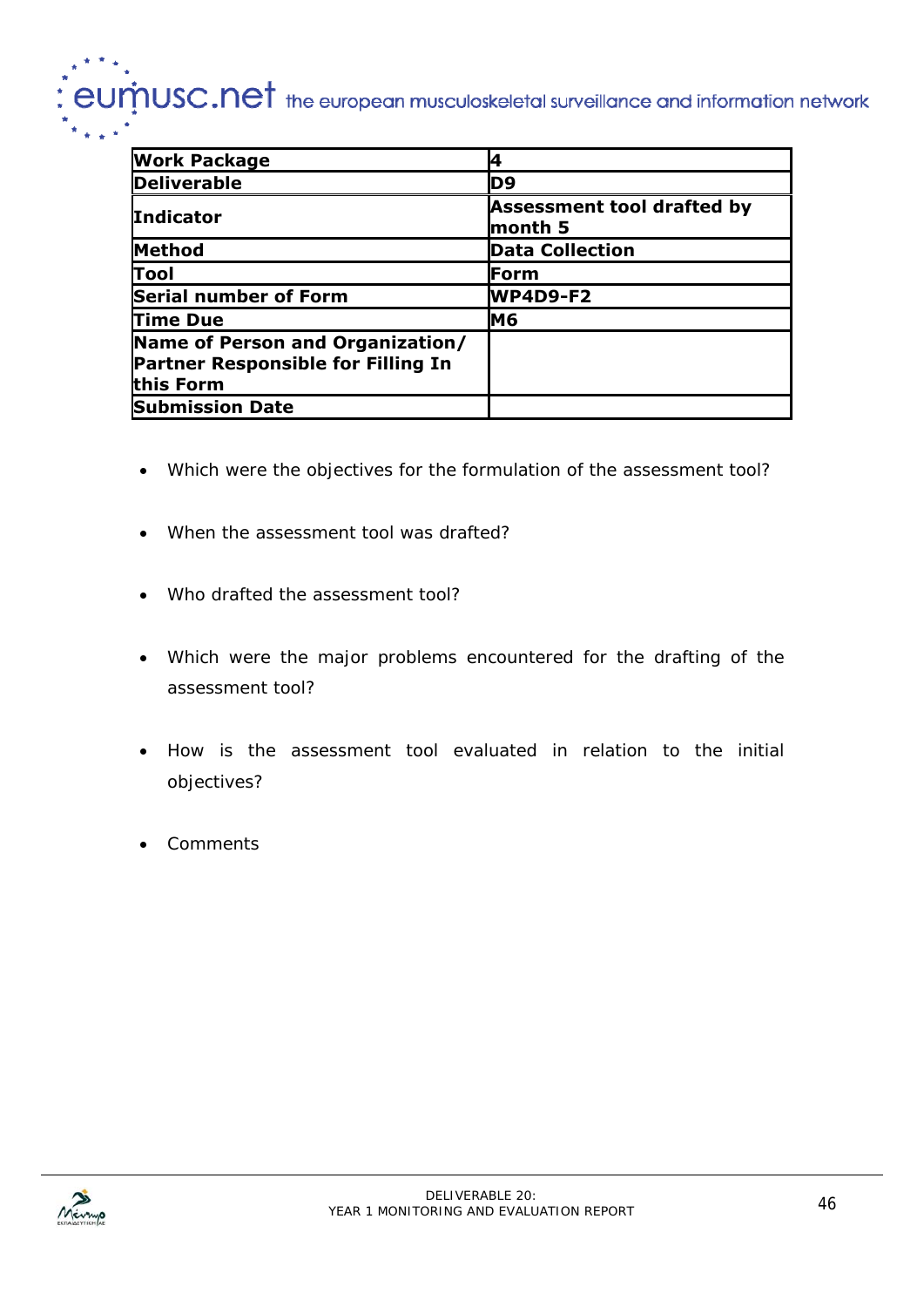| Work Package | 4 |
|---|---|
| Deliverable | D9 |
| Indicator | Assessment tool drafted by month 5 |
| Method | Data Collection |
| Tool | Form |
| Serial number of Form | WP4D9-F2 |
| Time Due | M6 |
| Name of Person and Organization/ Partner Responsible for Filling In this Form | |
| Submission Date | |

- Which were the objectives for the formulation of the assessment tool?
- When the assessment tool was drafted?
- Who drafted the assessment tool?
- Which were the major problems encountered for the drafting of the assessment tool?
- How is the assessment tool evaluated in relation to the initial objectives?
- Comments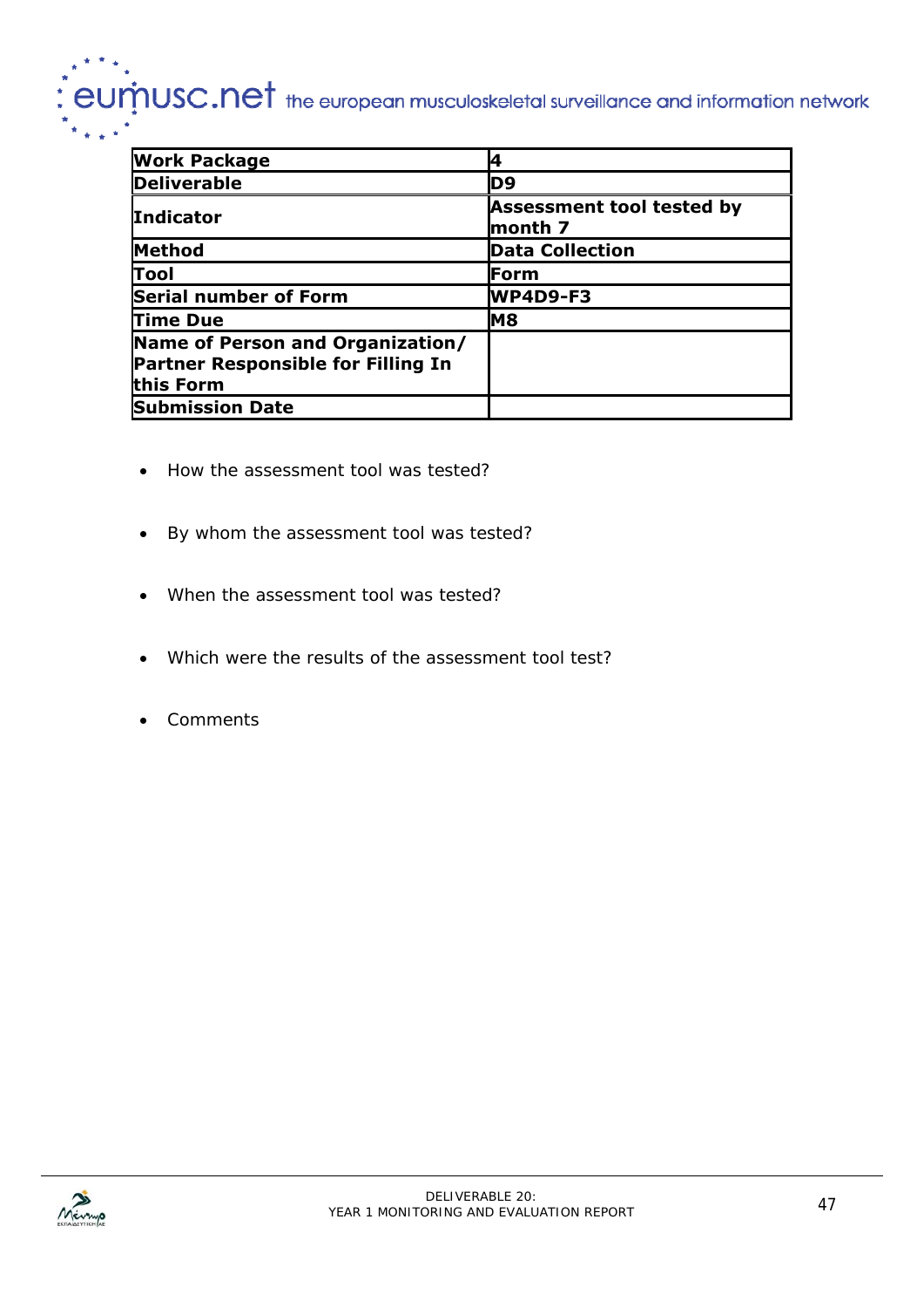| Work Package | 4 |
|---|---|
| Deliverable | D9 |
| Indicator | Assessment tool tested by month 7 |
| Method | Data Collection |
| Tool | Form |
| Serial number of Form | WP4D9-F3 |
| Time Due | M8 |
| Name of Person and Organization/ Partner Responsible for Filling In this Form | |
| Submission Date | |

- How the assessment tool was tested?

- By whom the assessment tool was tested?

- When the assessment tool was tested?

- Which were the results of the assessment tool test?

- Comments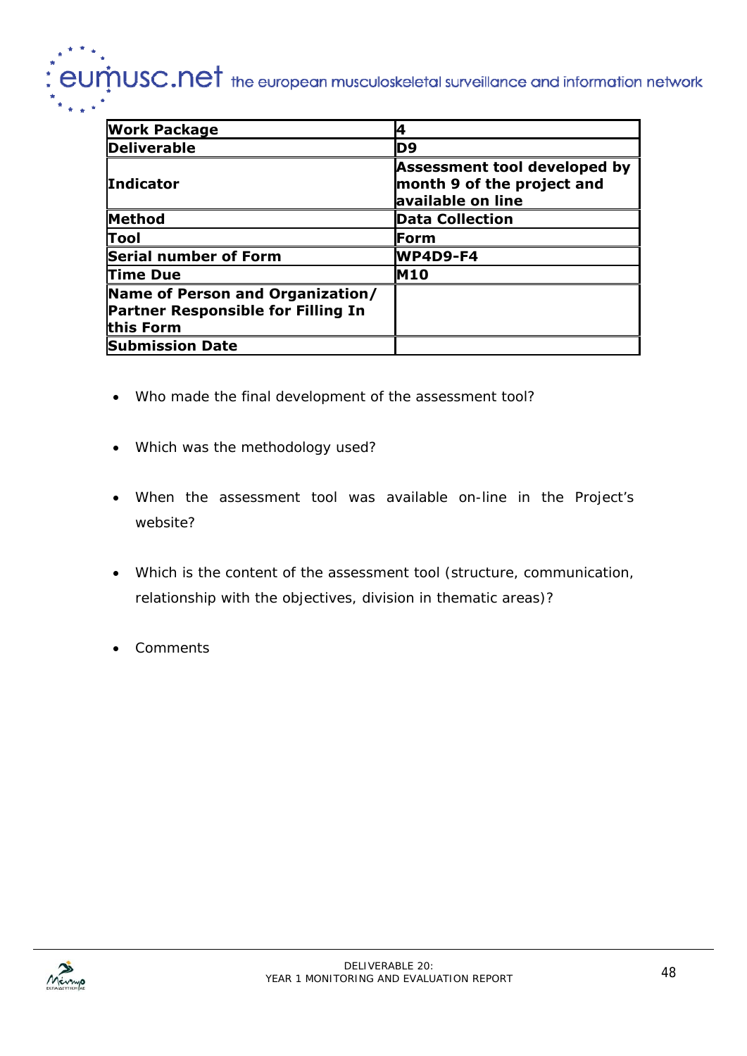| Work Package | 4 |
| --- | --- |
| Deliverable | D9 |
| Indicator | Assessment tool developed by month 9 of the project and available on line |
| Method | Data Collection |
| Tool | Form |
| Serial number of Form | WP4D9-F4 |
| Time Due | M10 |
| Name of Person and Organization/ Partner Responsible for Filling In this Form | |
| Submission Date | |

- Who made the final development of the assessment tool?
- Which was the methodology used?
- When the assessment tool was available on-line in the Project's website?
- Which is the content of the assessment tool (structure, communication, relationship with the objectives, division in thematic areas)?
- Comments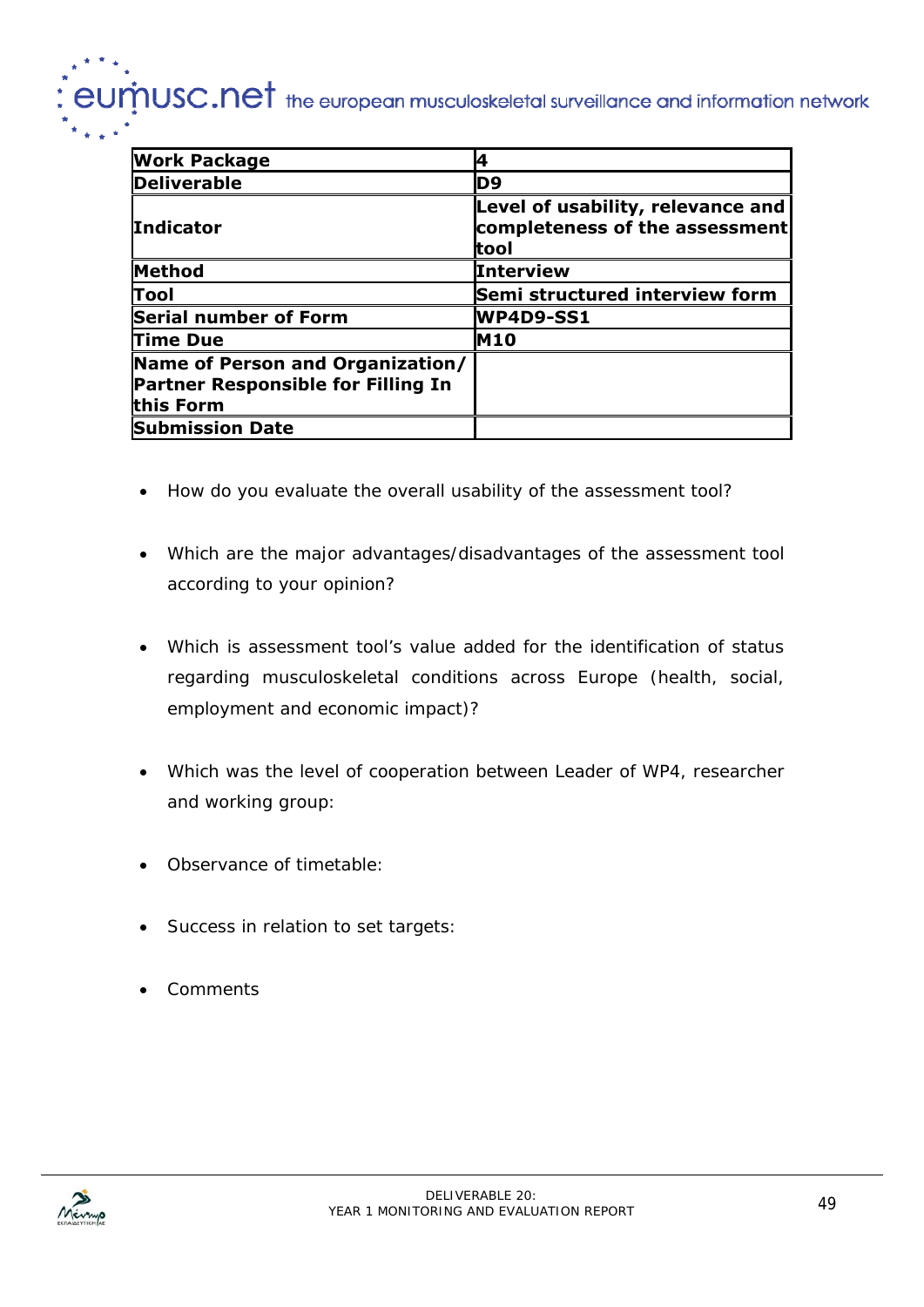| **Work Package** | **4** |
|---|---|
| **Deliverable** | **D9** |
| **Indicator** | **Level of usability, relevance and completeness of the assessment tool** |
| **Method** | **Interview** |
| **Tool** | **Semi structured interview form** |
| **Serial number of Form** | **WP4D9-SS1** |
| **Time Due** | **M10** |
| **Name of Person and Organization/ Partner Responsible for Filling In this Form** | |
| **Submission Date** | |

- How do you evaluate the overall usability of the assessment tool?
- Which are the major advantages/disadvantages of the assessment tool according to your opinion?
- Which is assessment tool's value added for the identification of status regarding musculoskeletal conditions across Europe (health, social, employment and economic impact)?
- Which was the level of cooperation between Leader of WP4, researcher and working group:
- Observance of timetable:
- Success in relation to set targets:
- Comments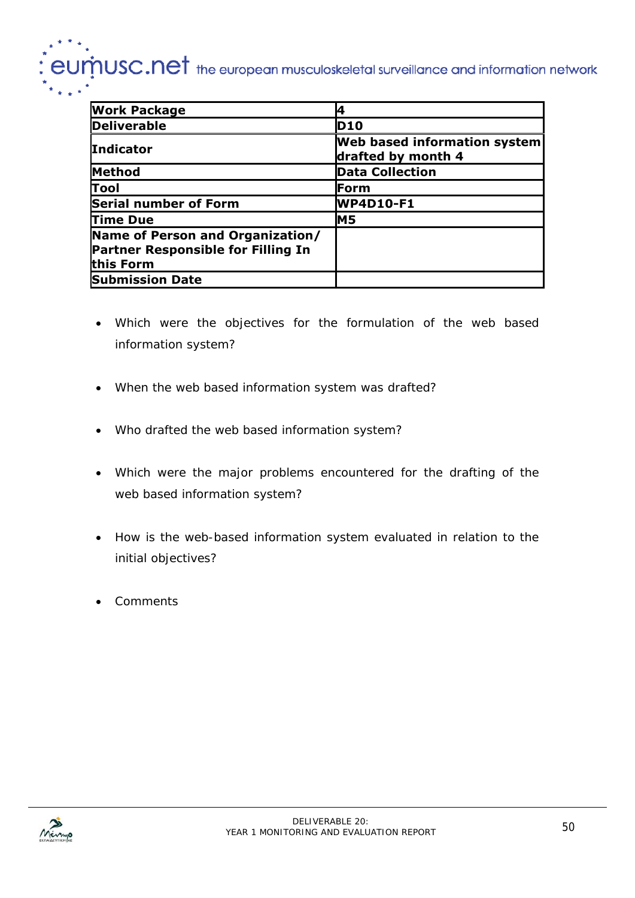| **Work Package** | **4** |
|---|---|
| **Deliverable** | **D10** |
| **Indicator** | **Web based information system drafted by month 4** |
| **Method** | **Data Collection** |
| **Tool** | **Form** |
| **Serial number of Form** | **WP4D10-F1** |
| **Time Due** | **M5** |
| **Name of Person and Organization/ Partner Responsible for Filling In this Form** | |
| **Submission Date** | |

- Which were the objectives for the formulation of the web based information system?
- When the web based information system was drafted?
- Who drafted the web based information system?
- Which were the major problems encountered for the drafting of the web based information system?
- How is the web-based information system evaluated in relation to the initial objectives?
- Comments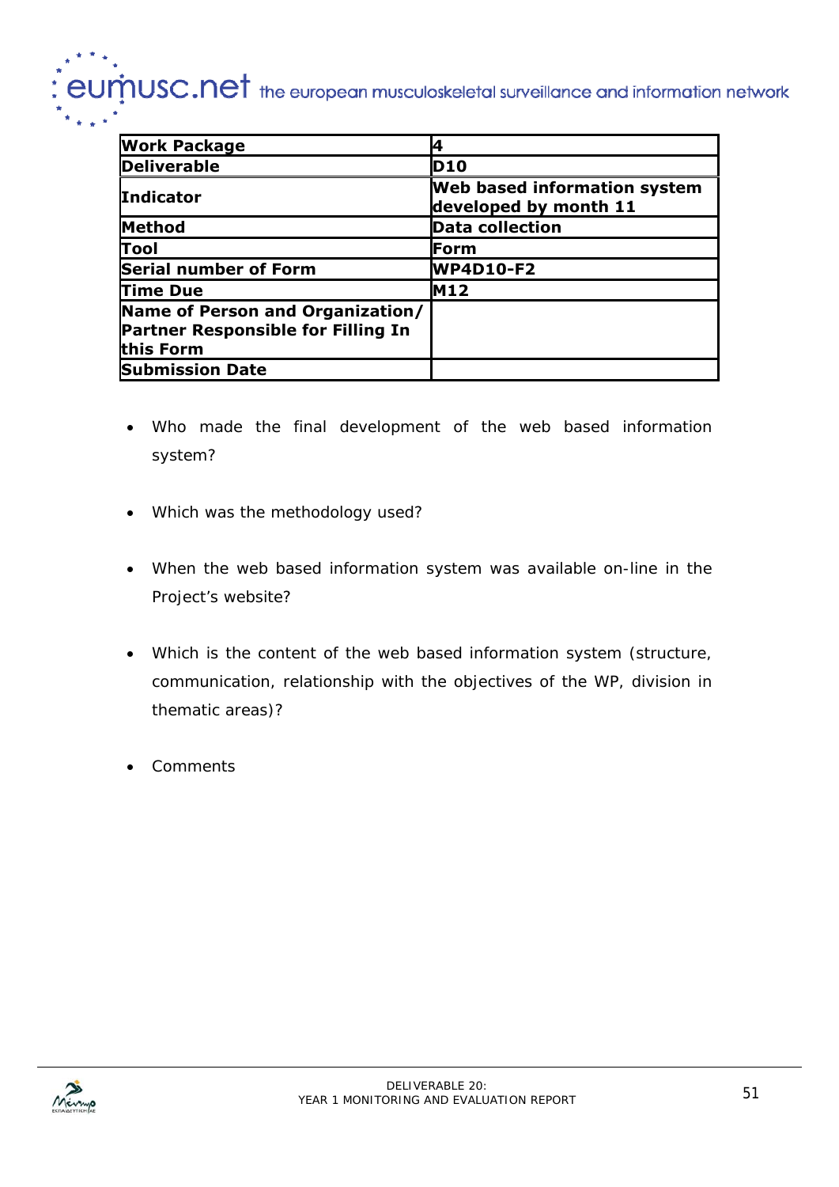| Work Package | 4 |
| --- | --- |
| Deliverable | D10 |
| Indicator | Web based information system developed by month 11 |
| Method | Data collection |
| Tool | Form |
| Serial number of Form | WP4D10-F2 |
| Time Due | M12 |
| Name of Person and Organization/ Partner Responsible for Filling In this Form | |
| Submission Date | |

- Who made the final development of the web based information system?
- Which was the methodology used?
- When the web based information system was available on-line in the Project's website?
- Which is the content of the web based information system (structure, communication, relationship with the objectives of the WP, division in thematic areas)?
- Comments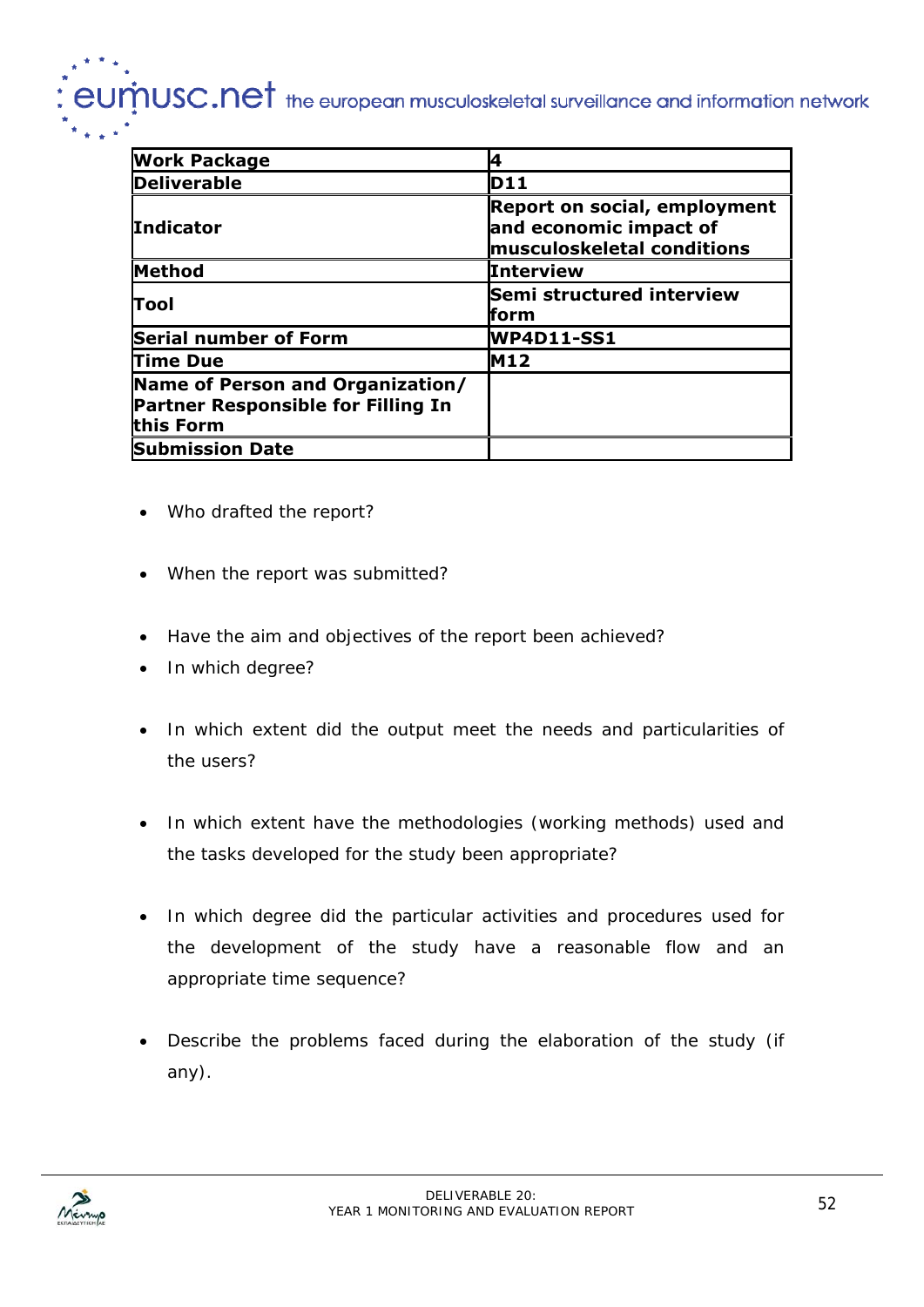| **Work Package** | **4** |
|---|---|
| **Deliverable** | **D11** |
| **Indicator** | **Report on social, employment and economic impact of musculoskeletal conditions** |
| **Method** | **Interview** |
| **Tool** | **Semi structured interview form** |
| **Serial number of Form** | **WP4D11-SS1** |
| **Time Due** | **M12** |
| **Name of Person and Organization/ Partner Responsible for Filling In this Form** | |
| **Submission Date** | |

- Who drafted the report?

- When the report was submitted?

- Have the aim and objectives of the report been achieved?
- In which degree?

- In which extent did the output meet the needs and particularities of the users?

- In which extent have the methodologies (working methods) used and the tasks developed for the study been appropriate?

- In which degree did the particular activities and procedures used for the development of the study have a reasonable flow and an appropriate time sequence?

- Describe the problems faced during the elaboration of the study (if any).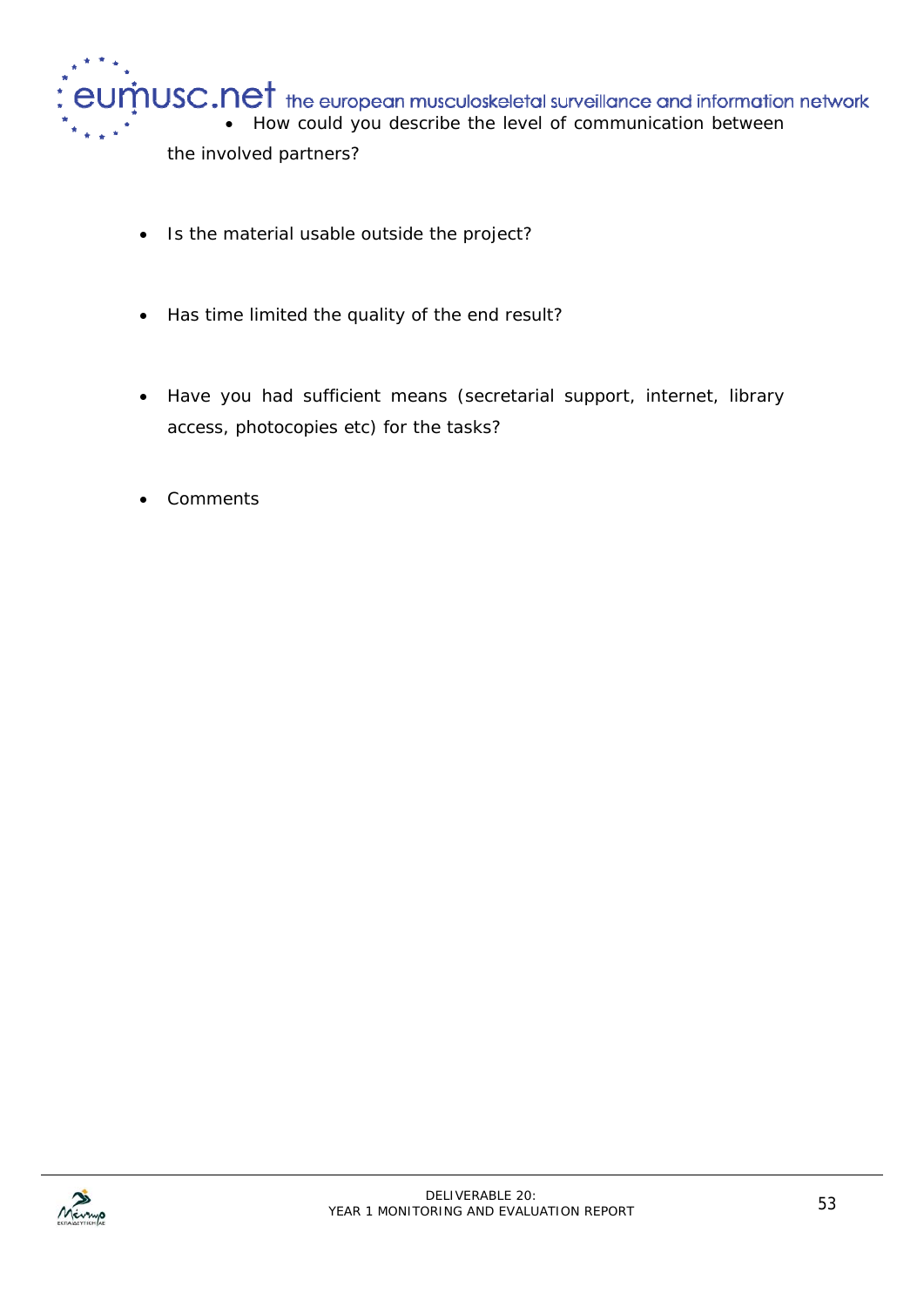- How could you describe the level of communication between the involved partners?

- Is the material usable outside the project?

- Has time limited the quality of the end result?

- Have you had sufficient means (secretarial support, internet, library access, photocopies etc) for the tasks?

- Comments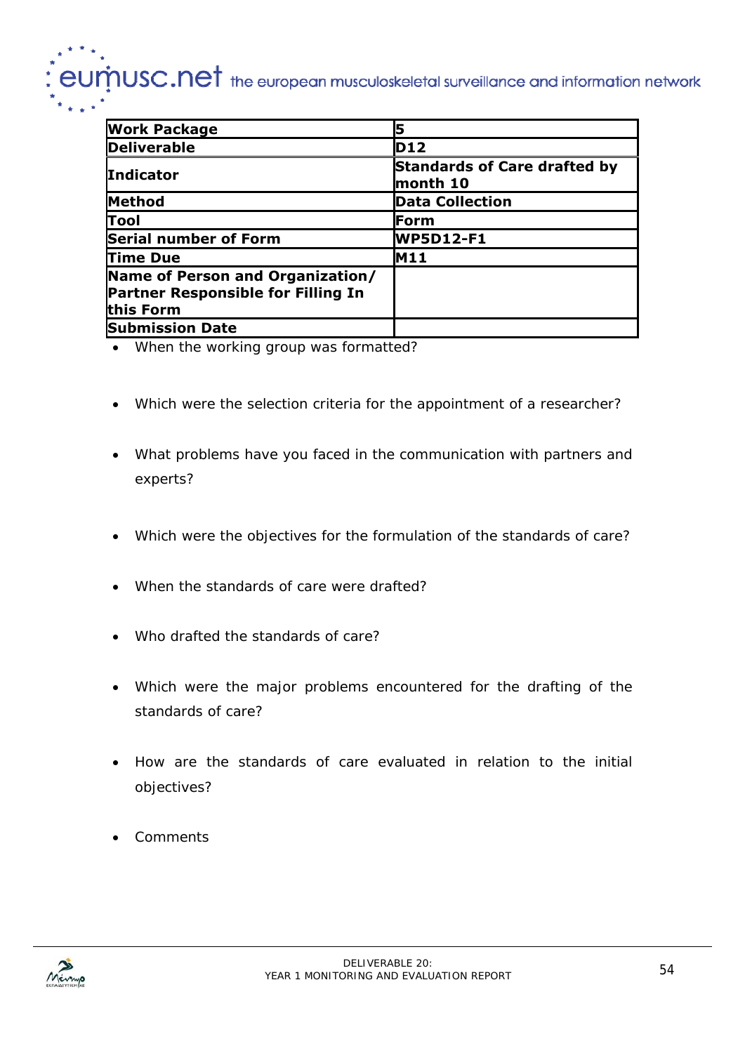| **Work Package** | **5** |
|---|---|
| **Deliverable** | **D12** |
| **Indicator** | **Standards of Care drafted by month 10** |
| **Method** | **Data Collection** |
| **Tool** | **Form** |
| **Serial number of Form** | **WP5D12-F1** |
| **Time Due** | **M11** |
| **Name of Person and Organization/ Partner Responsible for Filling In this Form** | |
| **Submission Date** | |

- When the working group was formatted?

- Which were the selection criteria for the appointment of a researcher?

- What problems have you faced in the communication with partners and experts?

- Which were the objectives for the formulation of the standards of care?

- When the standards of care were drafted?

- Who drafted the standards of care?

- Which were the major problems encountered for the drafting of the standards of care?

- How are the standards of care evaluated in relation to the initial objectives?

- Comments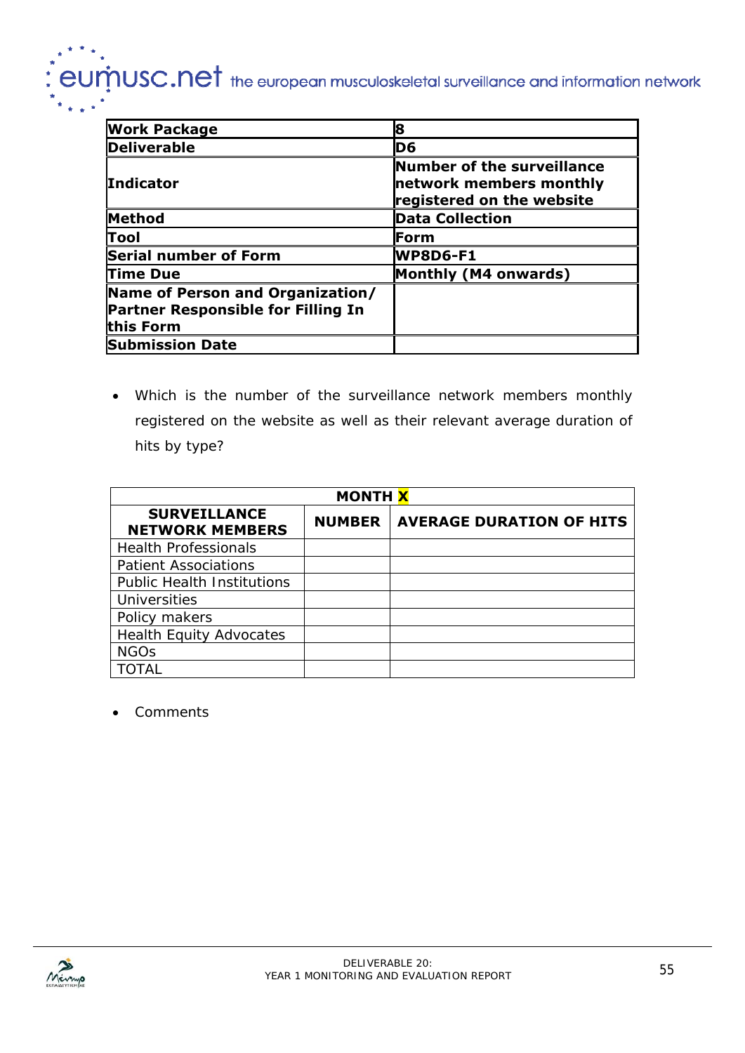| Work Package | 8 |
|---|---|
| Deliverable | D6 |
| Indicator | Number of the surveillance network members monthly registered on the website |
| Method | Data Collection |
| Tool | Form |
| Serial number of Form | WP8D6-F1 |
| Time Due | Monthly (M4 onwards) |
| Name of Person and Organization/ Partner Responsible for Filling In this Form | |
| Submission Date | |

- Which is the number of the surveillance network members monthly registered on the website as well as their relevant average duration of hits by type?

| MONTH X | | |
|---|---|---|
| **SURVEILLANCE NETWORK MEMBERS** | **NUMBER** | **AVERAGE DURATION OF HITS** |
| Health Professionals | | |
| Patient Associations | | |
| Public Health Institutions | | |
| Universities | | |
| Policy makers | | |
| Health Equity Advocates | | |
| NGOs | | |
| TOTAL | | |

- Comments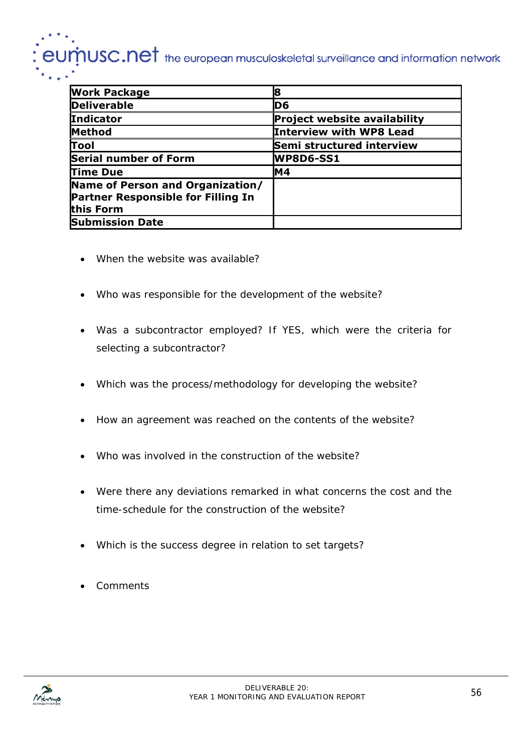| Work Package | 8 |
|---|---|
| Deliverable | D6 |
| Indicator | Project website availability |
| Method | Interview with WP8 Lead |
| Tool | Semi structured interview |
| Serial number of Form | WP8D6-SS1 |
| Time Due | M4 |
| Name of Person and Organization/ Partner Responsible for Filling In this Form | |
| Submission Date | |

- When the website was available?
- Who was responsible for the development of the website?
- Was a subcontractor employed? If YES, which were the criteria for selecting a subcontractor?
- Which was the process/methodology for developing the website?
- How an agreement was reached on the contents of the website?
- Who was involved in the construction of the website?
- Were there any deviations remarked in what concerns the cost and the time-schedule for the construction of the website?
- Which is the success degree in relation to set targets?
- Comments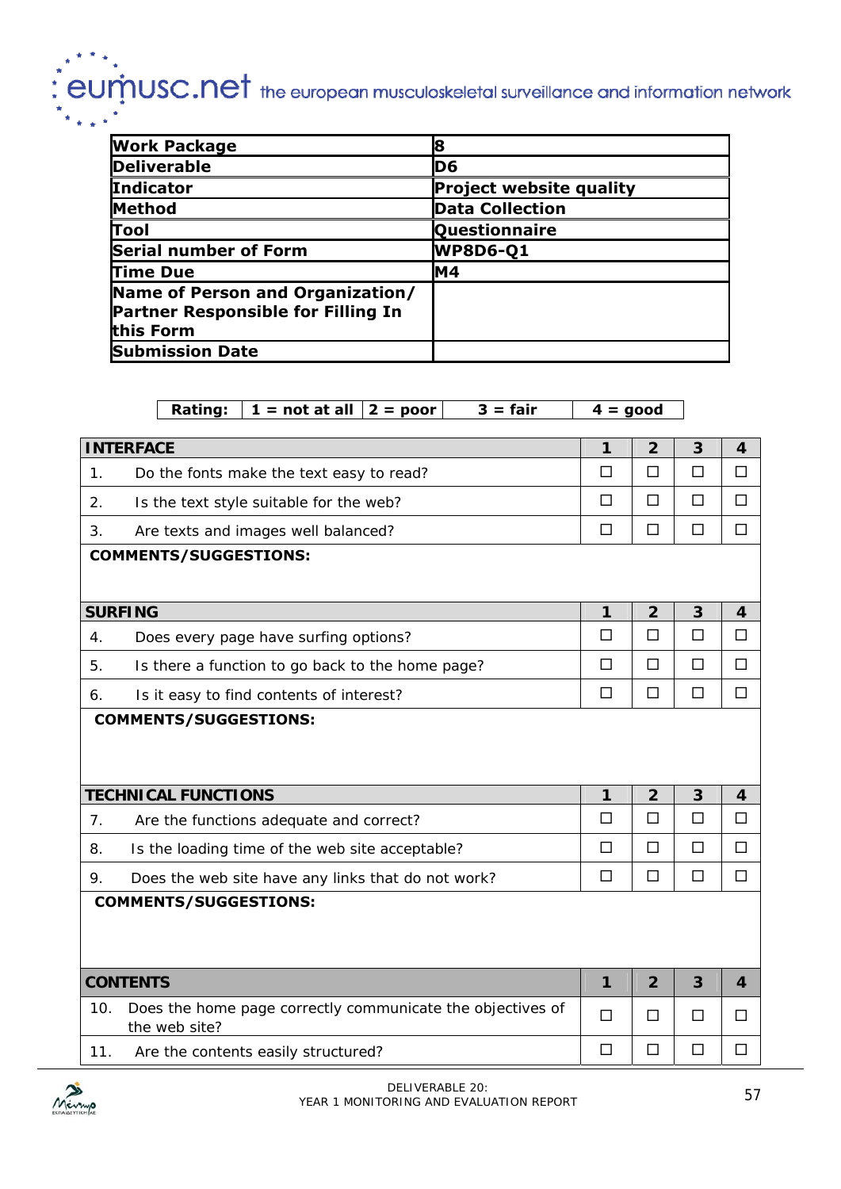| Work Package | 8 |
|---|---|
| Deliverable | D6 |
| Indicator | Project website quality |
| Method | Data Collection |
| Tool | Questionnaire |
| Serial number of Form | WP8D6-Q1 |
| Time Due | M4 |
| Name of Person and Organization/ Partner Responsible for Filling In this Form | |
| Submission Date | |

| Rating: | 1 = not at all | 2 = poor | 3 = fair | 4 = good |
|---|---|---|---|---|

| INTERFACE | 1 | 2 | 3 | 4 |
|---|---|---|---|---|
| 1. Do the fonts make the text easy to read? | ☐ | ☐ | ☐ | ☐ |
| 2. Is the text style suitable for the web? | ☐ | ☐ | ☐ | ☐ |
| 3. Are texts and images well balanced? | ☐ | ☐ | ☐ | ☐ |
| **COMMENTS/SUGGESTIONS:** | | | | |
| **SURFING** | **1** | **2** | **3** | **4** |
| 4. Does every page have surfing options? | ☐ | ☐ | ☐ | ☐ |
| 5. Is there a function to go back to the home page? | ☐ | ☐ | ☐ | ☐ |
| 6. Is it easy to find contents of interest? | ☐ | ☐ | ☐ | ☐ |
| **COMMENTS/SUGGESTIONS:** | | | | |
| **TECHNICAL FUNCTIONS** | **1** | **2** | **3** | **4** |
| 7. Are the functions adequate and correct? | ☐ | ☐ | ☐ | ☐ |
| 8. Is the loading time of the web site acceptable? | ☐ | ☐ | ☐ | ☐ |
| 9. Does the web site have any links that do not work? | ☐ | ☐ | ☐ | ☐ |
| **COMMENTS/SUGGESTIONS:** | | | | |
| **CONTENTS** | **1** | **2** | **3** | **4** |
| 10. Does the home page correctly communicate the objectives of the web site? | ☐ | ☐ | ☐ | ☐ |
| 11. Are the contents easily structured? | ☐ | ☐ | ☐ | ☐ |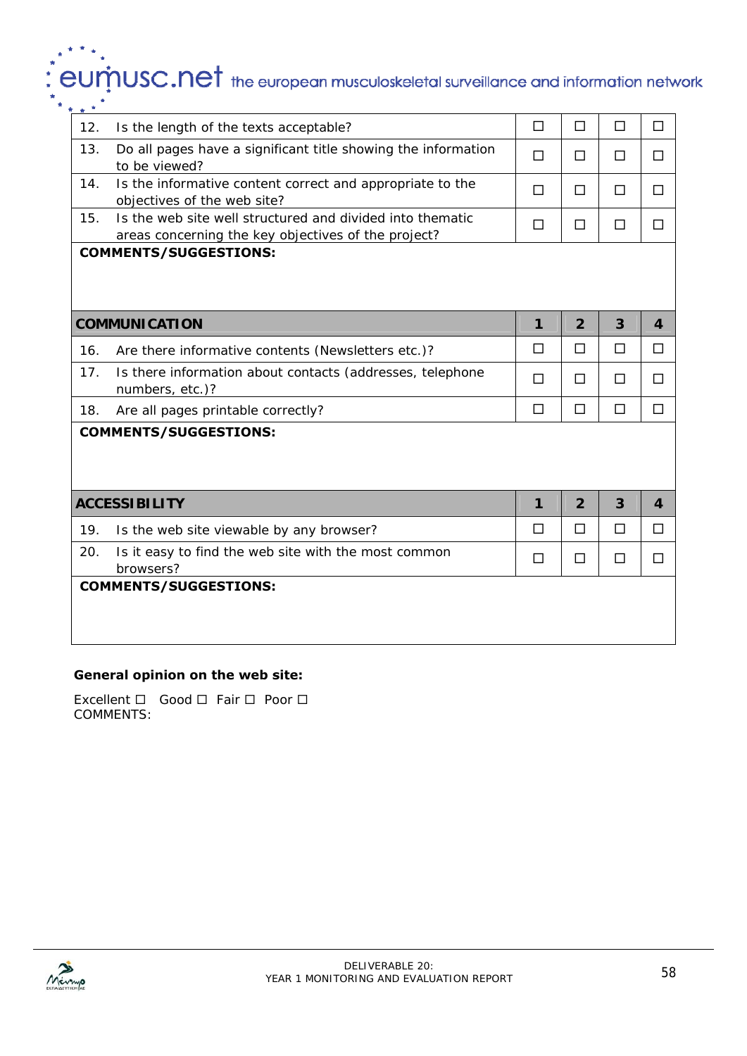| | | | | | |
|---|---|---|---|---|---|
| 12. | Is the length of the texts acceptable? | ☐ | ☐ | ☐ | ☐ |
| 13. | Do all pages have a significant title showing the information to be viewed? | ☐ | ☐ | ☐ | ☐ |
| 14. | Is the informative content correct and appropriate to the objectives of the web site? | ☐ | ☐ | ☐ | ☐ |
| 15. | Is the web site well structured and divided into thematic areas concerning the key objectives of the project? | ☐ | ☐ | ☐ | ☐ |
| **COMMENTS/SUGGESTIONS:** | | | | | |
| **COMMUNICATION** | | **1** | **2** | **3** | **4** |
| 16. | Are there informative contents (Newsletters etc.)? | ☐ | ☐ | ☐ | ☐ |
| 17. | Is there information about contacts (addresses, telephone numbers, etc.)? | ☐ | ☐ | ☐ | ☐ |
| 18. | Are all pages printable correctly? | ☐ | ☐ | ☐ | ☐ |
| **COMMENTS/SUGGESTIONS:** | | | | | |
| **ACCESSIBILITY** | | **1** | **2** | **3** | **4** |
| 19. | Is the web site viewable by any browser? | ☐ | ☐ | ☐ | ☐ |
| 20. | Is it easy to find the web site with the most common browsers? | ☐ | ☐ | ☐ | ☐ |
| **COMMENTS/SUGGESTIONS:** | | | | | |

**General opinion on the web site:**

Excellent ☐ Good ☐ Fair ☐ Poor ☐
COMMENTS: